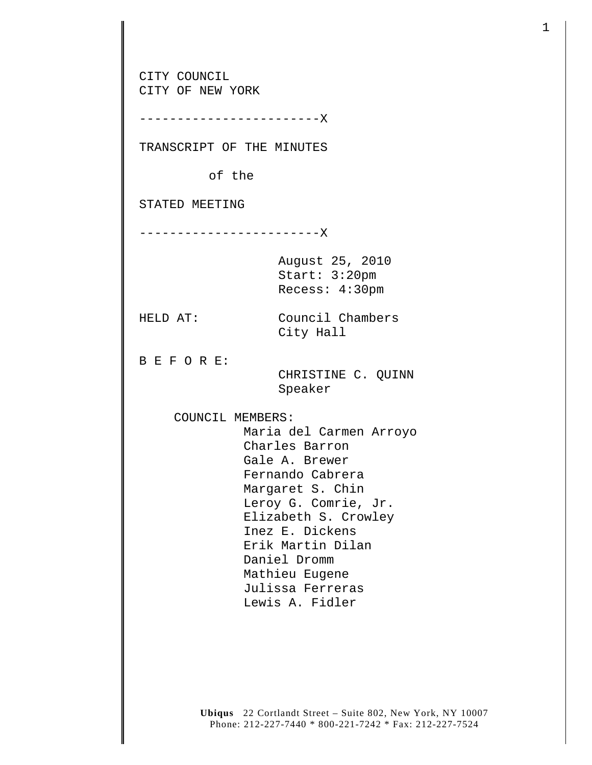CITY COUNCIL
CITY OF NEW YORK

------------------------X

TRANSCRIPT OF THE MINUTES

of the

STATED MEETING

------------------------X

August 25, 2010
Start: 3:20pm
Recess: 4:30pm

HELD AT: Council Chambers
City Hall

B E F O R E:
CHRISTINE C. QUINN
Speaker

COUNCIL MEMBERS:
Maria del Carmen Arroyo
Charles Barron
Gale A. Brewer
Fernando Cabrera
Margaret S. Chin
Leroy G. Comrie, Jr.
Elizabeth S. Crowley
Inez E. Dickens
Erik Martin Dilan
Daniel Dromm
Mathieu Eugene
Julissa Ferreras
Lewis A. Fidler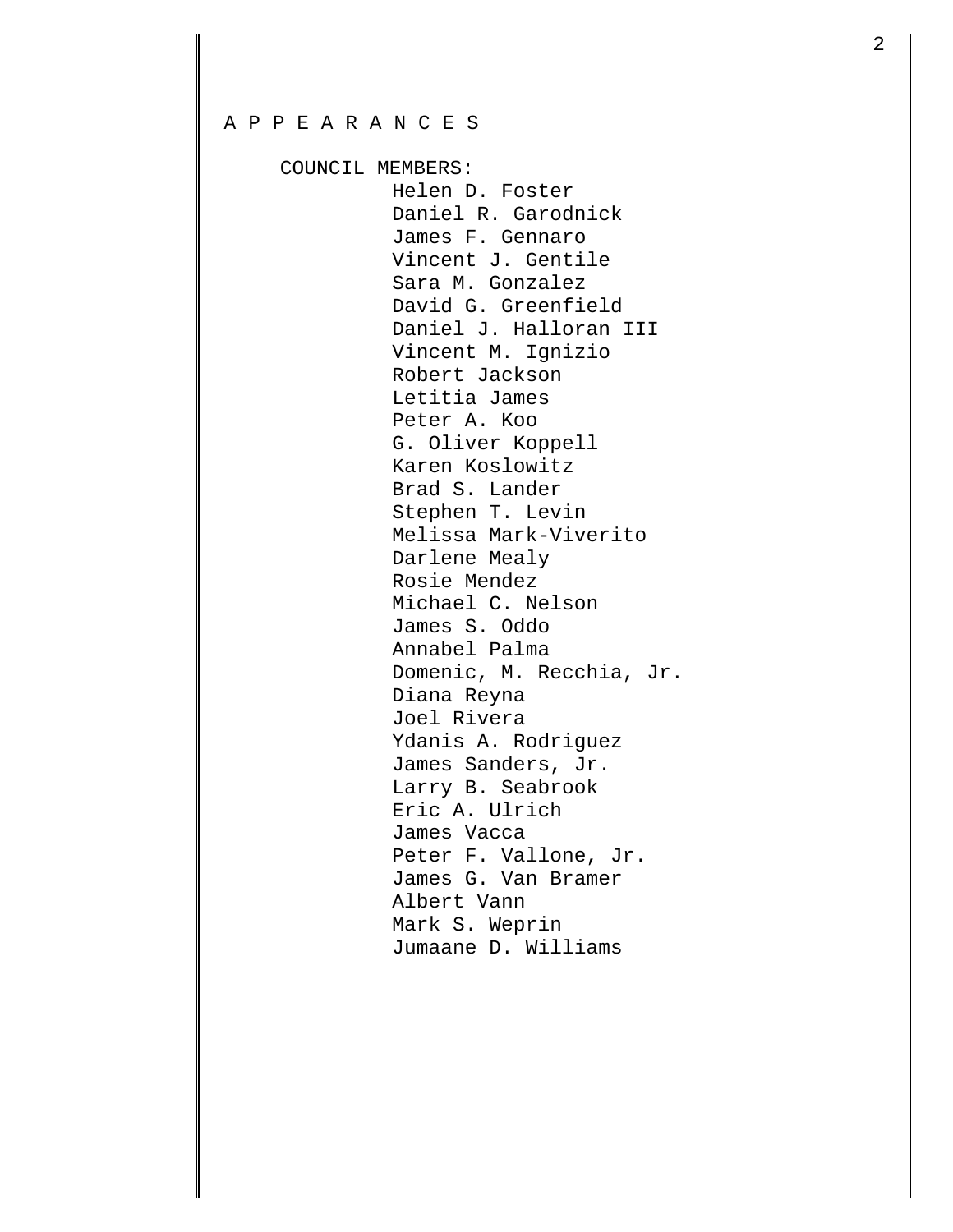A P P E A R A N C E S

COUNCIL MEMBERS:

Helen D. Foster
Daniel R. Garodnick
James F. Gennaro
Vincent J. Gentile
Sara M. Gonzalez
David G. Greenfield
Daniel J. Halloran III
Vincent M. Ignizio
Robert Jackson
Letitia James
Peter A. Koo
G. Oliver Koppell
Karen Koslowitz
Brad S. Lander
Stephen T. Levin
Melissa Mark-Viverito
Darlene Mealy
Rosie Mendez
Michael C. Nelson
James S. Oddo
Annabel Palma
Domenic, M. Recchia, Jr.
Diana Reyna
Joel Rivera
Ydanis A. Rodriguez
James Sanders, Jr.
Larry B. Seabrook
Eric A. Ulrich
James Vacca
Peter F. Vallone, Jr.
James G. Van Bramer
Albert Vann
Mark S. Weprin
Jumaane D. Williams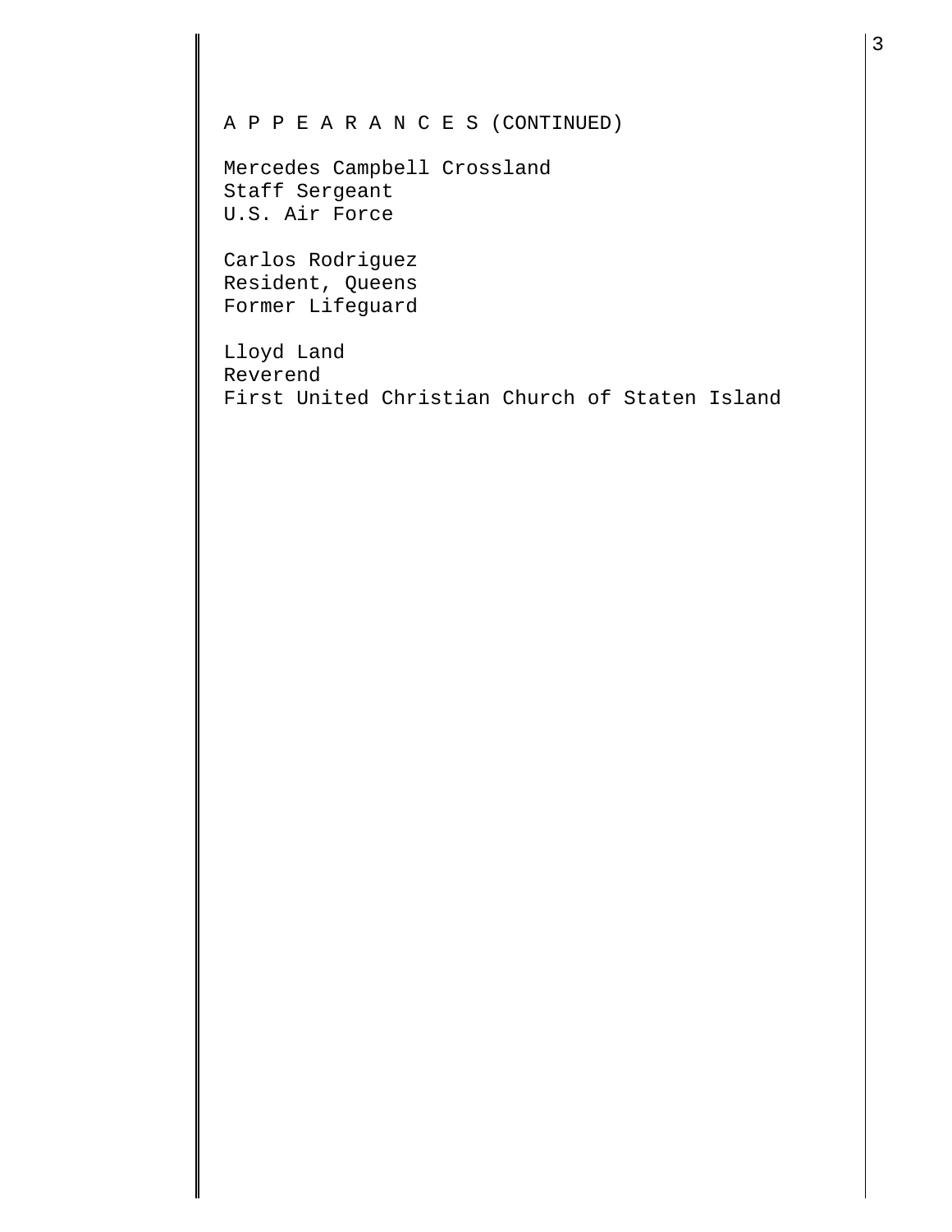A P P E A R A N C E S (CONTINUED)

Mercedes Campbell Crossland
Staff Sergeant
U.S. Air Force

Carlos Rodriguez
Resident, Queens
Former Lifeguard

Lloyd Land
Reverend
First United Christian Church of Staten Island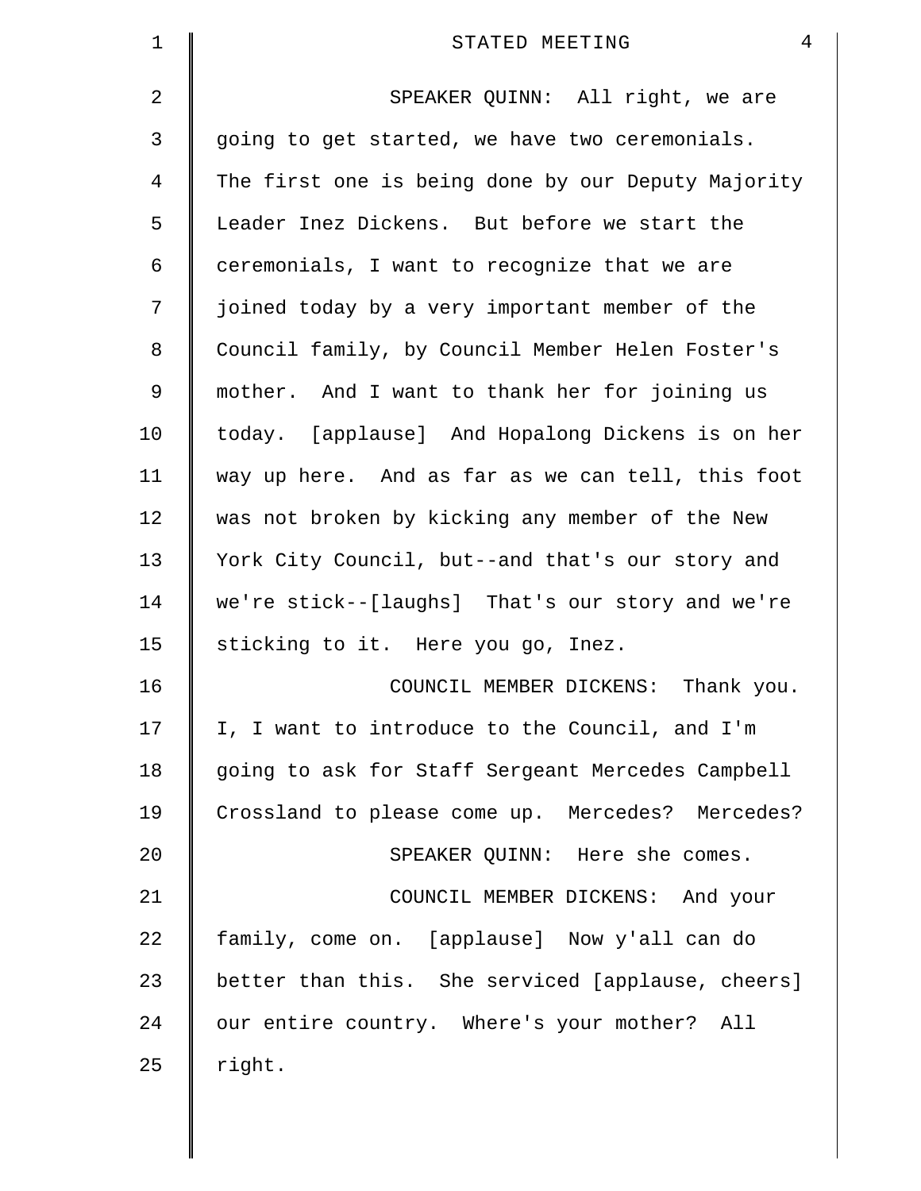SPEAKER QUINN: All right, we are going to get started, we have two ceremonials. The first one is being done by our Deputy Majority Leader Inez Dickens. But before we start the ceremonials, I want to recognize that we are joined today by a very important member of the Council family, by Council Member Helen Foster's mother. And I want to thank her for joining us today. [applause] And Hopalong Dickens is on her way up here. And as far as we can tell, this foot was not broken by kicking any member of the New York City Council, but--and that's our story and we're stick--[laughs] That's our story and we're sticking to it. Here you go, Inez.

COUNCIL MEMBER DICKENS: Thank you. I, I want to introduce to the Council, and I'm going to ask for Staff Sergeant Mercedes Campbell Crossland to please come up. Mercedes? Mercedes?

SPEAKER QUINN: Here she comes.

COUNCIL MEMBER DICKENS: And your family, come on. [applause] Now y'all can do better than this. She serviced [applause, cheers] our entire country. Where's your mother? All right.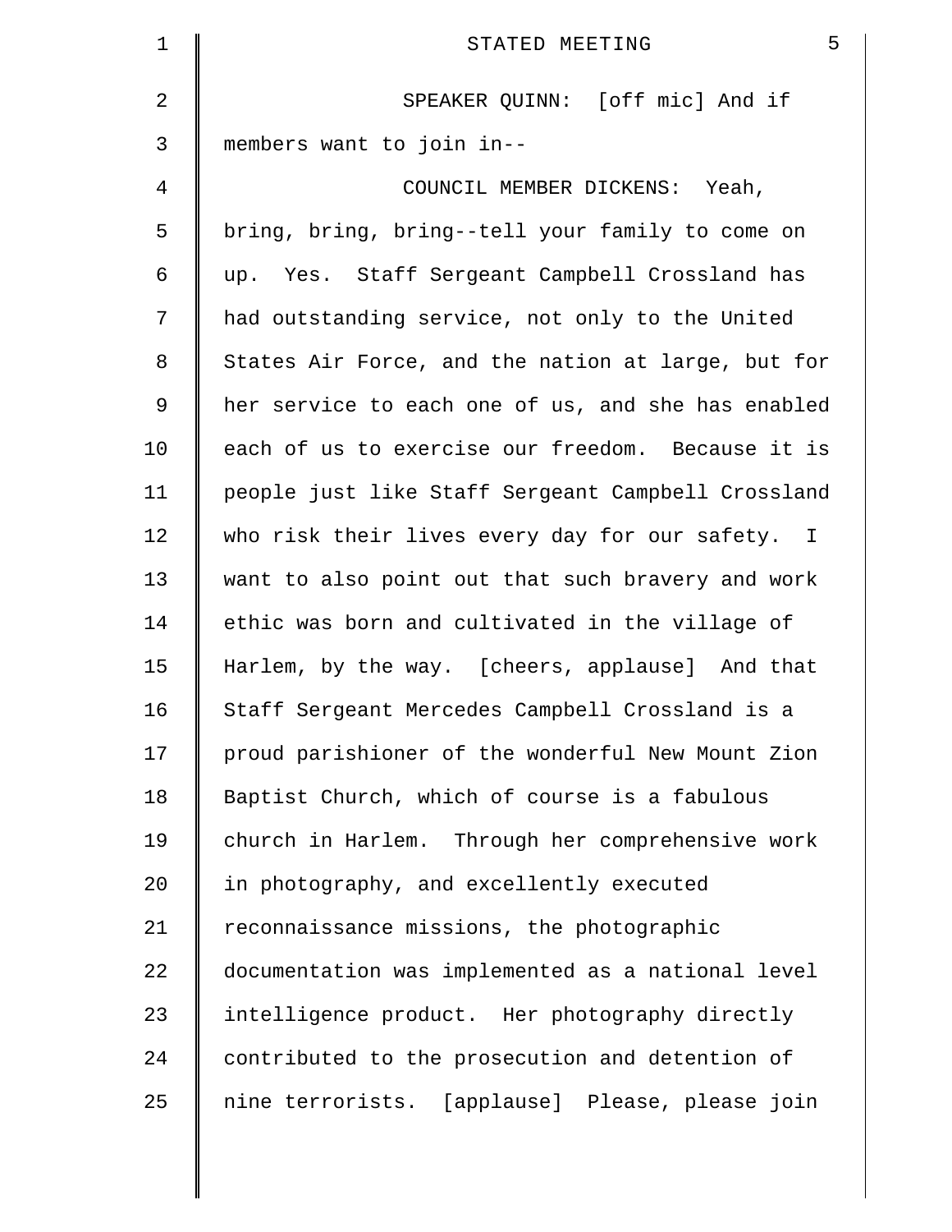SPEAKER QUINN: [off mic] And if members want to join in--

COUNCIL MEMBER DICKENS: Yeah, bring, bring, bring--tell your family to come on up. Yes. Staff Sergeant Campbell Crossland has had outstanding service, not only to the United States Air Force, and the nation at large, but for her service to each one of us, and she has enabled each of us to exercise our freedom. Because it is people just like Staff Sergeant Campbell Crossland who risk their lives every day for our safety. I want to also point out that such bravery and work ethic was born and cultivated in the village of Harlem, by the way. [cheers, applause] And that Staff Sergeant Mercedes Campbell Crossland is a proud parishioner of the wonderful New Mount Zion Baptist Church, which of course is a fabulous church in Harlem. Through her comprehensive work in photography, and excellently executed reconnaissance missions, the photographic documentation was implemented as a national level intelligence product. Her photography directly contributed to the prosecution and detention of nine terrorists. [applause] Please, please join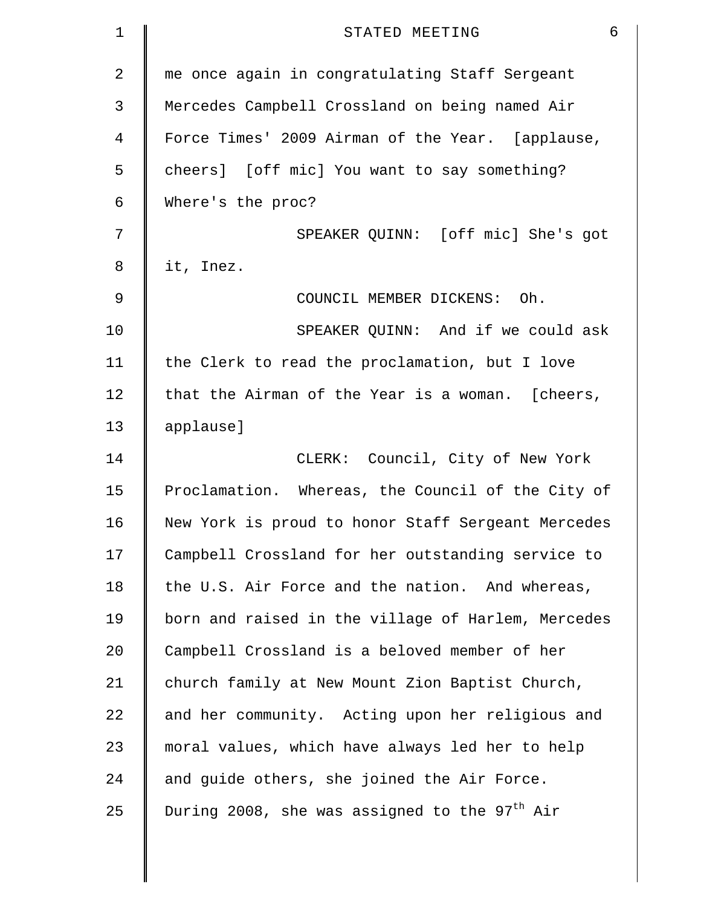me once again in congratulating Staff Sergeant Mercedes Campbell Crossland on being named Air Force Times' 2009 Airman of the Year. [applause, cheers] [off mic] You want to say something? Where's the proc?

SPEAKER QUINN: [off mic] She's got it, Inez.

COUNCIL MEMBER DICKENS: Oh.

SPEAKER QUINN: And if we could ask the Clerk to read the proclamation, but I love that the Airman of the Year is a woman. [cheers, applause]

CLERK: Council, City of New York Proclamation. Whereas, the Council of the City of New York is proud to honor Staff Sergeant Mercedes Campbell Crossland for her outstanding service to the U.S. Air Force and the nation. And whereas, born and raised in the village of Harlem, Mercedes Campbell Crossland is a beloved member of her church family at New Mount Zion Baptist Church, and her community. Acting upon her religious and moral values, which have always led her to help and guide others, she joined the Air Force. During 2008, she was assigned to the 97th Air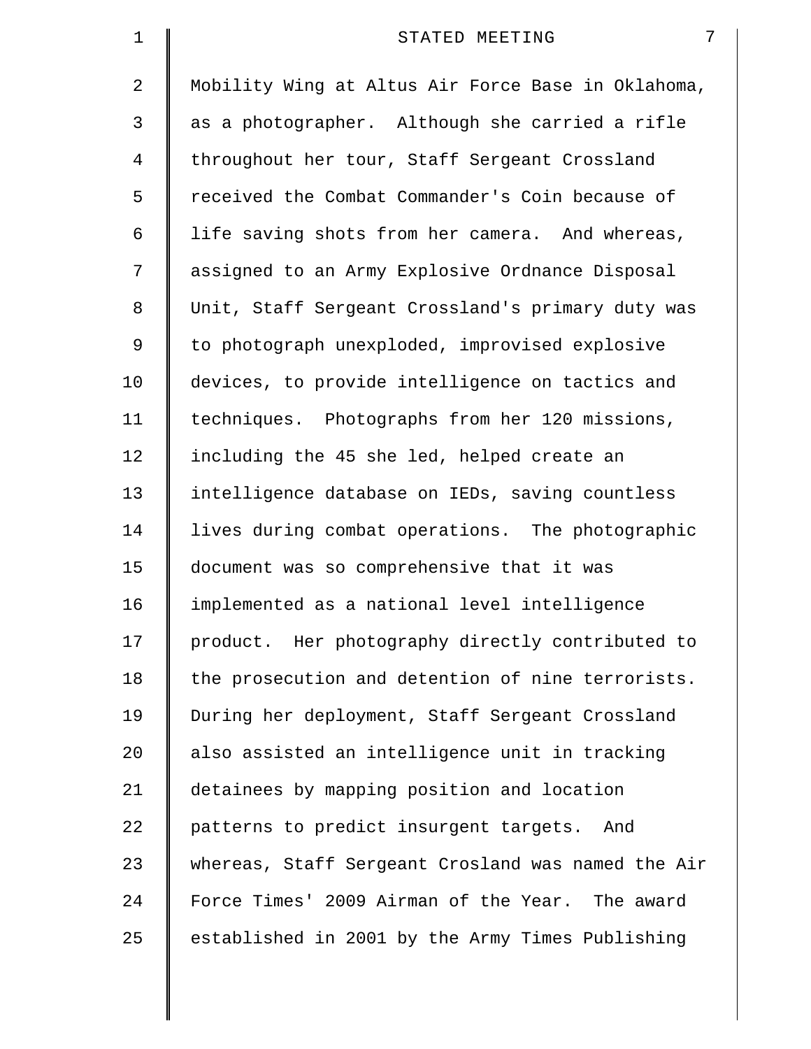Mobility Wing at Altus Air Force Base in Oklahoma, as a photographer. Although she carried a rifle throughout her tour, Staff Sergeant Crossland received the Combat Commander's Coin because of life saving shots from her camera. And whereas, assigned to an Army Explosive Ordnance Disposal Unit, Staff Sergeant Crossland's primary duty was to photograph unexploded, improvised explosive devices, to provide intelligence on tactics and techniques. Photographs from her 120 missions, including the 45 she led, helped create an intelligence database on IEDs, saving countless lives during combat operations. The photographic document was so comprehensive that it was implemented as a national level intelligence product. Her photography directly contributed to the prosecution and detention of nine terrorists. During her deployment, Staff Sergeant Crossland also assisted an intelligence unit in tracking detainees by mapping position and location patterns to predict insurgent targets. And whereas, Staff Sergeant Crosland was named the Air Force Times' 2009 Airman of the Year. The award established in 2001 by the Army Times Publishing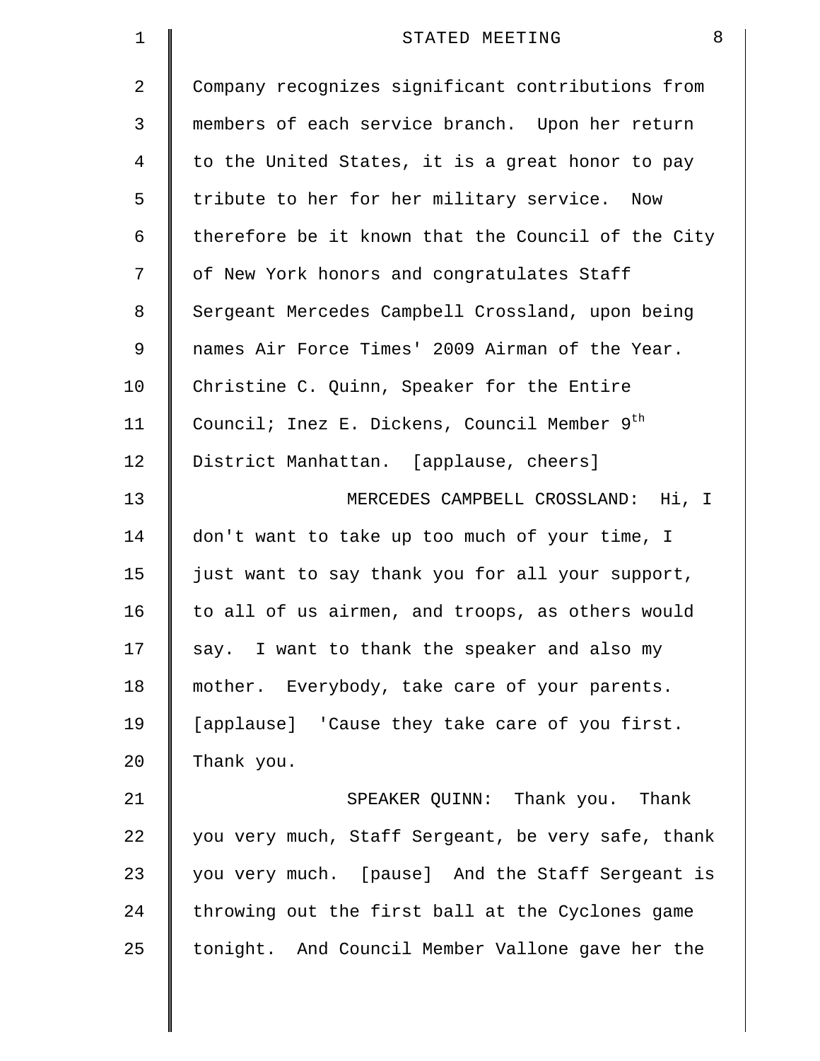Company recognizes significant contributions from members of each service branch. Upon her return to the United States, it is a great honor to pay tribute to her for her military service. Now therefore be it known that the Council of the City of New York honors and congratulates Staff Sergeant Mercedes Campbell Crossland, upon being names Air Force Times' 2009 Airman of the Year. Christine C. Quinn, Speaker for the Entire Council; Inez E. Dickens, Council Member 9th District Manhattan. [applause, cheers]

MERCEDES CAMPBELL CROSSLAND: Hi, I don't want to take up too much of your time, I just want to say thank you for all your support, to all of us airmen, and troops, as others would say. I want to thank the speaker and also my mother. Everybody, take care of your parents. [applause] 'Cause they take care of you first. Thank you.

SPEAKER QUINN: Thank you. Thank you very much, Staff Sergeant, be very safe, thank you very much. [pause] And the Staff Sergeant is throwing out the first ball at the Cyclones game tonight. And Council Member Vallone gave her the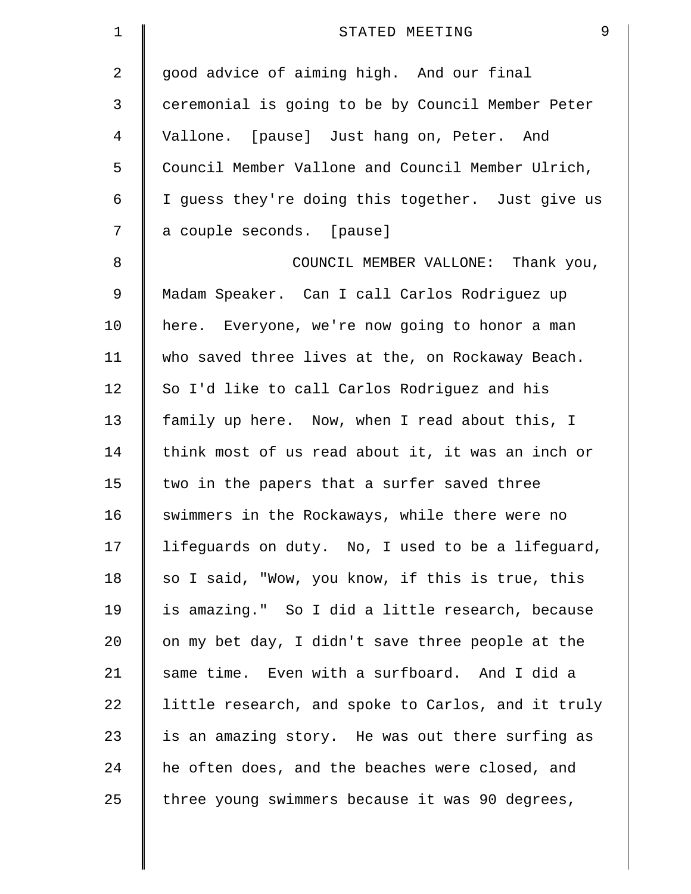good advice of aiming high. And our final ceremonial is going to be by Council Member Peter Vallone. [pause] Just hang on, Peter. And Council Member Vallone and Council Member Ulrich, I guess they're doing this together. Just give us a couple seconds. [pause]

COUNCIL MEMBER VALLONE: Thank you, Madam Speaker. Can I call Carlos Rodriguez up here. Everyone, we're now going to honor a man who saved three lives at the, on Rockaway Beach. So I'd like to call Carlos Rodriguez and his family up here. Now, when I read about this, I think most of us read about it, it was an inch or two in the papers that a surfer saved three swimmers in the Rockaways, while there were no lifeguards on duty. No, I used to be a lifeguard, so I said, "Wow, you know, if this is true, this is amazing." So I did a little research, because on my bet day, I didn't save three people at the same time. Even with a surfboard. And I did a little research, and spoke to Carlos, and it truly is an amazing story. He was out there surfing as he often does, and the beaches were closed, and three young swimmers because it was 90 degrees,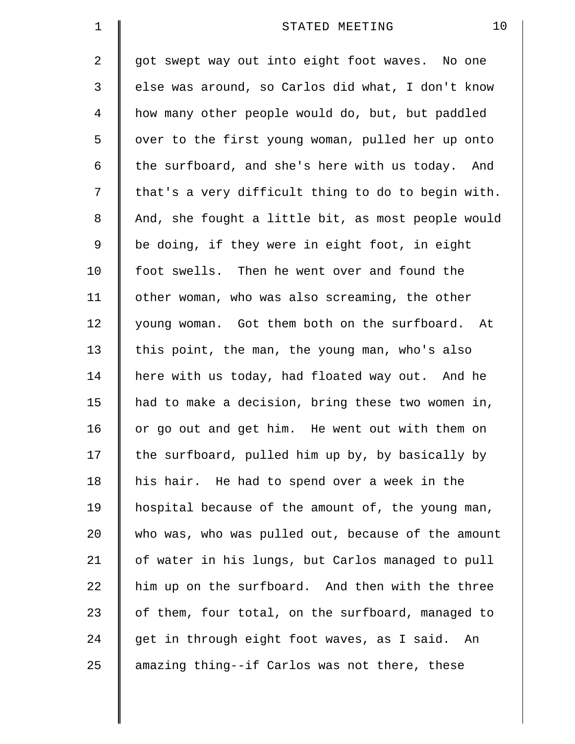got swept way out into eight foot waves. No one else was around, so Carlos did what, I don't know how many other people would do, but, but paddled over to the first young woman, pulled her up onto the surfboard, and she's here with us today. And that's a very difficult thing to do to begin with. And, she fought a little bit, as most people would be doing, if they were in eight foot, in eight foot swells. Then he went over and found the other woman, who was also screaming, the other young woman. Got them both on the surfboard. At this point, the man, the young man, who's also here with us today, had floated way out. And he had to make a decision, bring these two women in, or go out and get him. He went out with them on the surfboard, pulled him up by, by basically by his hair. He had to spend over a week in the hospital because of the amount of, the young man, who was, who was pulled out, because of the amount of water in his lungs, but Carlos managed to pull him up on the surfboard. And then with the three of them, four total, on the surfboard, managed to get in through eight foot waves, as I said. An amazing thing--if Carlos was not there, these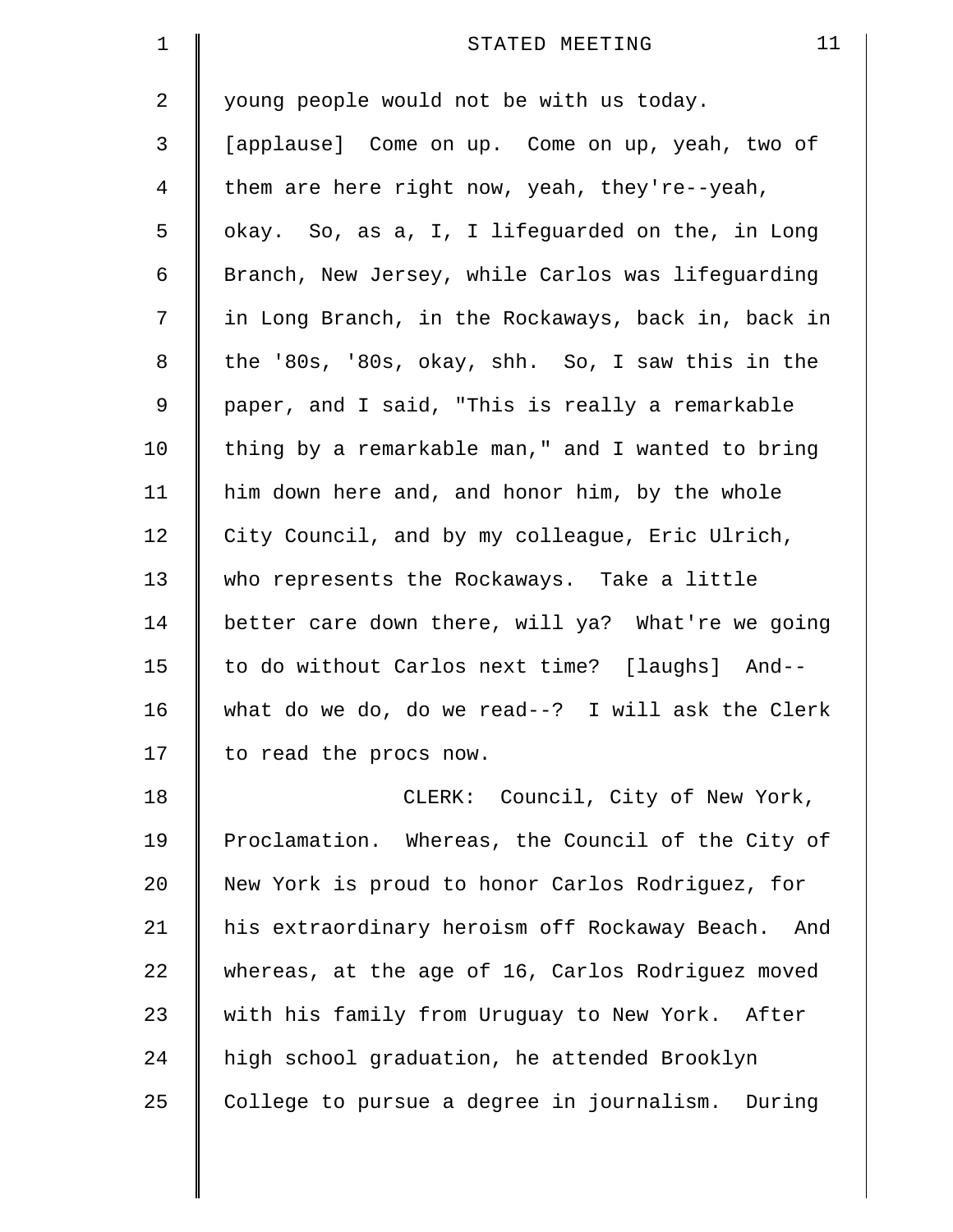young people would not be with us today. [applause] Come on up. Come on up, yeah, two of them are here right now, yeah, they're--yeah, okay. So, as a, I, I lifeguarded on the, in Long Branch, New Jersey, while Carlos was lifeguarding in Long Branch, in the Rockaways, back in, back in the '80s, '80s, okay, shh. So, I saw this in the paper, and I said, "This is really a remarkable thing by a remarkable man," and I wanted to bring him down here and, and honor him, by the whole City Council, and by my colleague, Eric Ulrich, who represents the Rockaways. Take a little better care down there, will ya? What're we going to do without Carlos next time? [laughs] And--what do we do, do we read--? I will ask the Clerk to read the procs now.

CLERK: Council, City of New York, Proclamation. Whereas, the Council of the City of New York is proud to honor Carlos Rodriguez, for his extraordinary heroism off Rockaway Beach. And whereas, at the age of 16, Carlos Rodriguez moved with his family from Uruguay to New York. After high school graduation, he attended Brooklyn College to pursue a degree in journalism. During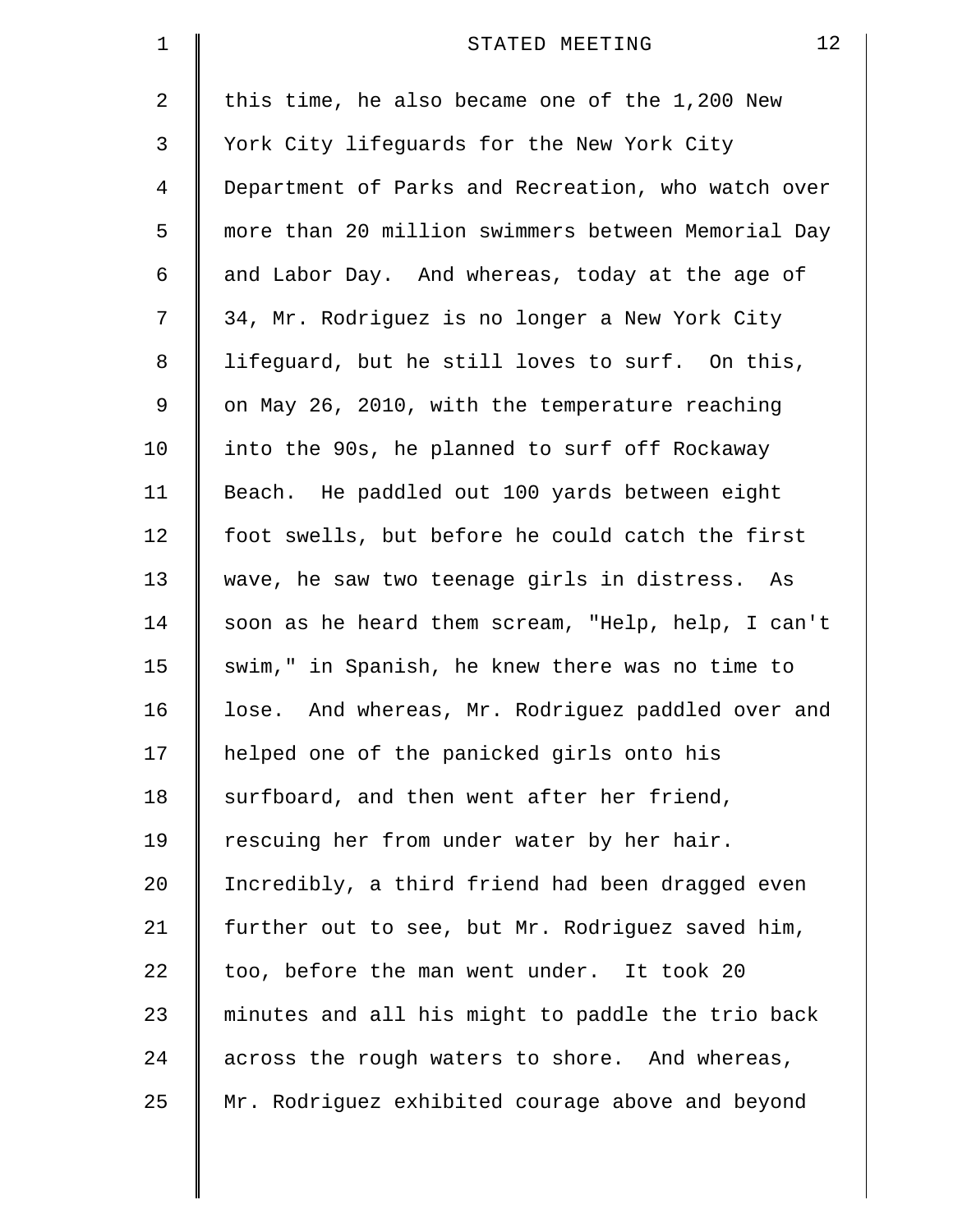this time, he also became one of the 1,200 New York City lifeguards for the New York City Department of Parks and Recreation, who watch over more than 20 million swimmers between Memorial Day and Labor Day. And whereas, today at the age of 34, Mr. Rodriguez is no longer a New York City lifeguard, but he still loves to surf. On this, on May 26, 2010, with the temperature reaching into the 90s, he planned to surf off Rockaway Beach. He paddled out 100 yards between eight foot swells, but before he could catch the first wave, he saw two teenage girls in distress. As soon as he heard them scream, "Help, help, I can't swim," in Spanish, he knew there was no time to lose. And whereas, Mr. Rodriguez paddled over and helped one of the panicked girls onto his surfboard, and then went after her friend, rescuing her from under water by her hair. Incredibly, a third friend had been dragged even further out to see, but Mr. Rodriguez saved him, too, before the man went under. It took 20 minutes and all his might to paddle the trio back across the rough waters to shore. And whereas, Mr. Rodriguez exhibited courage above and beyond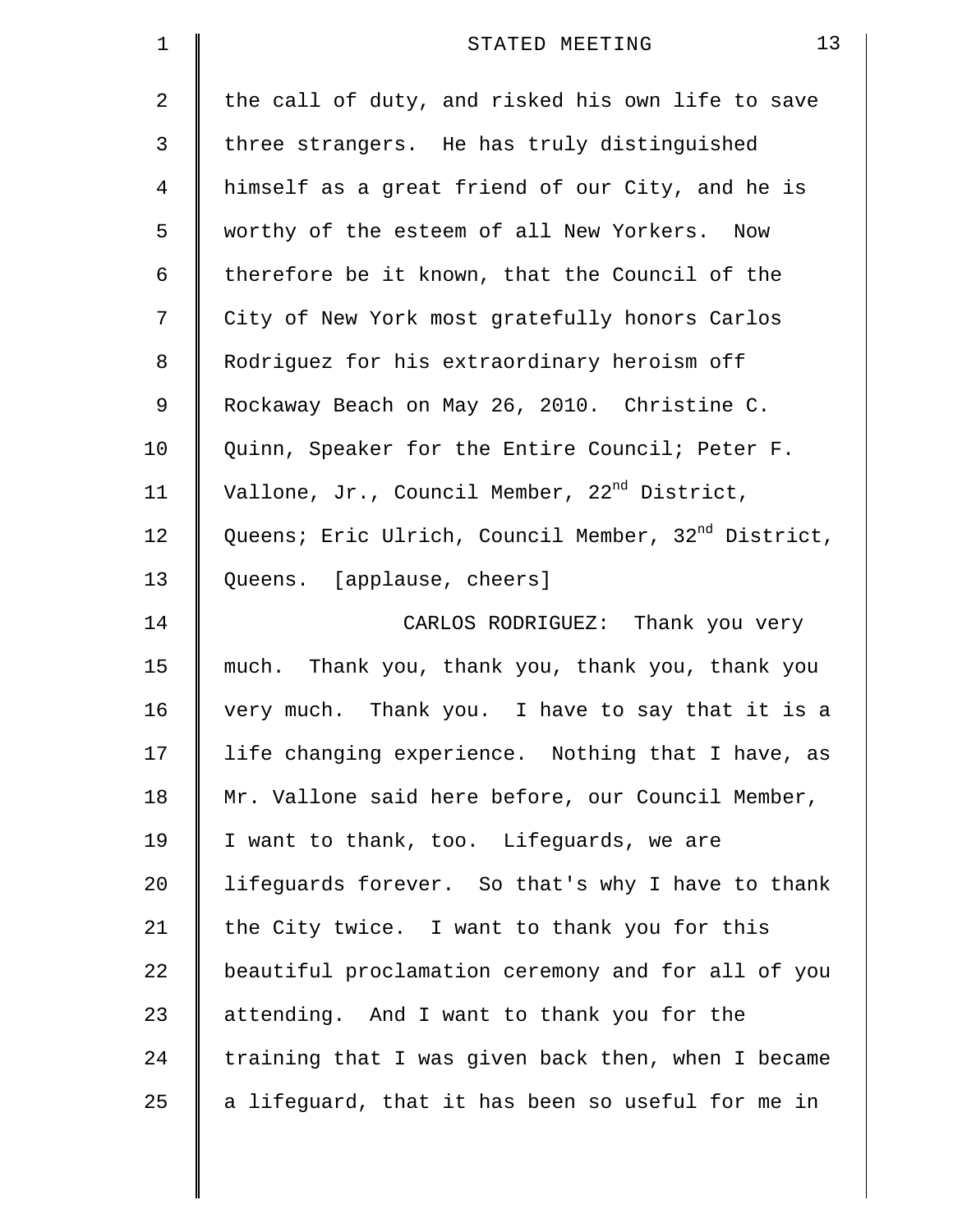the call of duty, and risked his own life to save three strangers. He has truly distinguished himself as a great friend of our City, and he is worthy of the esteem of all New Yorkers. Now therefore be it known, that the Council of the City of New York most gratefully honors Carlos Rodriguez for his extraordinary heroism off Rockaway Beach on May 26, 2010. Christine C. Quinn, Speaker for the Entire Council; Peter F. Vallone, Jr., Council Member, 22nd District, Queens; Eric Ulrich, Council Member, 32nd District, Queens. [applause, cheers]

CARLOS RODRIGUEZ: Thank you very much. Thank you, thank you, thank you, thank you very much. Thank you. I have to say that it is a life changing experience. Nothing that I have, as Mr. Vallone said here before, our Council Member, I want to thank, too. Lifeguards, we are lifeguards forever. So that's why I have to thank the City twice. I want to thank you for this beautiful proclamation ceremony and for all of you attending. And I want to thank you for the training that I was given back then, when I became a lifeguard, that it has been so useful for me in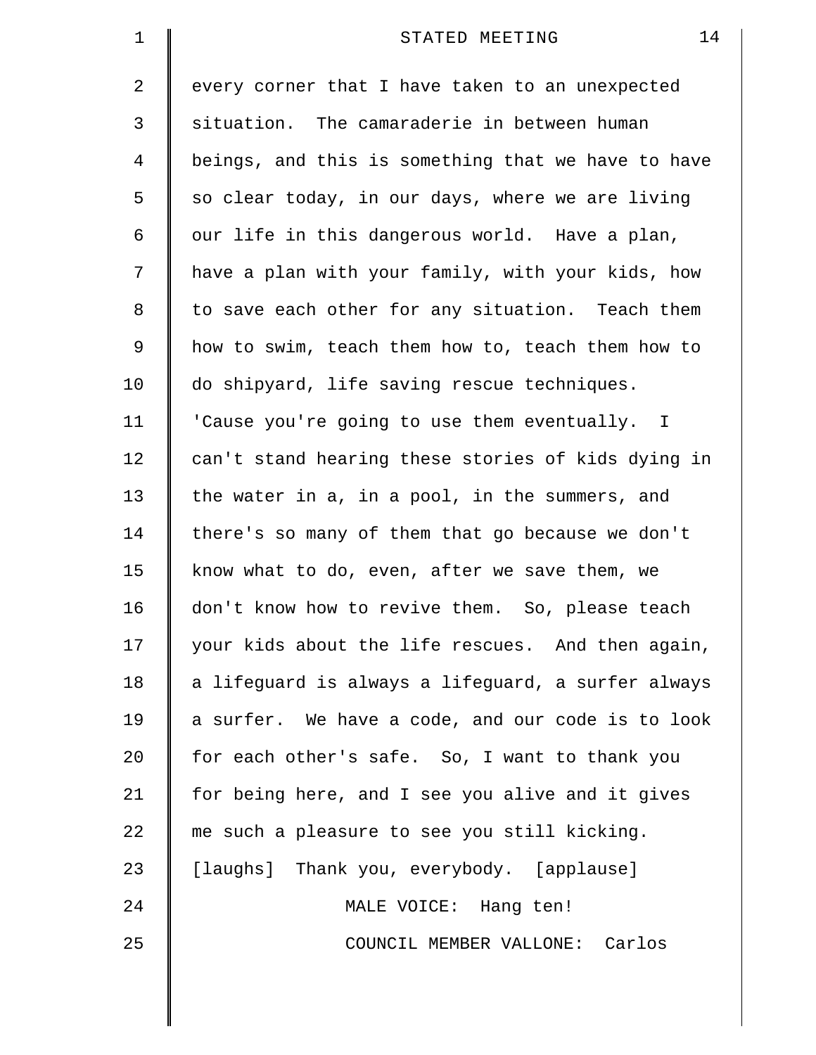every corner that I have taken to an unexpected situation. The camaraderie in between human beings, and this is something that we have to have so clear today, in our days, where we are living our life in this dangerous world. Have a plan, have a plan with your family, with your kids, how to save each other for any situation. Teach them how to swim, teach them how to, teach them how to do shipyard, life saving rescue techniques. 'Cause you're going to use them eventually. I can't stand hearing these stories of kids dying in the water in a, in a pool, in the summers, and there's so many of them that go because we don't know what to do, even, after we save them, we don't know how to revive them. So, please teach your kids about the life rescues. And then again, a lifeguard is always a lifeguard, a surfer always a surfer. We have a code, and our code is to look for each other's safe. So, I want to thank you for being here, and I see you alive and it gives me such a pleasure to see you still kicking. [laughs] Thank you, everybody. [applause]

MALE VOICE: Hang ten!

COUNCIL MEMBER VALLONE: Carlos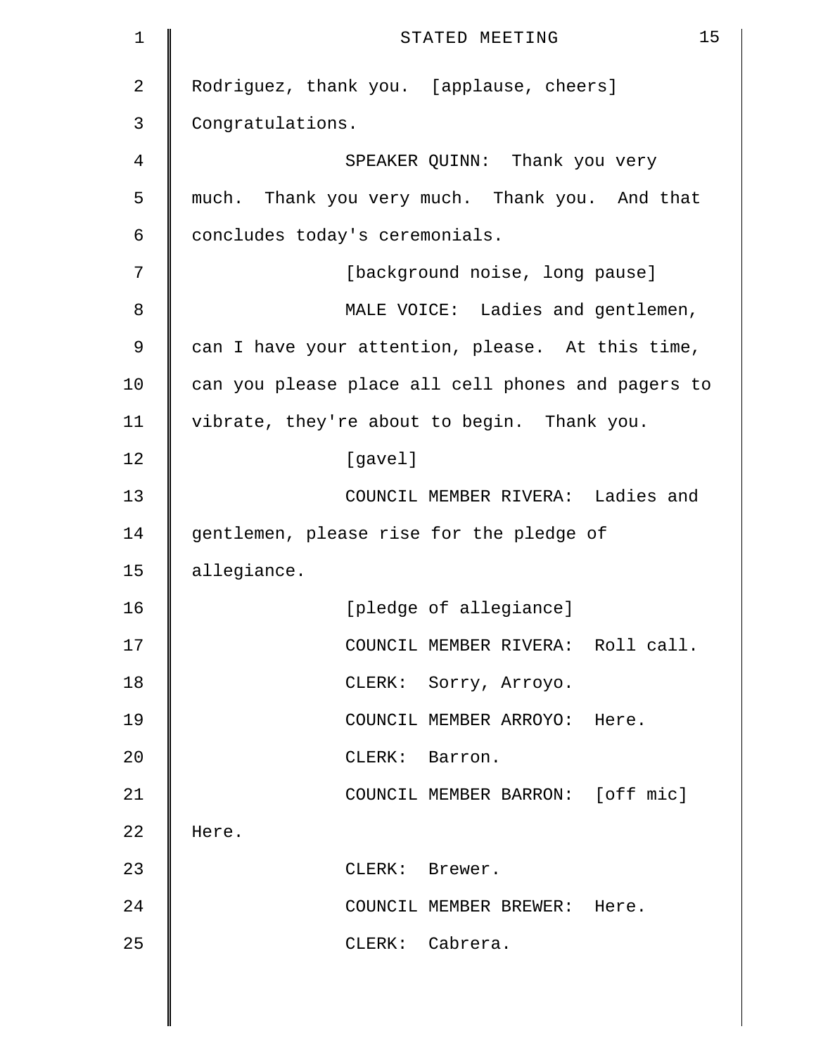Rodriguez, thank you. [applause, cheers] Congratulations.

SPEAKER QUINN: Thank you very much. Thank you very much. Thank you. And that concludes today's ceremonials.

[background noise, long pause]

MALE VOICE: Ladies and gentlemen, can I have your attention, please. At this time, can you please place all cell phones and pagers to vibrate, they're about to begin. Thank you.

[gavel]

COUNCIL MEMBER RIVERA: Ladies and gentlemen, please rise for the pledge of allegiance.

[pledge of allegiance]

COUNCIL MEMBER RIVERA: Roll call.

CLERK: Sorry, Arroyo.

COUNCIL MEMBER ARROYO: Here.

CLERK: Barron.

COUNCIL MEMBER BARRON: [off mic] Here.

CLERK: Brewer.

COUNCIL MEMBER BREWER: Here.

CLERK: Cabrera.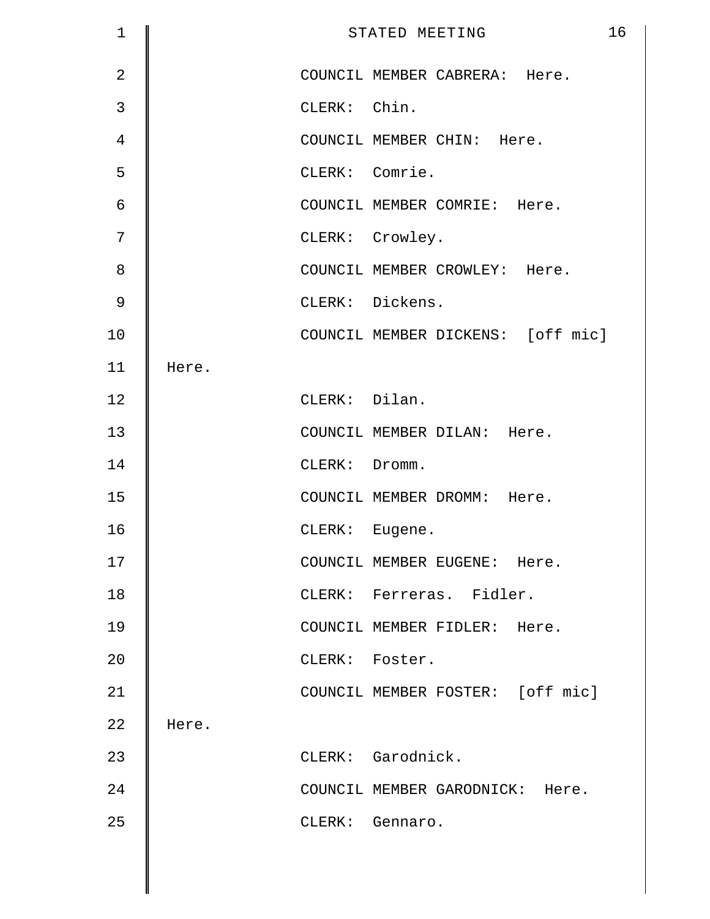COUNCIL MEMBER CABRERA: Here.

CLERK: Chin.

COUNCIL MEMBER CHIN: Here.

CLERK: Comrie.

COUNCIL MEMBER COMRIE: Here.

CLERK: Crowley.

COUNCIL MEMBER CROWLEY: Here.

CLERK: Dickens.

COUNCIL MEMBER DICKENS: [off mic] Here.

CLERK: Dilan.

COUNCIL MEMBER DILAN: Here.

CLERK: Dromm.

COUNCIL MEMBER DROMM: Here.

CLERK: Eugene.

COUNCIL MEMBER EUGENE: Here.

CLERK: Ferreras. Fidler.

COUNCIL MEMBER FIDLER: Here.

CLERK: Foster.

COUNCIL MEMBER FOSTER: [off mic] Here.

CLERK: Garodnick.

COUNCIL MEMBER GARODNICK: Here.

CLERK: Gennaro.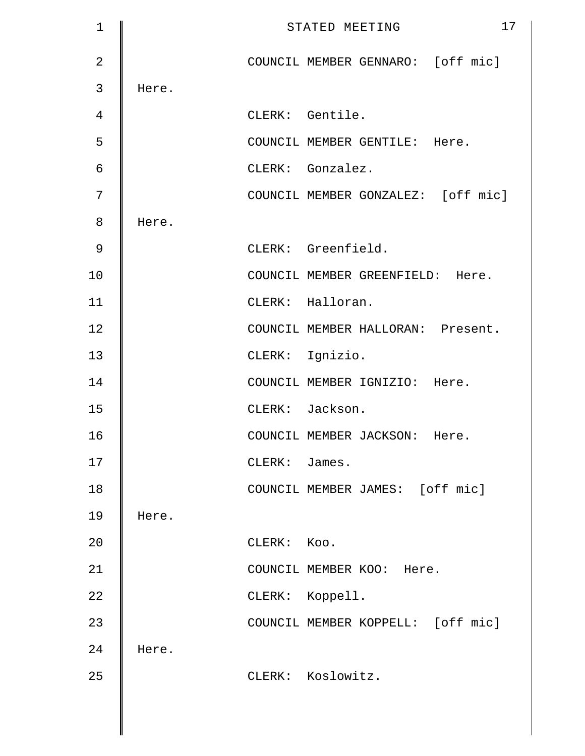COUNCIL MEMBER GENNARO: [off mic] Here.

CLERK: Gentile.

COUNCIL MEMBER GENTILE: Here.

CLERK: Gonzalez.

COUNCIL MEMBER GONZALEZ: [off mic] Here.

CLERK: Greenfield.

COUNCIL MEMBER GREENFIELD: Here.

CLERK: Halloran.

COUNCIL MEMBER HALLORAN: Present.

CLERK: Ignizio.

COUNCIL MEMBER IGNIZIO: Here.

CLERK: Jackson.

COUNCIL MEMBER JACKSON: Here.

CLERK: James.

COUNCIL MEMBER JAMES: [off mic] Here.

CLERK: Koo.

COUNCIL MEMBER KOO: Here.

CLERK: Koppell.

COUNCIL MEMBER KOPPELL: [off mic] Here.

CLERK: Koslowitz.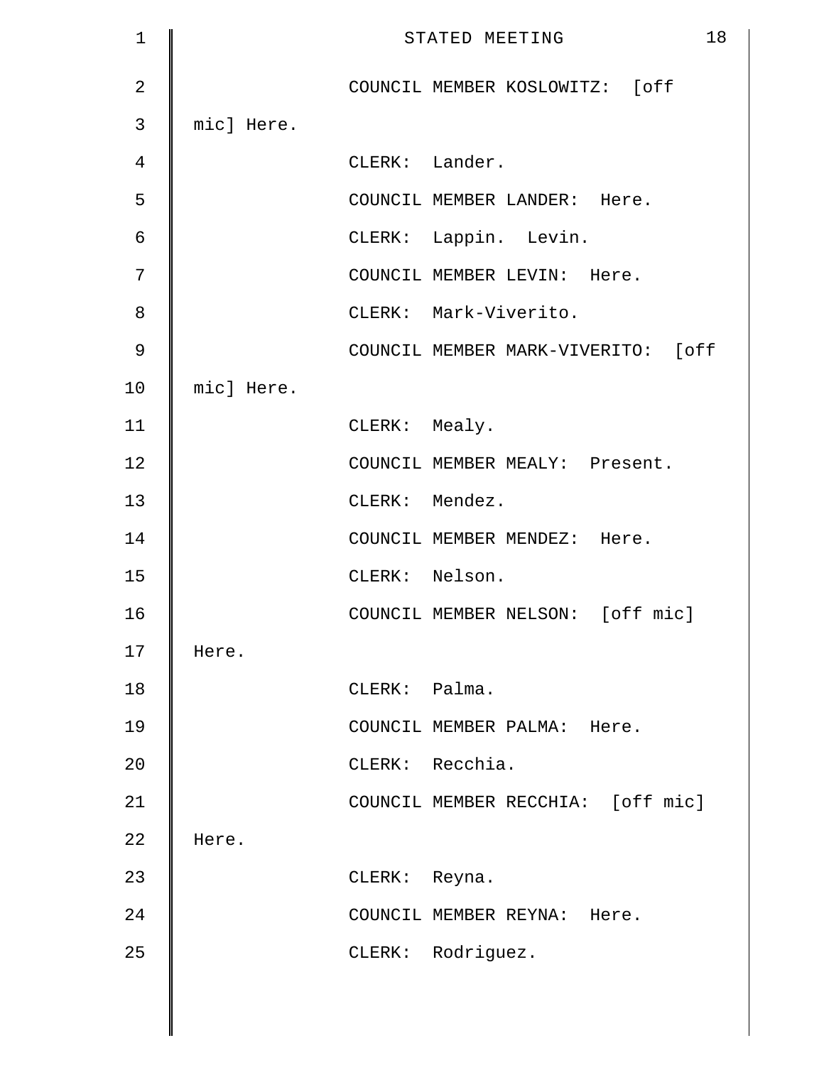COUNCIL MEMBER KOSLOWITZ: [off mic] Here.

CLERK: Lander.

COUNCIL MEMBER LANDER: Here.

CLERK: Lappin. Levin.

COUNCIL MEMBER LEVIN: Here.

CLERK: Mark-Viverito.

COUNCIL MEMBER MARK-VIVERITO: [off mic] Here.

CLERK: Mealy.

COUNCIL MEMBER MEALY: Present.

CLERK: Mendez.

COUNCIL MEMBER MENDEZ: Here.

CLERK: Nelson.

COUNCIL MEMBER NELSON: [off mic] Here.

CLERK: Palma.

COUNCIL MEMBER PALMA: Here.

CLERK: Recchia.

COUNCIL MEMBER RECCHIA: [off mic] Here.

CLERK: Reyna.

COUNCIL MEMBER REYNA: Here.

CLERK: Rodriguez.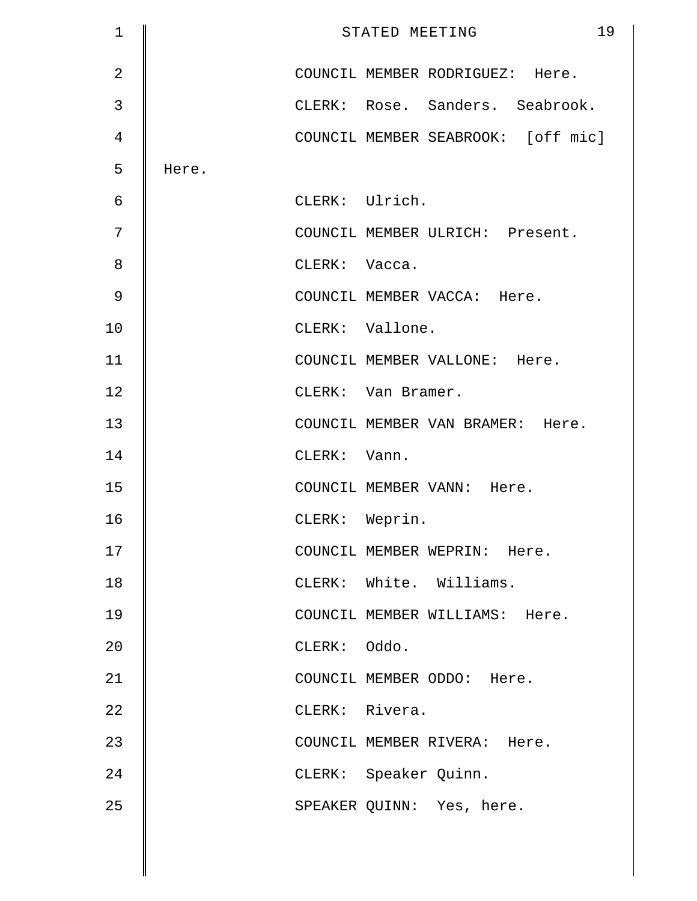COUNCIL MEMBER RODRIGUEZ: Here.

CLERK: Rose. Sanders. Seabrook.

COUNCIL MEMBER SEABROOK: [off mic] Here.

CLERK: Ulrich.

COUNCIL MEMBER ULRICH: Present.

CLERK: Vacca.

COUNCIL MEMBER VACCA: Here.

CLERK: Vallone.

COUNCIL MEMBER VALLONE: Here.

CLERK: Van Bramer.

COUNCIL MEMBER VAN BRAMER: Here.

CLERK: Vann.

COUNCIL MEMBER VANN: Here.

CLERK: Weprin.

COUNCIL MEMBER WEPRIN: Here.

CLERK: White. Williams.

COUNCIL MEMBER WILLIAMS: Here.

CLERK: Oddo.

COUNCIL MEMBER ODDO: Here.

CLERK: Rivera.

COUNCIL MEMBER RIVERA: Here.

CLERK: Speaker Quinn.

SPEAKER QUINN: Yes, here.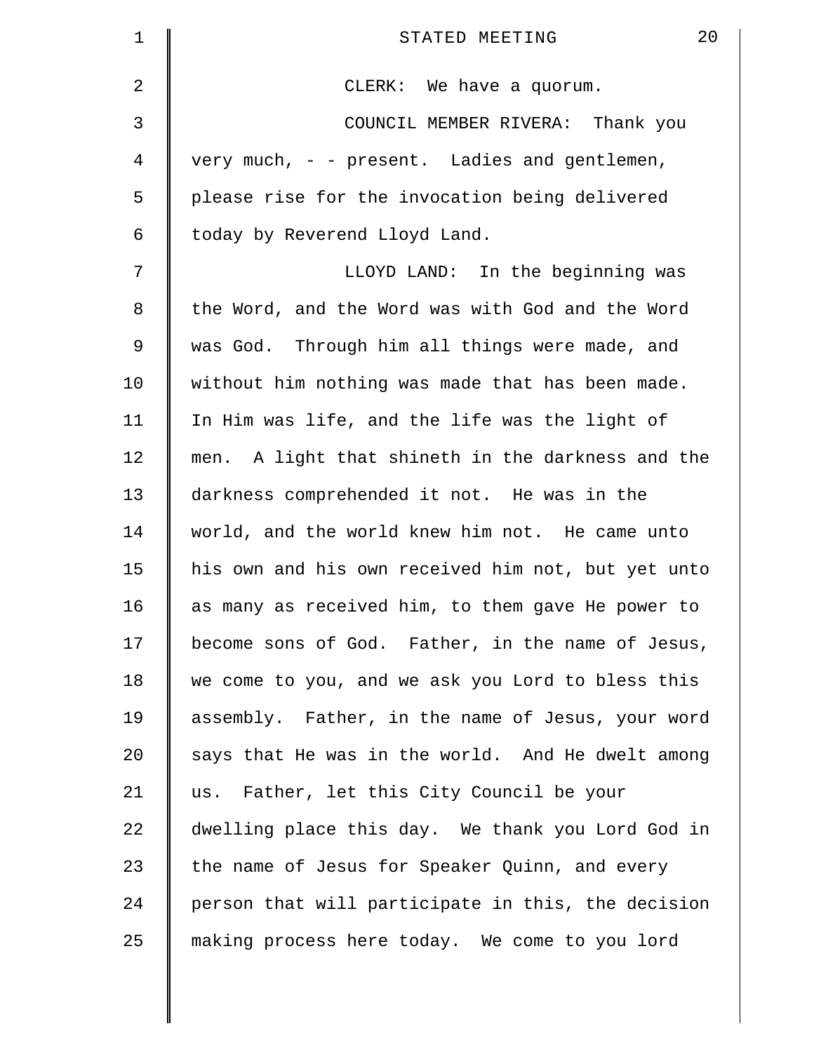CLERK: We have a quorum.

COUNCIL MEMBER RIVERA: Thank you very much, - - present. Ladies and gentlemen, please rise for the invocation being delivered today by Reverend Lloyd Land.

LLOYD LAND: In the beginning was the Word, and the Word was with God and the Word was God. Through him all things were made, and without him nothing was made that has been made. In Him was life, and the life was the light of men. A light that shineth in the darkness and the darkness comprehended it not. He was in the world, and the world knew him not. He came unto his own and his own received him not, but yet unto as many as received him, to them gave He power to become sons of God. Father, in the name of Jesus, we come to you, and we ask you Lord to bless this assembly. Father, in the name of Jesus, your word says that He was in the world. And He dwelt among us. Father, let this City Council be your dwelling place this day. We thank you Lord God in the name of Jesus for Speaker Quinn, and every person that will participate in this, the decision making process here today. We come to you lord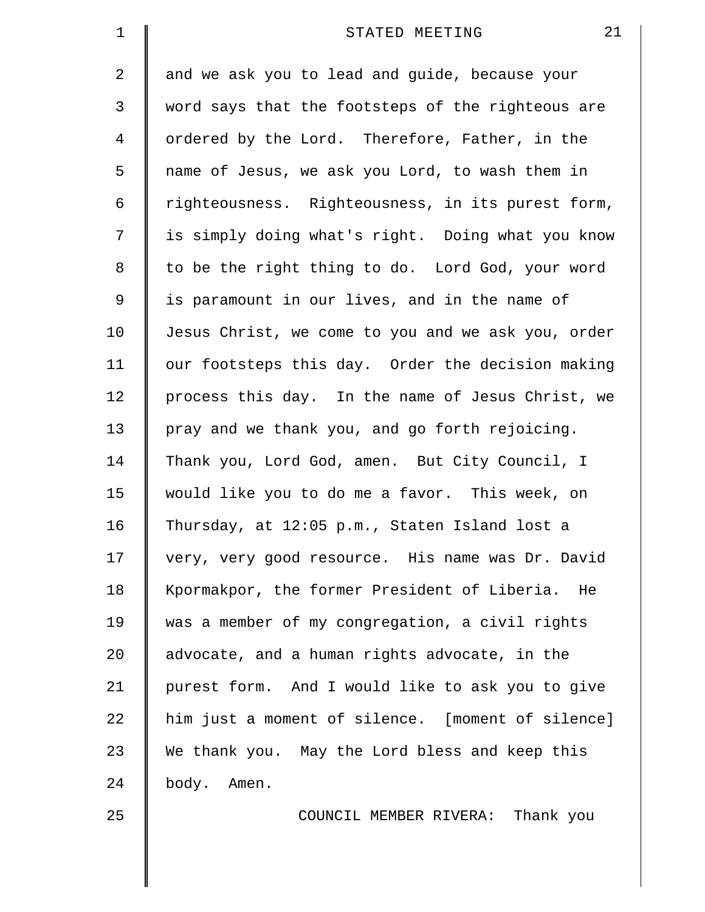and we ask you to lead and guide, because your word says that the footsteps of the righteous are ordered by the Lord. Therefore, Father, in the name of Jesus, we ask you Lord, to wash them in righteousness. Righteousness, in its purest form, is simply doing what's right. Doing what you know to be the right thing to do. Lord God, your word is paramount in our lives, and in the name of Jesus Christ, we come to you and we ask you, order our footsteps this day. Order the decision making process this day. In the name of Jesus Christ, we pray and we thank you, and go forth rejoicing. Thank you, Lord God, amen. But City Council, I would like you to do me a favor. This week, on Thursday, at 12:05 p.m., Staten Island lost a very, very good resource. His name was Dr. David Kpormakpor, the former President of Liberia. He was a member of my congregation, a civil rights advocate, and a human rights advocate, in the purest form. And I would like to ask you to give him just a moment of silence. [moment of silence] We thank you. May the Lord bless and keep this body. Amen.

COUNCIL MEMBER RIVERA: Thank you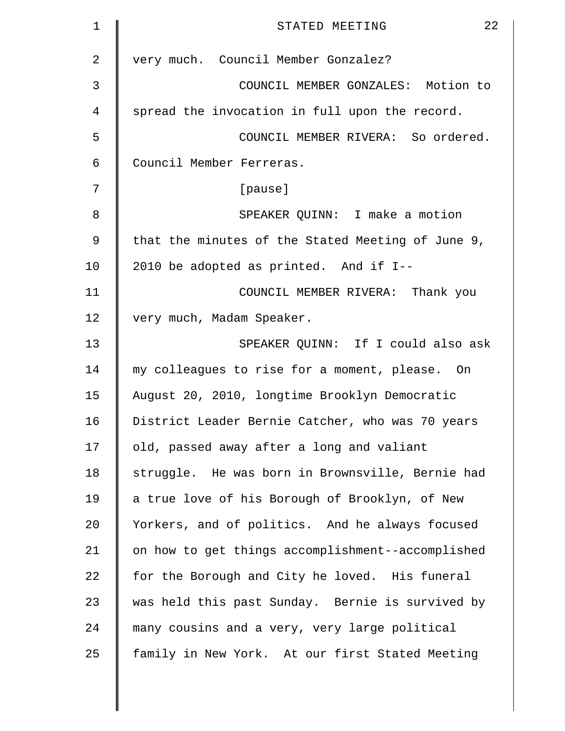very much. Council Member Gonzalez?

COUNCIL MEMBER GONZALES: Motion to spread the invocation in full upon the record.

COUNCIL MEMBER RIVERA: So ordered. Council Member Ferreras.

[pause]

SPEAKER QUINN: I make a motion that the minutes of the Stated Meeting of June 9, 2010 be adopted as printed. And if I--

COUNCIL MEMBER RIVERA: Thank you very much, Madam Speaker.

SPEAKER QUINN: If I could also ask my colleagues to rise for a moment, please. On August 20, 2010, longtime Brooklyn Democratic District Leader Bernie Catcher, who was 70 years old, passed away after a long and valiant struggle. He was born in Brownsville, Bernie had a true love of his Borough of Brooklyn, of New Yorkers, and of politics. And he always focused on how to get things accomplishment--accomplished for the Borough and City he loved. His funeral was held this past Sunday. Bernie is survived by many cousins and a very, very large political family in New York. At our first Stated Meeting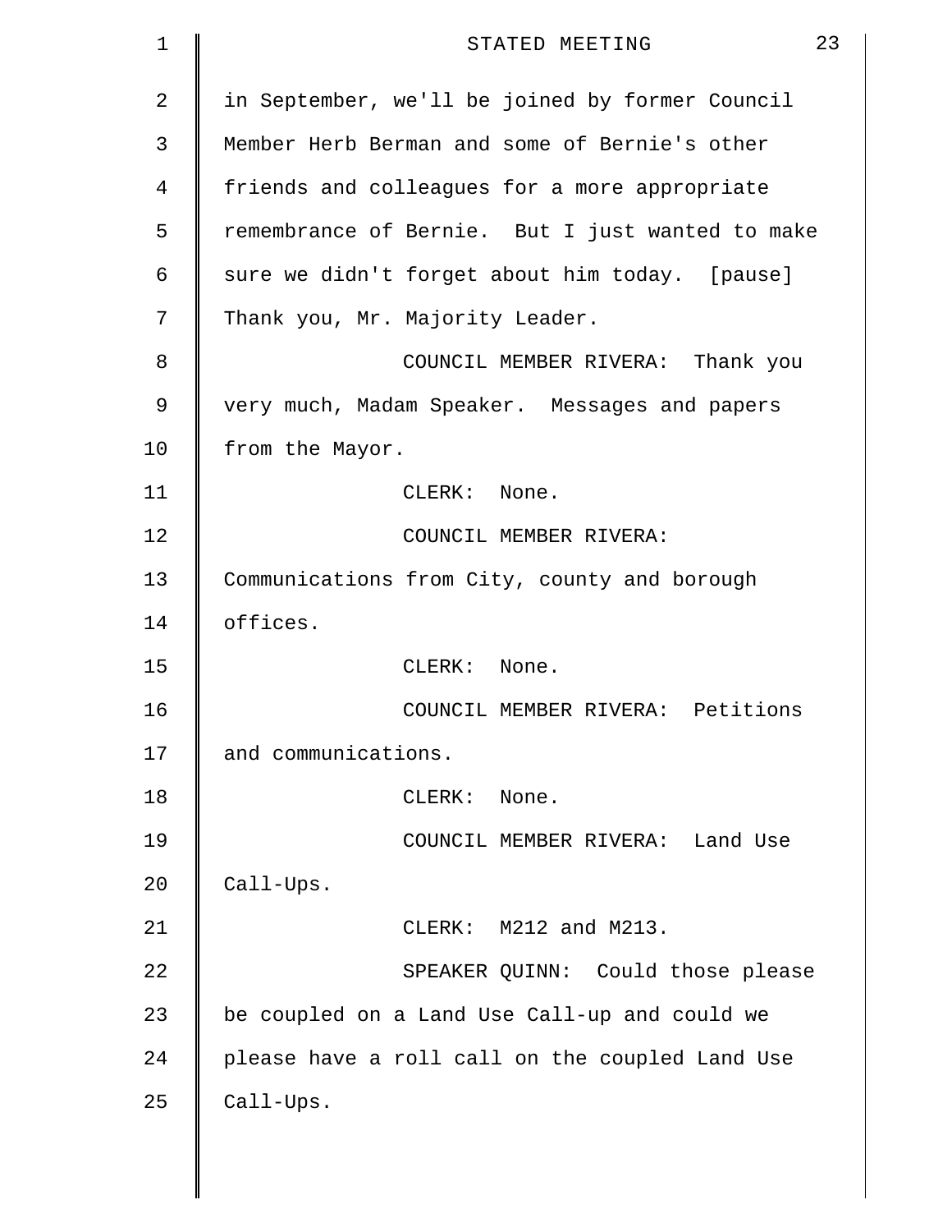in September, we'll be joined by former Council Member Herb Berman and some of Bernie's other friends and colleagues for a more appropriate remembrance of Bernie. But I just wanted to make sure we didn't forget about him today. [pause] Thank you, Mr. Majority Leader.

COUNCIL MEMBER RIVERA: Thank you very much, Madam Speaker. Messages and papers from the Mayor.

CLERK: None.

COUNCIL MEMBER RIVERA: Communications from City, county and borough offices.

CLERK: None.

COUNCIL MEMBER RIVERA: Petitions and communications.

CLERK: None.

COUNCIL MEMBER RIVERA: Land Use Call-Ups.

CLERK: M212 and M213.

SPEAKER QUINN: Could those please be coupled on a Land Use Call-up and could we please have a roll call on the coupled Land Use Call-Ups.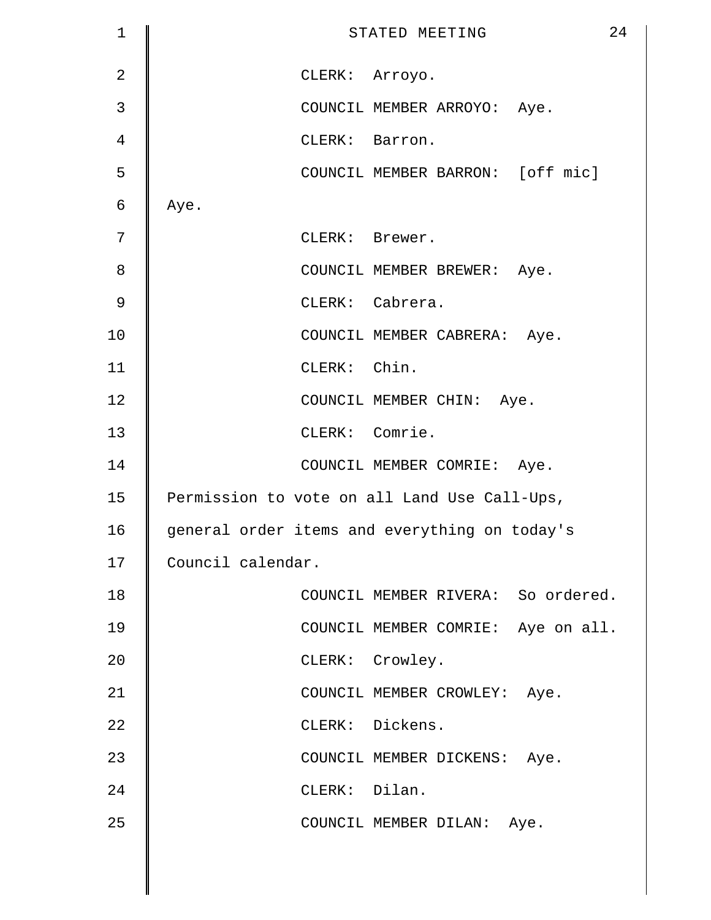CLERK: Arroyo.

COUNCIL MEMBER ARROYO: Aye.

CLERK: Barron.

COUNCIL MEMBER BARRON: [off mic] Aye.

CLERK: Brewer.

COUNCIL MEMBER BREWER: Aye.

CLERK: Cabrera.

COUNCIL MEMBER CABRERA: Aye.

CLERK: Chin.

COUNCIL MEMBER CHIN: Aye.

CLERK: Comrie.

COUNCIL MEMBER COMRIE: Aye. Permission to vote on all Land Use Call-Ups, general order items and everything on today's Council calendar.

COUNCIL MEMBER RIVERA: So ordered.

COUNCIL MEMBER COMRIE: Aye on all.

CLERK: Crowley.

COUNCIL MEMBER CROWLEY: Aye.

CLERK: Dickens.

COUNCIL MEMBER DICKENS: Aye.

CLERK: Dilan.

COUNCIL MEMBER DILAN: Aye.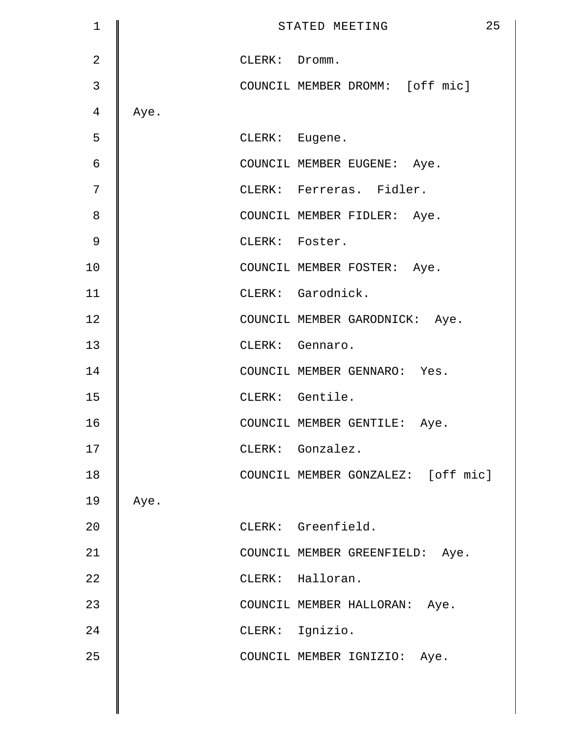CLERK: Dromm.

COUNCIL MEMBER DROMM: [off mic] Aye.

CLERK: Eugene.

COUNCIL MEMBER EUGENE: Aye.

CLERK: Ferreras. Fidler.

COUNCIL MEMBER FIDLER: Aye.

CLERK: Foster.

COUNCIL MEMBER FOSTER: Aye.

CLERK: Garodnick.

COUNCIL MEMBER GARODNICK: Aye.

CLERK: Gennaro.

COUNCIL MEMBER GENNARO: Yes.

CLERK: Gentile.

COUNCIL MEMBER GENTILE: Aye.

CLERK: Gonzalez.

COUNCIL MEMBER GONZALEZ: [off mic] Aye.

CLERK: Greenfield.

COUNCIL MEMBER GREENFIELD: Aye.

CLERK: Halloran.

COUNCIL MEMBER HALLORAN: Aye.

CLERK: Ignizio.

COUNCIL MEMBER IGNIZIO: Aye.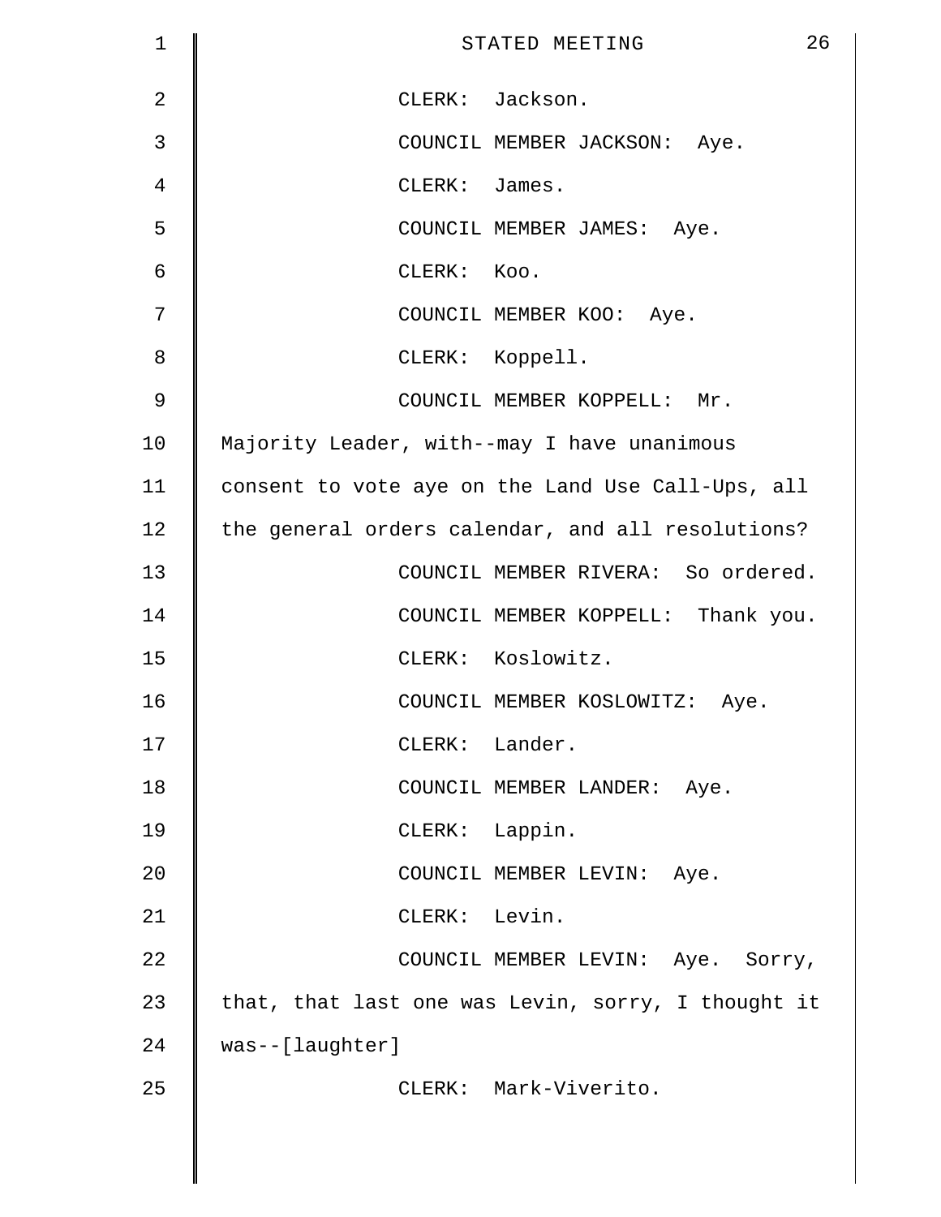CLERK: Jackson.

COUNCIL MEMBER JACKSON: Aye.

CLERK: James.

COUNCIL MEMBER JAMES: Aye.

CLERK: Koo.

COUNCIL MEMBER KOO: Aye.

CLERK: Koppell.

COUNCIL MEMBER KOPPELL: Mr. Majority Leader, with--may I have unanimous consent to vote aye on the Land Use Call-Ups, all the general orders calendar, and all resolutions?

COUNCIL MEMBER RIVERA: So ordered.

COUNCIL MEMBER KOPPELL: Thank you.

CLERK: Koslowitz.

COUNCIL MEMBER KOSLOWITZ: Aye.

CLERK: Lander.

COUNCIL MEMBER LANDER: Aye.

CLERK: Lappin.

COUNCIL MEMBER LEVIN: Aye.

CLERK: Levin.

COUNCIL MEMBER LEVIN: Aye. Sorry, that, that last one was Levin, sorry, I thought it was--[laughter]

CLERK: Mark-Viverito.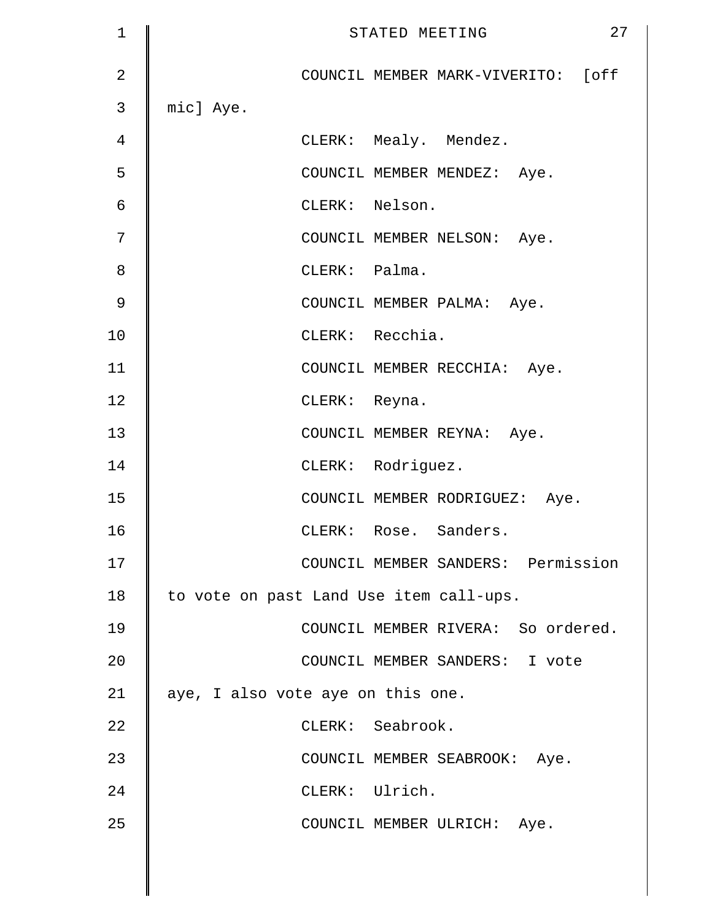COUNCIL MEMBER MARK-VIVERITO: [off mic] Aye.

CLERK: Mealy. Mendez.

COUNCIL MEMBER MENDEZ: Aye.

CLERK: Nelson.

COUNCIL MEMBER NELSON: Aye.

CLERK: Palma.

COUNCIL MEMBER PALMA: Aye.

CLERK: Recchia.

COUNCIL MEMBER RECCHIA: Aye.

CLERK: Reyna.

COUNCIL MEMBER REYNA: Aye.

CLERK: Rodriguez.

COUNCIL MEMBER RODRIGUEZ: Aye.

CLERK: Rose. Sanders.

COUNCIL MEMBER SANDERS: Permission to vote on past Land Use item call-ups.

COUNCIL MEMBER RIVERA: So ordered.

COUNCIL MEMBER SANDERS: I vote aye, I also vote aye on this one.

CLERK: Seabrook.

COUNCIL MEMBER SEABROOK: Aye.

CLERK: Ulrich.

COUNCIL MEMBER ULRICH: Aye.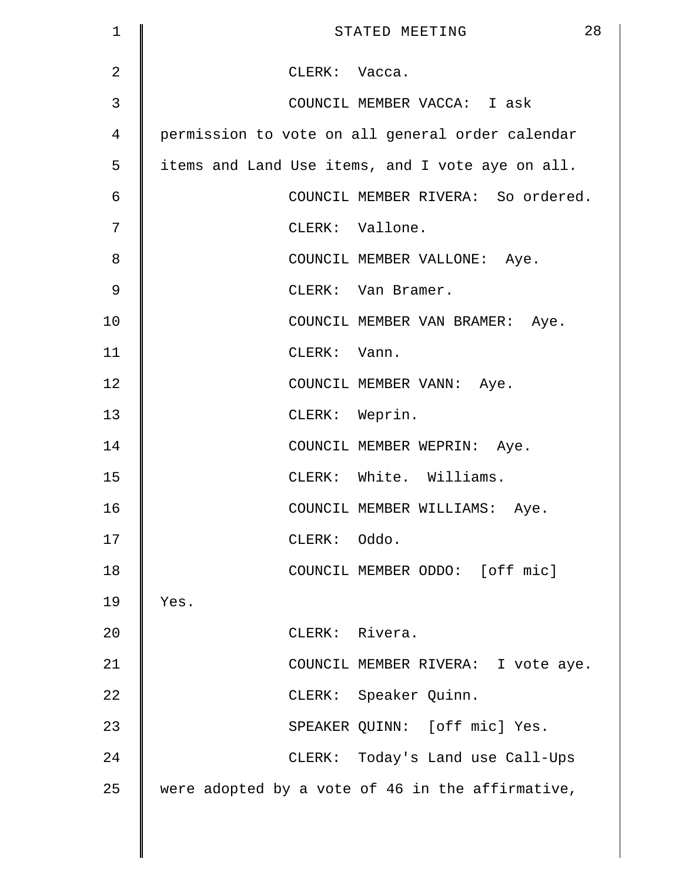CLERK: Vacca.

COUNCIL MEMBER VACCA: I ask permission to vote on all general order calendar items and Land Use items, and I vote aye on all.

COUNCIL MEMBER RIVERA: So ordered.

CLERK: Vallone.

COUNCIL MEMBER VALLONE: Aye.

CLERK: Van Bramer.

COUNCIL MEMBER VAN BRAMER: Aye.

CLERK: Vann.

COUNCIL MEMBER VANN: Aye.

CLERK: Weprin.

COUNCIL MEMBER WEPRIN: Aye.

CLERK: White. Williams.

COUNCIL MEMBER WILLIAMS: Aye.

CLERK: Oddo.

COUNCIL MEMBER ODDO: [off mic] Yes.

CLERK: Rivera.

COUNCIL MEMBER RIVERA: I vote aye.

CLERK: Speaker Quinn.

SPEAKER QUINN: [off mic] Yes.

CLERK: Today's Land use Call-Ups were adopted by a vote of 46 in the affirmative,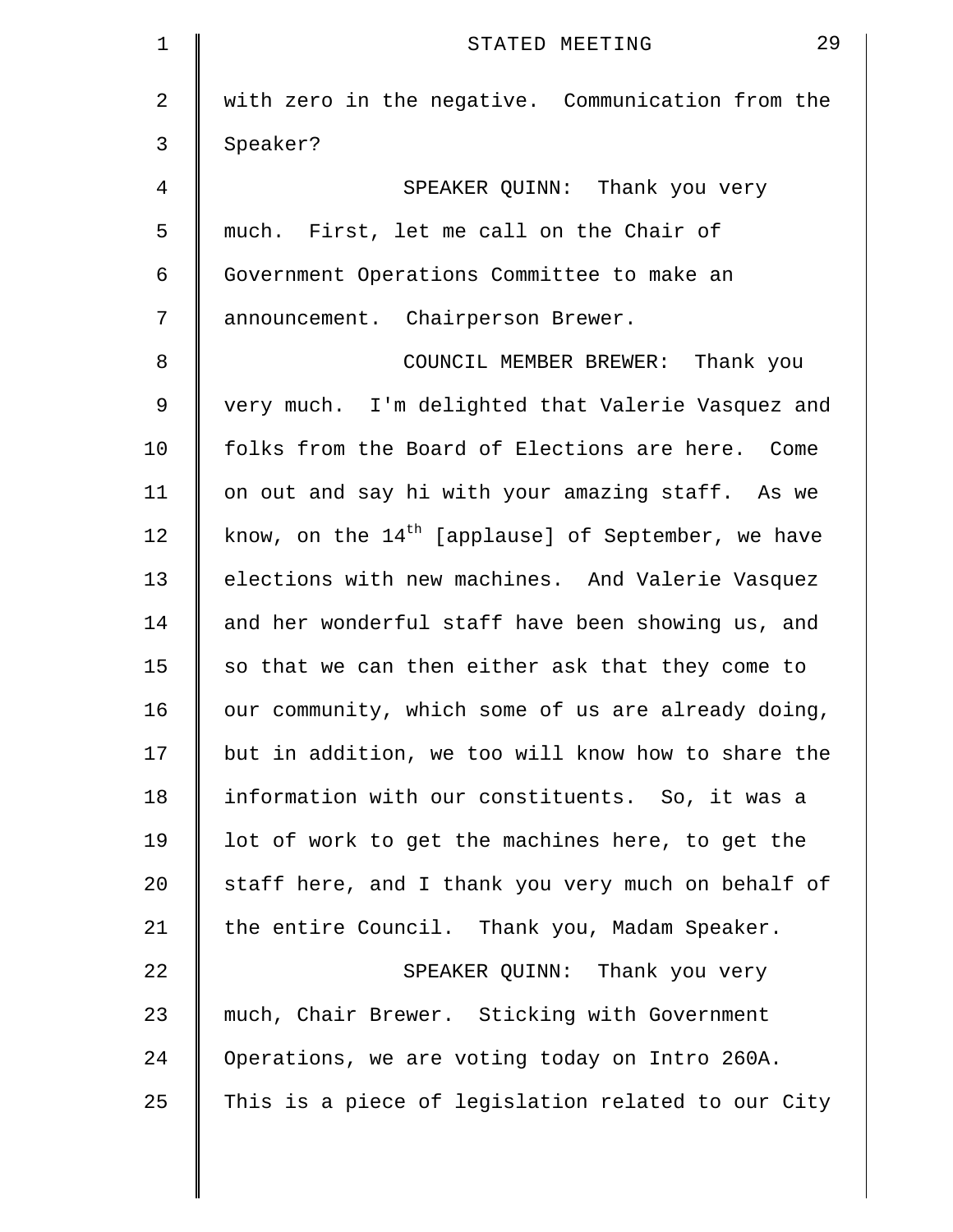with zero in the negative. Communication from the Speaker?

SPEAKER QUINN: Thank you very much. First, let me call on the Chair of Government Operations Committee to make an announcement. Chairperson Brewer.

COUNCIL MEMBER BREWER: Thank you very much. I'm delighted that Valerie Vasquez and folks from the Board of Elections are here. Come on out and say hi with your amazing staff. As we know, on the 14th [applause] of September, we have elections with new machines. And Valerie Vasquez and her wonderful staff have been showing us, and so that we can then either ask that they come to our community, which some of us are already doing, but in addition, we too will know how to share the information with our constituents. So, it was a lot of work to get the machines here, to get the staff here, and I thank you very much on behalf of the entire Council. Thank you, Madam Speaker.

SPEAKER QUINN: Thank you very much, Chair Brewer. Sticking with Government Operations, we are voting today on Intro 260A. This is a piece of legislation related to our City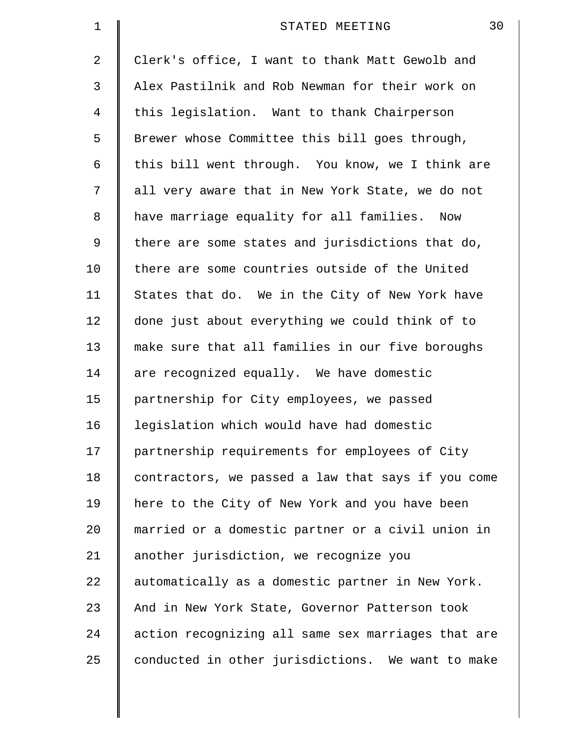Clerk's office, I want to thank Matt Gewolb and Alex Pastilnik and Rob Newman for their work on this legislation. Want to thank Chairperson Brewer whose Committee this bill goes through, this bill went through. You know, we I think are all very aware that in New York State, we do not have marriage equality for all families. Now there are some states and jurisdictions that do, there are some countries outside of the United States that do. We in the City of New York have done just about everything we could think of to make sure that all families in our five boroughs are recognized equally. We have domestic partnership for City employees, we passed legislation which would have had domestic partnership requirements for employees of City contractors, we passed a law that says if you come here to the City of New York and you have been married or a domestic partner or a civil union in another jurisdiction, we recognize you automatically as a domestic partner in New York. And in New York State, Governor Patterson took action recognizing all same sex marriages that are conducted in other jurisdictions. We want to make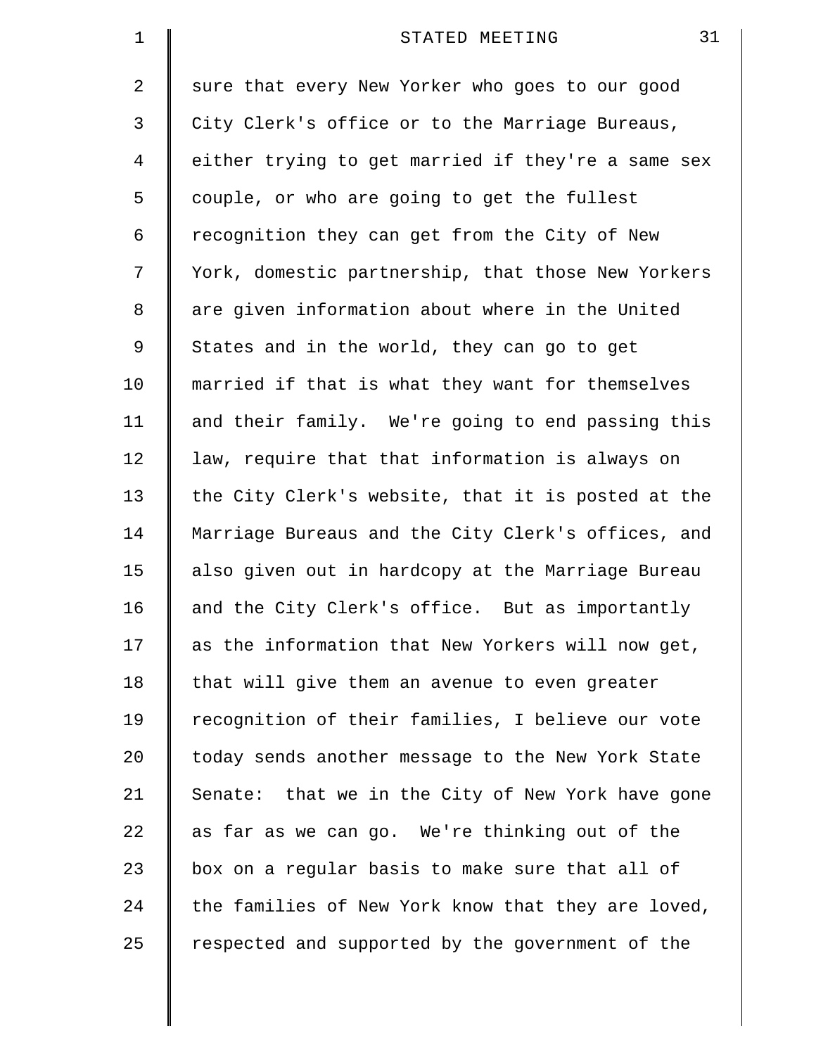sure that every New Yorker who goes to our good City Clerk's office or to the Marriage Bureaus, either trying to get married if they're a same sex couple, or who are going to get the fullest recognition they can get from the City of New York, domestic partnership, that those New Yorkers are given information about where in the United States and in the world, they can go to get married if that is what they want for themselves and their family. We're going to end passing this law, require that that information is always on the City Clerk's website, that it is posted at the Marriage Bureaus and the City Clerk's offices, and also given out in hardcopy at the Marriage Bureau and the City Clerk's office. But as importantly as the information that New Yorkers will now get, that will give them an avenue to even greater recognition of their families, I believe our vote today sends another message to the New York State Senate: that we in the City of New York have gone as far as we can go. We're thinking out of the box on a regular basis to make sure that all of the families of New York know that they are loved, respected and supported by the government of the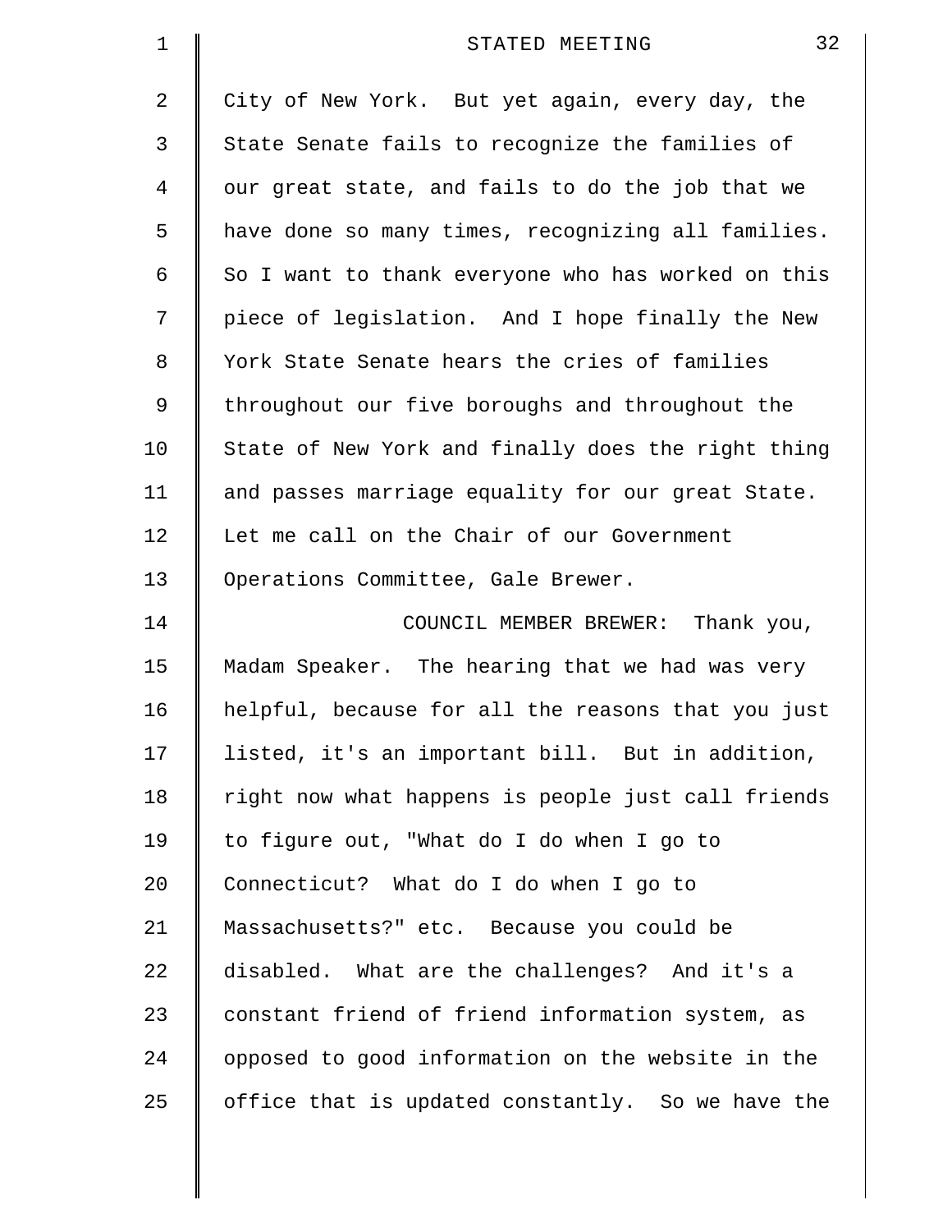City of New York. But yet again, every day, the State Senate fails to recognize the families of our great state, and fails to do the job that we have done so many times, recognizing all families. So I want to thank everyone who has worked on this piece of legislation. And I hope finally the New York State Senate hears the cries of families throughout our five boroughs and throughout the State of New York and finally does the right thing and passes marriage equality for our great State. Let me call on the Chair of our Government Operations Committee, Gale Brewer.

COUNCIL MEMBER BREWER: Thank you, Madam Speaker. The hearing that we had was very helpful, because for all the reasons that you just listed, it's an important bill. But in addition, right now what happens is people just call friends to figure out, "What do I do when I go to Connecticut? What do I do when I go to Massachusetts?" etc. Because you could be disabled. What are the challenges? And it's a constant friend of friend information system, as opposed to good information on the website in the office that is updated constantly. So we have the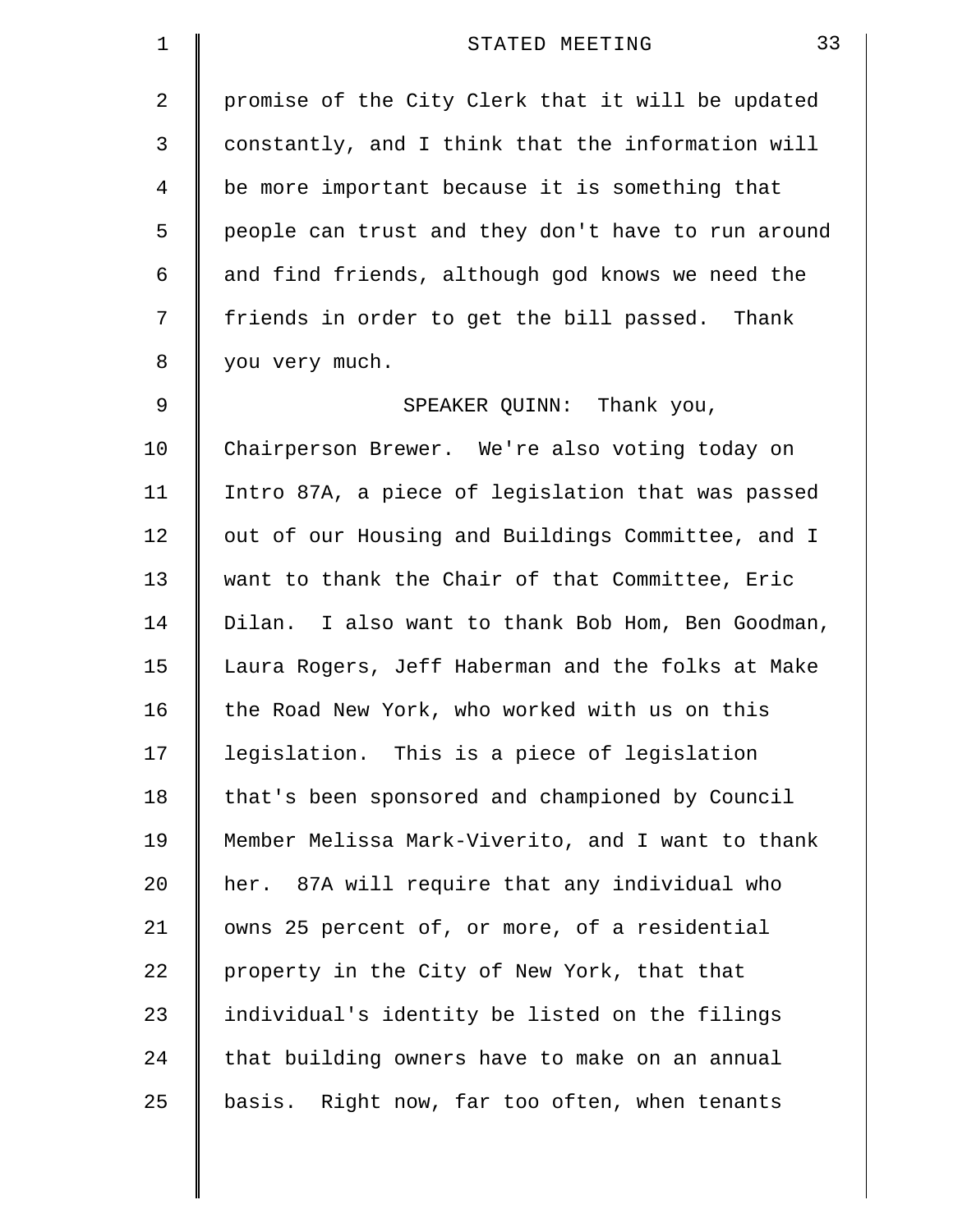promise of the City Clerk that it will be updated constantly, and I think that the information will be more important because it is something that people can trust and they don't have to run around and find friends, although god knows we need the friends in order to get the bill passed. Thank you very much.

SPEAKER QUINN: Thank you, Chairperson Brewer. We're also voting today on Intro 87A, a piece of legislation that was passed out of our Housing and Buildings Committee, and I want to thank the Chair of that Committee, Eric Dilan. I also want to thank Bob Hom, Ben Goodman, Laura Rogers, Jeff Haberman and the folks at Make the Road New York, who worked with us on this legislation. This is a piece of legislation that's been sponsored and championed by Council Member Melissa Mark-Viverito, and I want to thank her. 87A will require that any individual who owns 25 percent of, or more, of a residential property in the City of New York, that that individual's identity be listed on the filings that building owners have to make on an annual basis. Right now, far too often, when tenants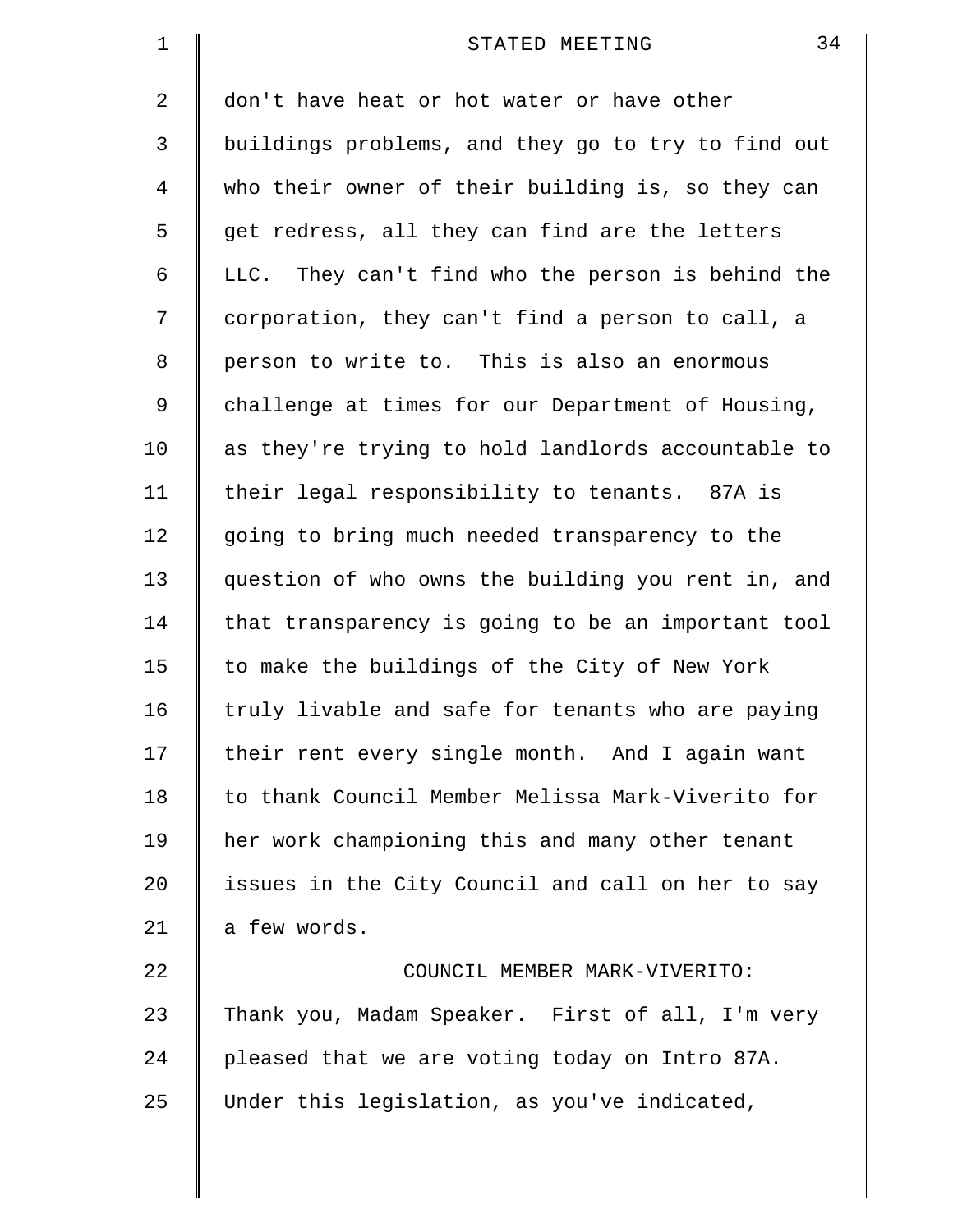don't have heat or hot water or have other buildings problems, and they go to try to find out who their owner of their building is, so they can get redress, all they can find are the letters LLC. They can't find who the person is behind the corporation, they can't find a person to call, a person to write to. This is also an enormous challenge at times for our Department of Housing, as they're trying to hold landlords accountable to their legal responsibility to tenants. 87A is going to bring much needed transparency to the question of who owns the building you rent in, and that transparency is going to be an important tool to make the buildings of the City of New York truly livable and safe for tenants who are paying their rent every single month. And I again want to thank Council Member Melissa Mark-Viverito for her work championing this and many other tenant issues in the City Council and call on her to say a few words.

COUNCIL MEMBER MARK-VIVERITO: Thank you, Madam Speaker. First of all, I'm very pleased that we are voting today on Intro 87A. Under this legislation, as you've indicated,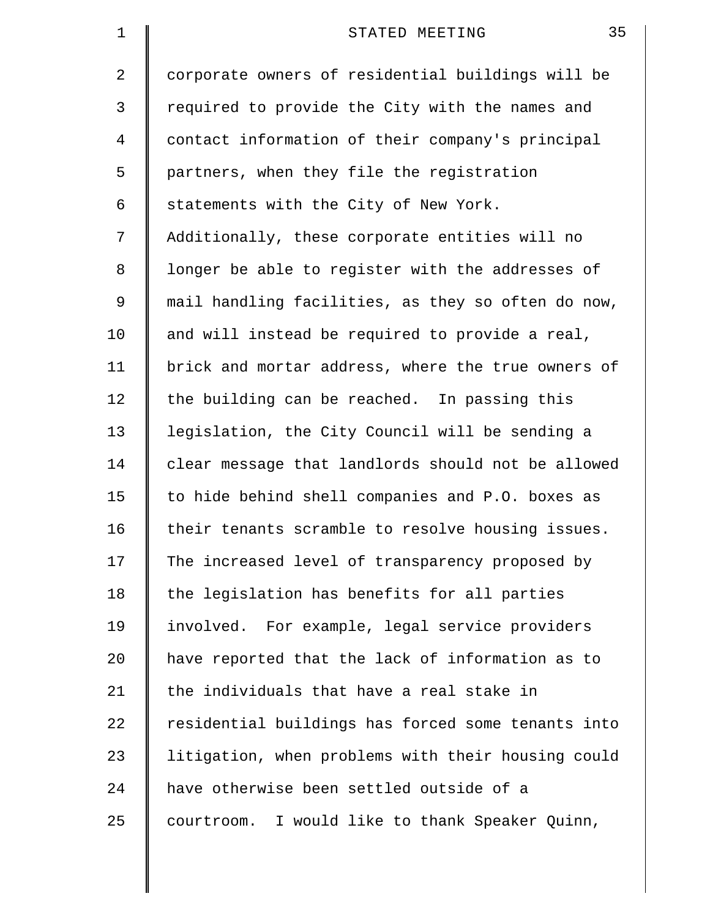corporate owners of residential buildings will be required to provide the City with the names and contact information of their company's principal partners, when they file the registration statements with the City of New York. Additionally, these corporate entities will no longer be able to register with the addresses of mail handling facilities, as they so often do now, and will instead be required to provide a real, brick and mortar address, where the true owners of the building can be reached. In passing this legislation, the City Council will be sending a clear message that landlords should not be allowed to hide behind shell companies and P.O. boxes as their tenants scramble to resolve housing issues. The increased level of transparency proposed by the legislation has benefits for all parties involved. For example, legal service providers have reported that the lack of information as to the individuals that have a real stake in residential buildings has forced some tenants into litigation, when problems with their housing could have otherwise been settled outside of a courtroom. I would like to thank Speaker Quinn,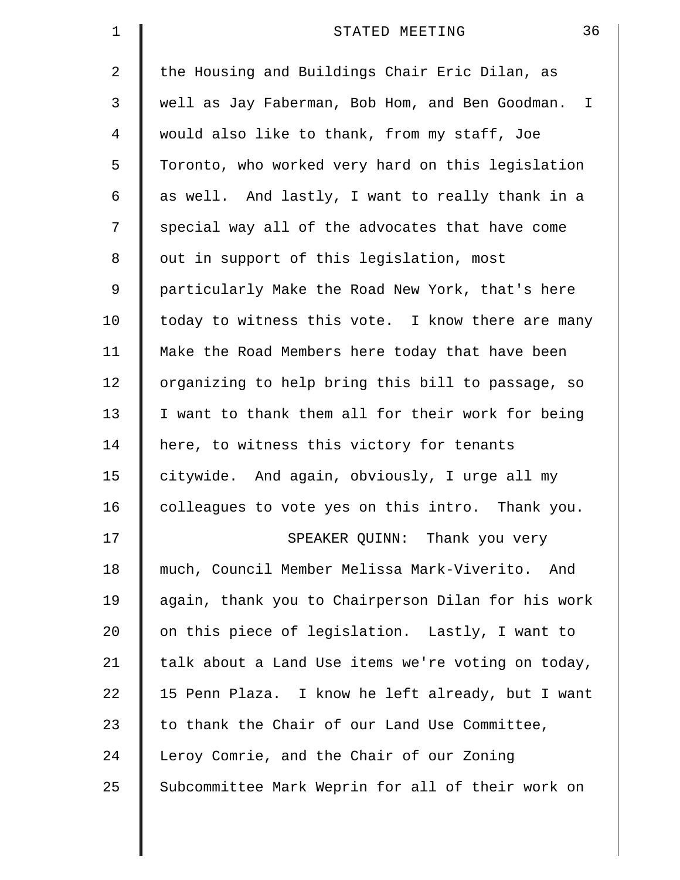the Housing and Buildings Chair Eric Dilan, as well as Jay Faberman, Bob Hom, and Ben Goodman. I would also like to thank, from my staff, Joe Toronto, who worked very hard on this legislation as well. And lastly, I want to really thank in a special way all of the advocates that have come out in support of this legislation, most particularly Make the Road New York, that's here today to witness this vote. I know there are many Make the Road Members here today that have been organizing to help bring this bill to passage, so I want to thank them all for their work for being here, to witness this victory for tenants citywide. And again, obviously, I urge all my colleagues to vote yes on this intro. Thank you.

SPEAKER QUINN: Thank you very much, Council Member Melissa Mark-Viverito. And again, thank you to Chairperson Dilan for his work on this piece of legislation. Lastly, I want to talk about a Land Use items we're voting on today, 15 Penn Plaza. I know he left already, but I want to thank the Chair of our Land Use Committee, Leroy Comrie, and the Chair of our Zoning Subcommittee Mark Weprin for all of their work on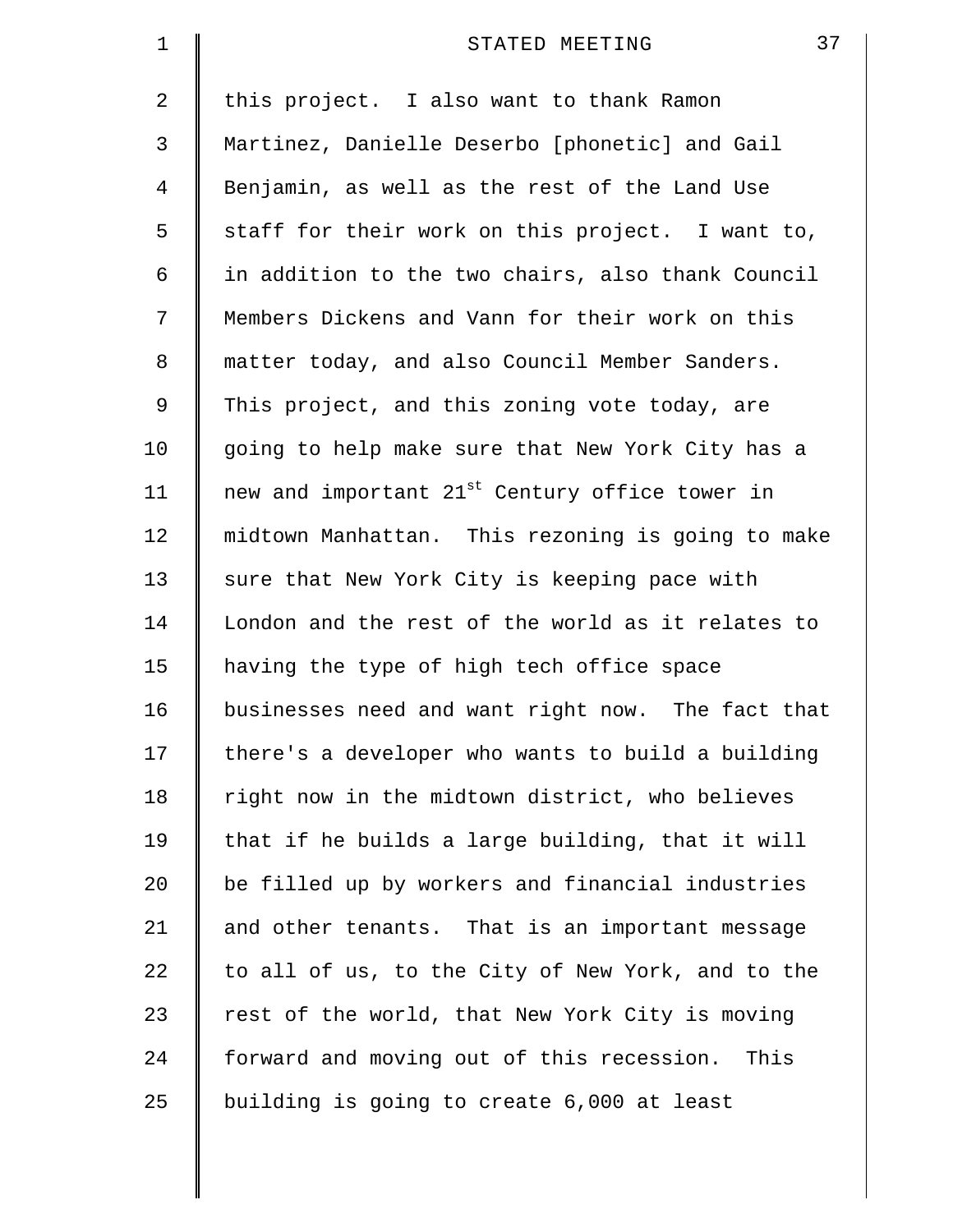this project. I also want to thank Ramon Martinez, Danielle Deserbo [phonetic] and Gail Benjamin, as well as the rest of the Land Use staff for their work on this project. I want to, in addition to the two chairs, also thank Council Members Dickens and Vann for their work on this matter today, and also Council Member Sanders. This project, and this zoning vote today, are going to help make sure that New York City has a new and important 21st Century office tower in midtown Manhattan. This rezoning is going to make sure that New York City is keeping pace with London and the rest of the world as it relates to having the type of high tech office space businesses need and want right now. The fact that there's a developer who wants to build a building right now in the midtown district, who believes that if he builds a large building, that it will be filled up by workers and financial industries and other tenants. That is an important message to all of us, to the City of New York, and to the rest of the world, that New York City is moving forward and moving out of this recession. This building is going to create 6,000 at least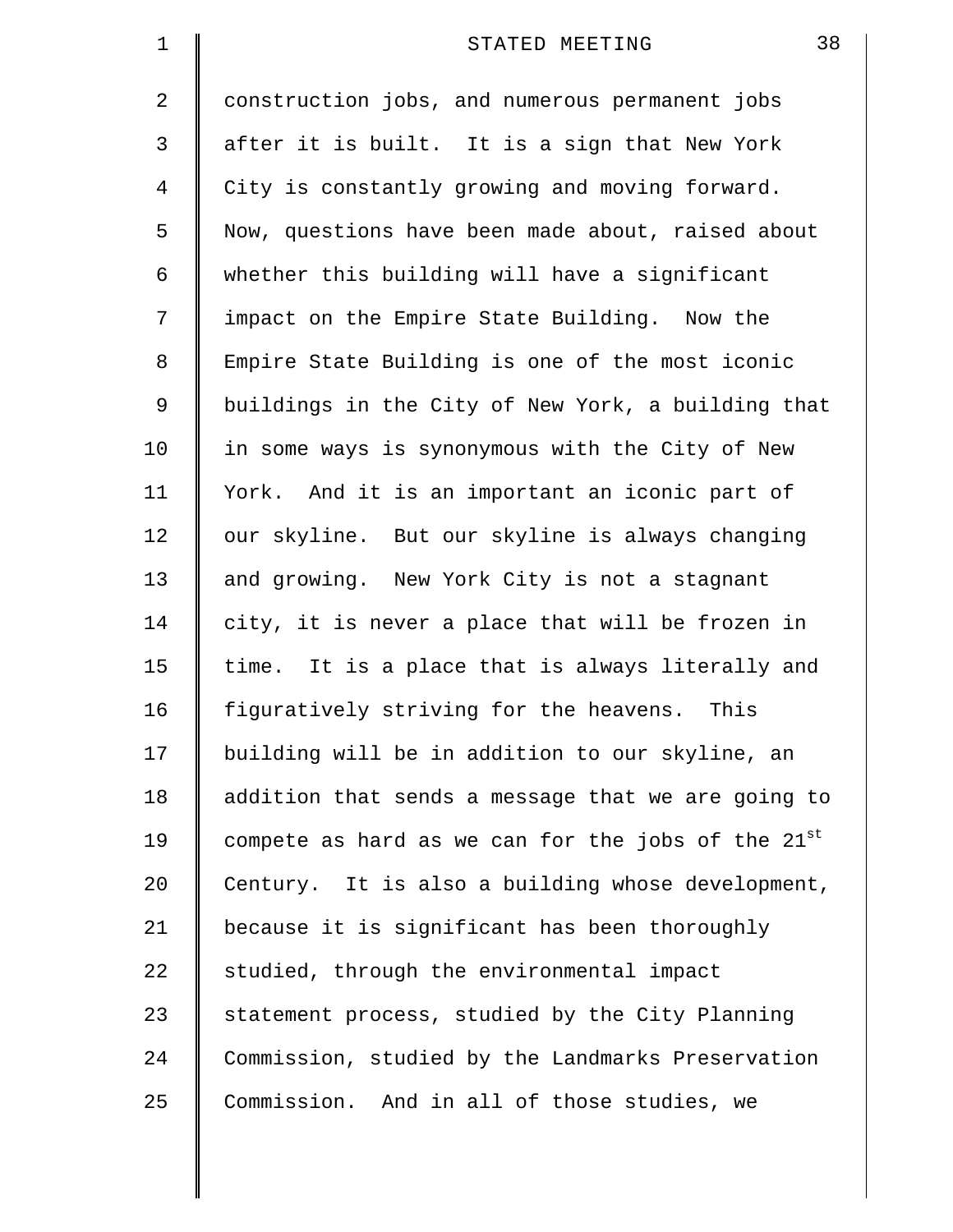construction jobs, and numerous permanent jobs after it is built. It is a sign that New York City is constantly growing and moving forward. Now, questions have been made about, raised about whether this building will have a significant impact on the Empire State Building. Now the Empire State Building is one of the most iconic buildings in the City of New York, a building that in some ways is synonymous with the City of New York. And it is an important an iconic part of our skyline. But our skyline is always changing and growing. New York City is not a stagnant city, it is never a place that will be frozen in time. It is a place that is always literally and figuratively striving for the heavens. This building will be in addition to our skyline, an addition that sends a message that we are going to compete as hard as we can for the jobs of the 21st Century. It is also a building whose development, because it is significant has been thoroughly studied, through the environmental impact statement process, studied by the City Planning Commission, studied by the Landmarks Preservation Commission. And in all of those studies, we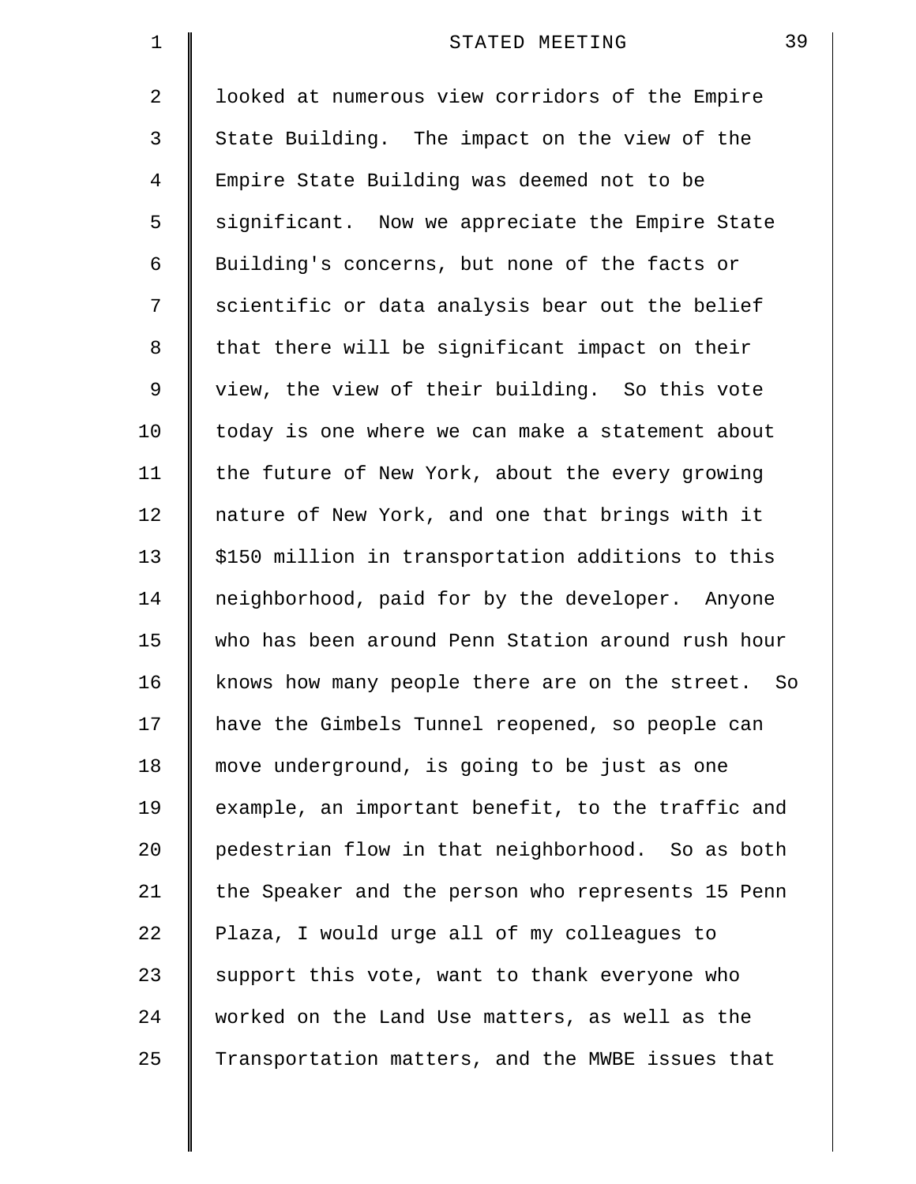looked at numerous view corridors of the Empire State Building. The impact on the view of the Empire State Building was deemed not to be significant. Now we appreciate the Empire State Building's concerns, but none of the facts or scientific or data analysis bear out the belief that there will be significant impact on their view, the view of their building. So this vote today is one where we can make a statement about the future of New York, about the every growing nature of New York, and one that brings with it $150 million in transportation additions to this neighborhood, paid for by the developer. Anyone who has been around Penn Station around rush hour knows how many people there are on the street. So have the Gimbels Tunnel reopened, so people can move underground, is going to be just as one example, an important benefit, to the traffic and pedestrian flow in that neighborhood. So as both the Speaker and the person who represents 15 Penn Plaza, I would urge all of my colleagues to support this vote, want to thank everyone who worked on the Land Use matters, as well as the Transportation matters, and the MWBE issues that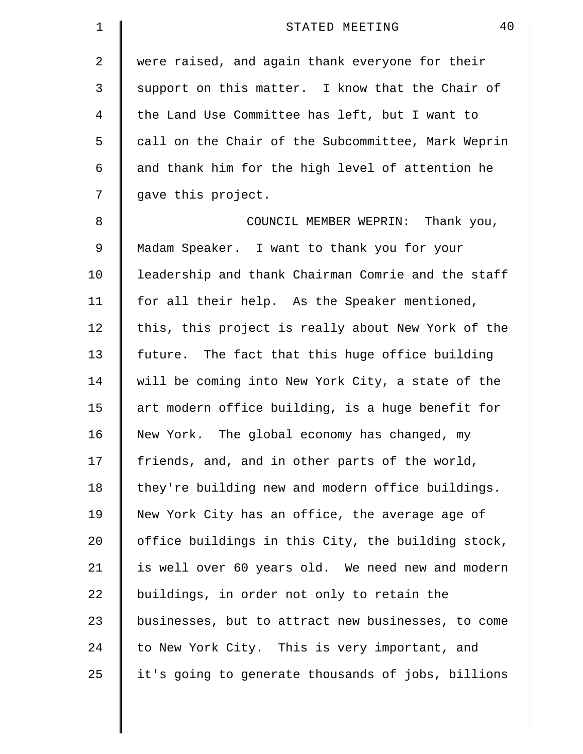were raised, and again thank everyone for their support on this matter. I know that the Chair of the Land Use Committee has left, but I want to call on the Chair of the Subcommittee, Mark Weprin and thank him for the high level of attention he gave this project.

COUNCIL MEMBER WEPRIN: Thank you, Madam Speaker. I want to thank you for your leadership and thank Chairman Comrie and the staff for all their help. As the Speaker mentioned, this, this project is really about New York of the future. The fact that this huge office building will be coming into New York City, a state of the art modern office building, is a huge benefit for New York. The global economy has changed, my friends, and, and in other parts of the world, they're building new and modern office buildings. New York City has an office, the average age of office buildings in this City, the building stock, is well over 60 years old. We need new and modern buildings, in order not only to retain the businesses, but to attract new businesses, to come to New York City. This is very important, and it's going to generate thousands of jobs, billions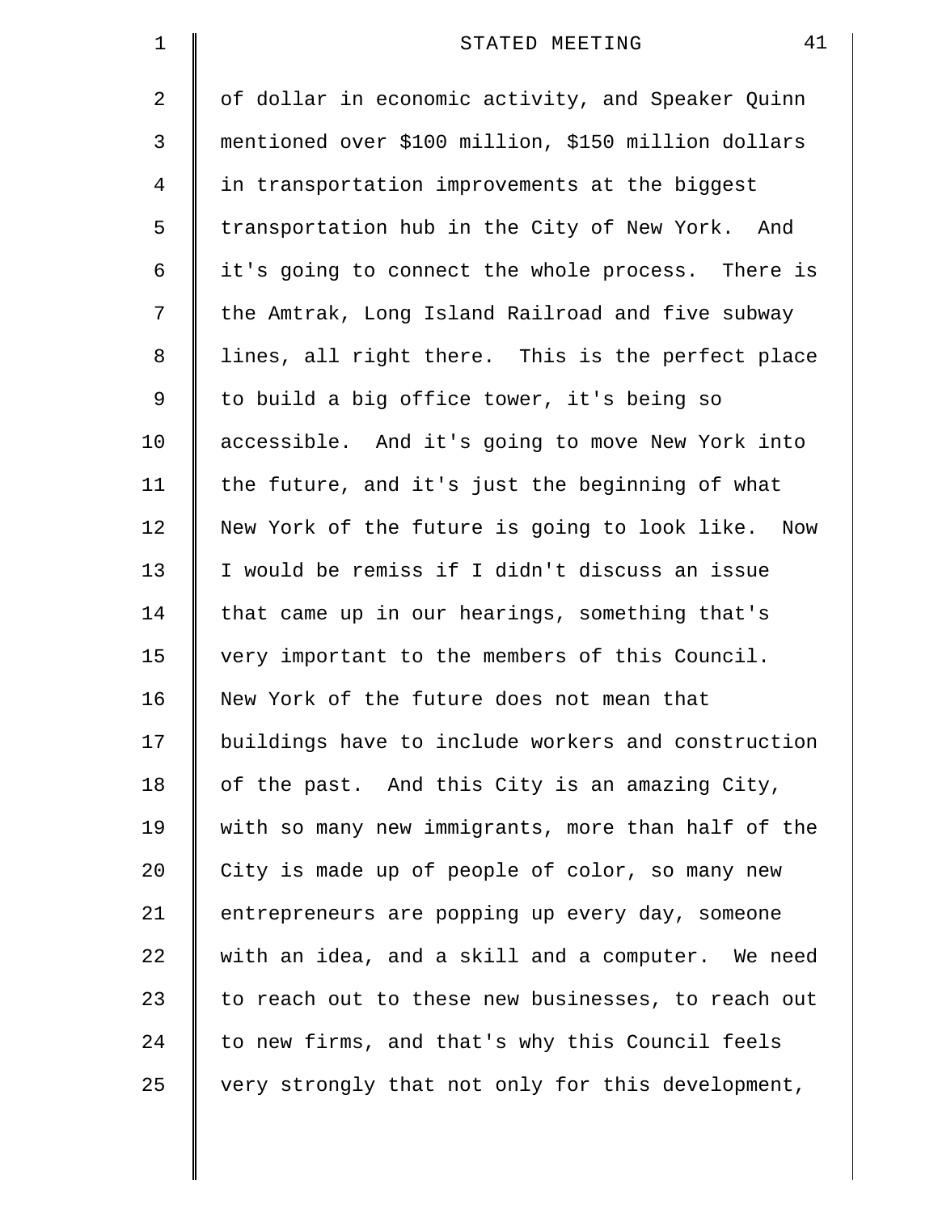of dollar in economic activity, and Speaker Quinn mentioned over $100 million, $150 million dollars in transportation improvements at the biggest transportation hub in the City of New York. And it's going to connect the whole process. There is the Amtrak, Long Island Railroad and five subway lines, all right there. This is the perfect place to build a big office tower, it's being so accessible. And it's going to move New York into the future, and it's just the beginning of what New York of the future is going to look like. Now I would be remiss if I didn't discuss an issue that came up in our hearings, something that's very important to the members of this Council. New York of the future does not mean that buildings have to include workers and construction of the past. And this City is an amazing City, with so many new immigrants, more than half of the City is made up of people of color, so many new entrepreneurs are popping up every day, someone with an idea, and a skill and a computer. We need to reach out to these new businesses, to reach out to new firms, and that's why this Council feels very strongly that not only for this development,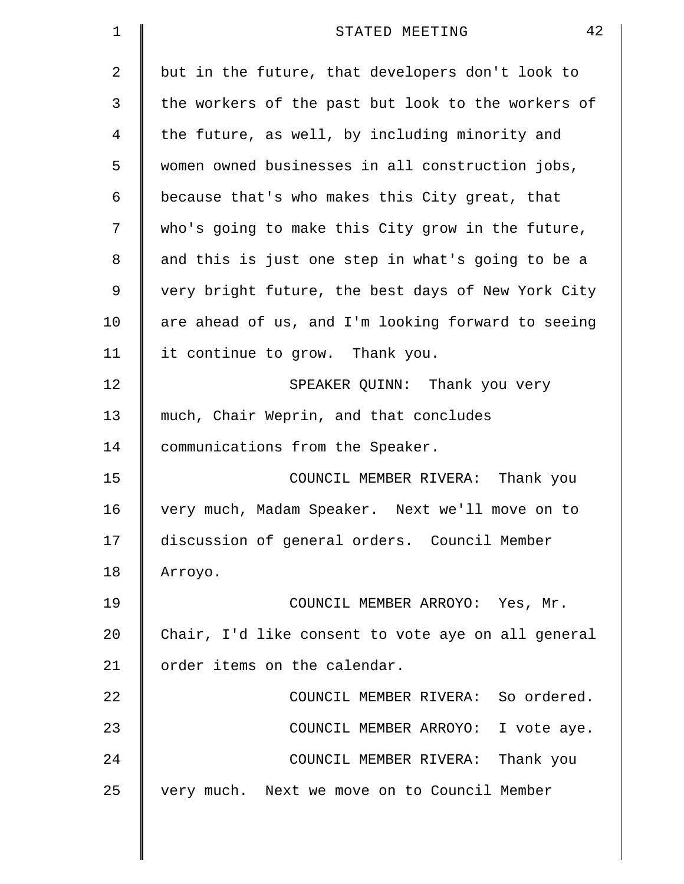but in the future, that developers don't look to the workers of the past but look to the workers of the future, as well, by including minority and women owned businesses in all construction jobs, because that's who makes this City great, that who's going to make this City grow in the future, and this is just one step in what's going to be a very bright future, the best days of New York City are ahead of us, and I'm looking forward to seeing it continue to grow. Thank you.

SPEAKER QUINN: Thank you very much, Chair Weprin, and that concludes communications from the Speaker.

COUNCIL MEMBER RIVERA: Thank you very much, Madam Speaker. Next we'll move on to discussion of general orders. Council Member Arroyo.

COUNCIL MEMBER ARROYO: Yes, Mr. Chair, I'd like consent to vote aye on all general order items on the calendar.

COUNCIL MEMBER RIVERA: So ordered.

COUNCIL MEMBER ARROYO: I vote aye.

COUNCIL MEMBER RIVERA: Thank you very much. Next we move on to Council Member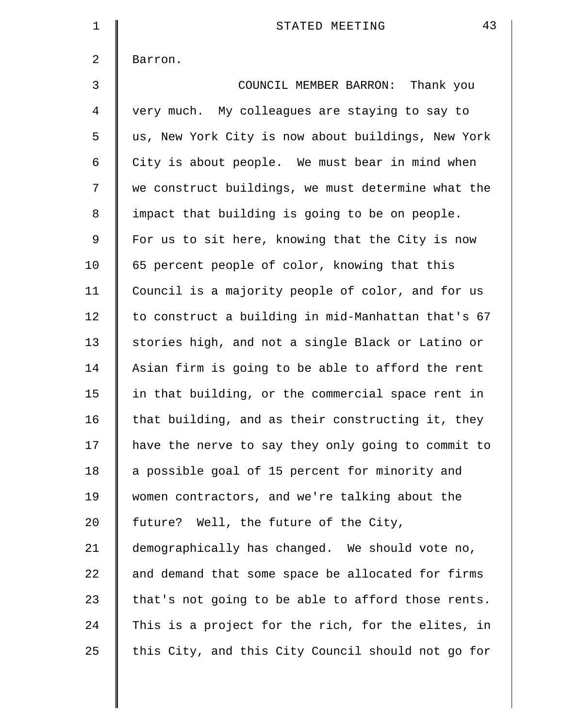Barron.

COUNCIL MEMBER BARRON: Thank you very much. My colleagues are staying to say to us, New York City is now about buildings, New York City is about people. We must bear in mind when we construct buildings, we must determine what the impact that building is going to be on people. For us to sit here, knowing that the City is now 65 percent people of color, knowing that this Council is a majority people of color, and for us to construct a building in mid-Manhattan that's 67 stories high, and not a single Black or Latino or Asian firm is going to be able to afford the rent in that building, or the commercial space rent in that building, and as their constructing it, they have the nerve to say they only going to commit to a possible goal of 15 percent for minority and women contractors, and we're talking about the future? Well, the future of the City, demographically has changed. We should vote no, and demand that some space be allocated for firms that's not going to be able to afford those rents. This is a project for the rich, for the elites, in this City, and this City Council should not go for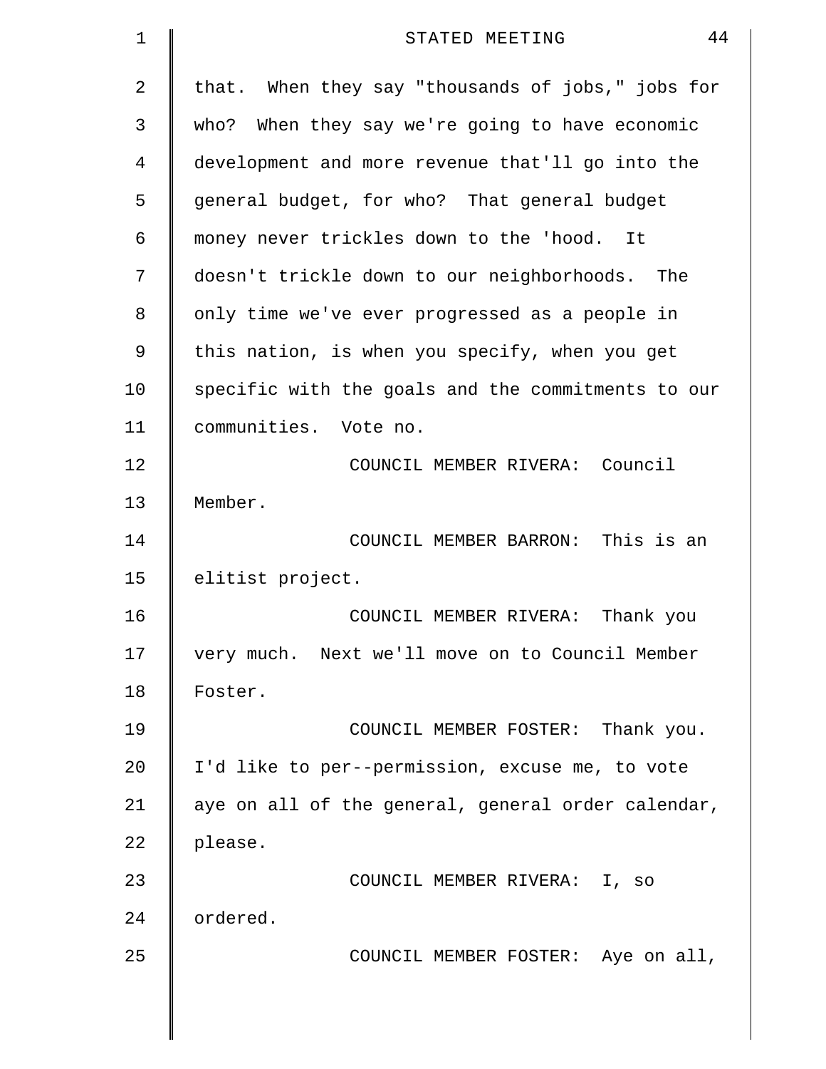that. When they say "thousands of jobs," jobs for who? When they say we're going to have economic development and more revenue that'll go into the general budget, for who? That general budget money never trickles down to the 'hood. It doesn't trickle down to our neighborhoods. The only time we've ever progressed as a people in this nation, is when you specify, when you get specific with the goals and the commitments to our communities. Vote no.

COUNCIL MEMBER RIVERA: Council Member.

COUNCIL MEMBER BARRON: This is an elitist project.

COUNCIL MEMBER RIVERA: Thank you very much. Next we'll move on to Council Member Foster.

COUNCIL MEMBER FOSTER: Thank you. I'd like to per--permission, excuse me, to vote aye on all of the general, general order calendar, please.

COUNCIL MEMBER RIVERA: I, so ordered.

COUNCIL MEMBER FOSTER: Aye on all,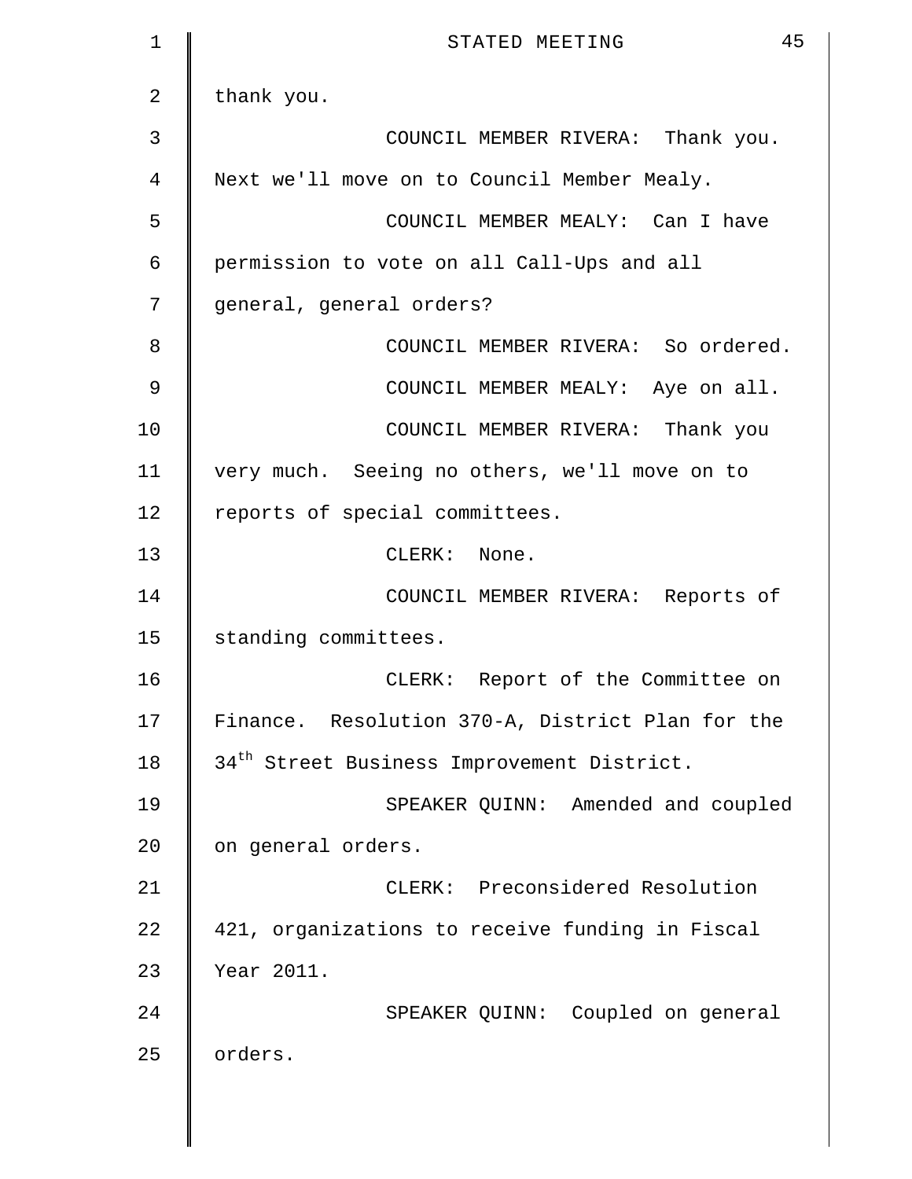thank you.

COUNCIL MEMBER RIVERA: Thank you. Next we'll move on to Council Member Mealy.

COUNCIL MEMBER MEALY: Can I have permission to vote on all Call-Ups and all general, general orders?

COUNCIL MEMBER RIVERA: So ordered.

COUNCIL MEMBER MEALY: Aye on all.

COUNCIL MEMBER RIVERA: Thank you very much. Seeing no others, we'll move on to reports of special committees.

CLERK: None.

COUNCIL MEMBER RIVERA: Reports of standing committees.

CLERK: Report of the Committee on Finance. Resolution 370-A, District Plan for the 34th Street Business Improvement District.

SPEAKER QUINN: Amended and coupled on general orders.

CLERK: Preconsidered Resolution 421, organizations to receive funding in Fiscal Year 2011.

SPEAKER QUINN: Coupled on general orders.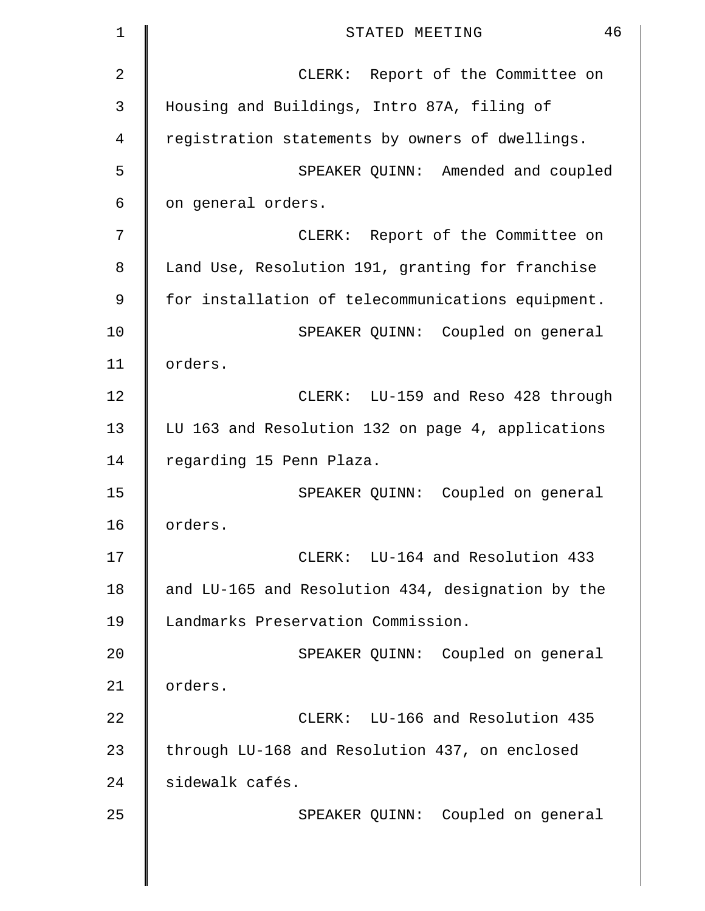CLERK: Report of the Committee on Housing and Buildings, Intro 87A, filing of registration statements by owners of dwellings.

SPEAKER QUINN: Amended and coupled on general orders.

CLERK: Report of the Committee on Land Use, Resolution 191, granting for franchise for installation of telecommunications equipment.

SPEAKER QUINN: Coupled on general orders.

CLERK: LU-159 and Reso 428 through LU 163 and Resolution 132 on page 4, applications regarding 15 Penn Plaza.

SPEAKER QUINN: Coupled on general orders.

CLERK: LU-164 and Resolution 433 and LU-165 and Resolution 434, designation by the Landmarks Preservation Commission.

SPEAKER QUINN: Coupled on general orders.

CLERK: LU-166 and Resolution 435 through LU-168 and Resolution 437, on enclosed sidewalk cafés.

SPEAKER QUINN: Coupled on general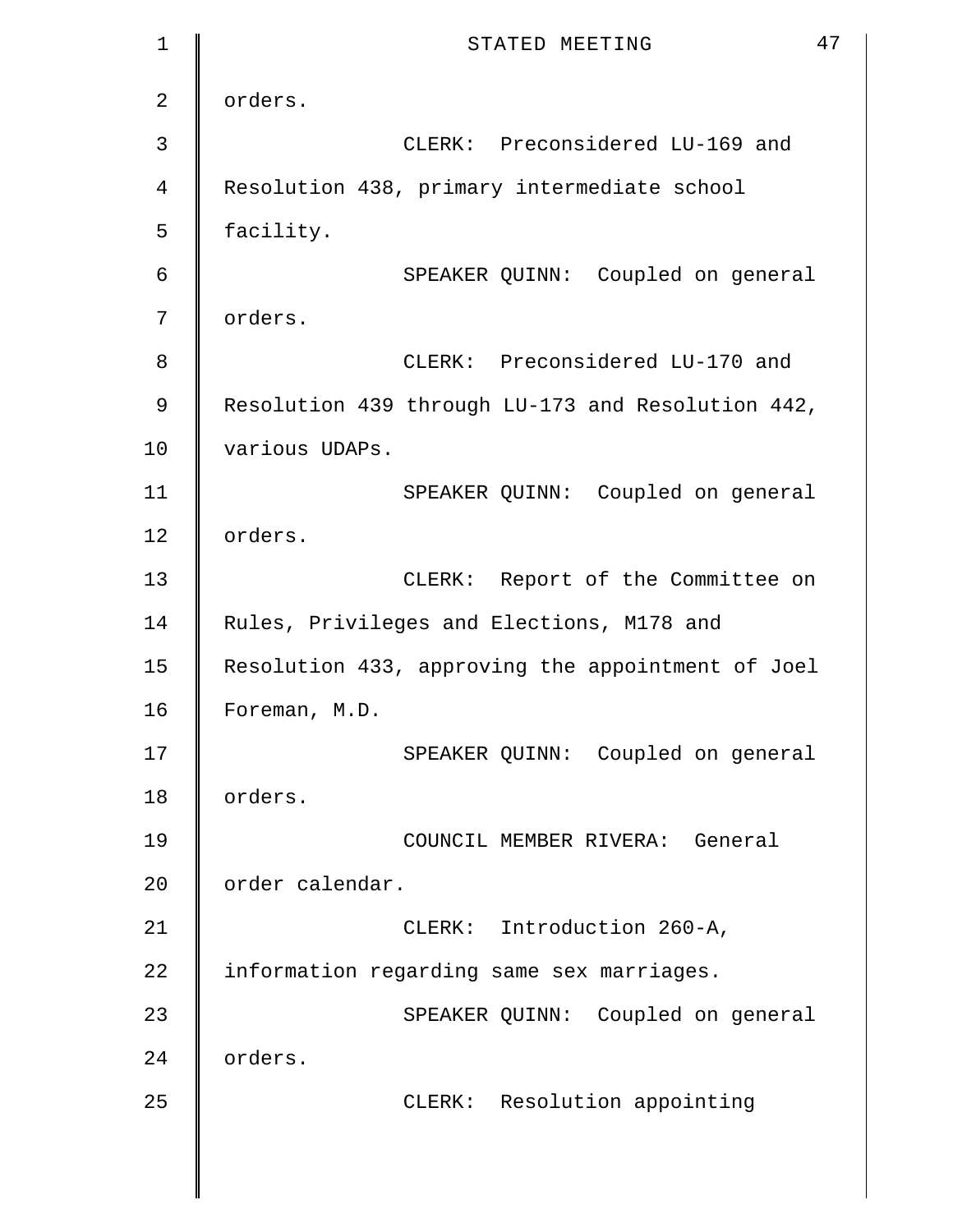orders.

CLERK: Preconsidered LU-169 and Resolution 438, primary intermediate school facility.

SPEAKER QUINN: Coupled on general orders.

CLERK: Preconsidered LU-170 and Resolution 439 through LU-173 and Resolution 442, various UDAPs.

SPEAKER QUINN: Coupled on general orders.

CLERK: Report of the Committee on Rules, Privileges and Elections, M178 and Resolution 433, approving the appointment of Joel Foreman, M.D.

SPEAKER QUINN: Coupled on general orders.

COUNCIL MEMBER RIVERA: General order calendar.

CLERK: Introduction 260-A, information regarding same sex marriages.

SPEAKER QUINN: Coupled on general orders.

CLERK: Resolution appointing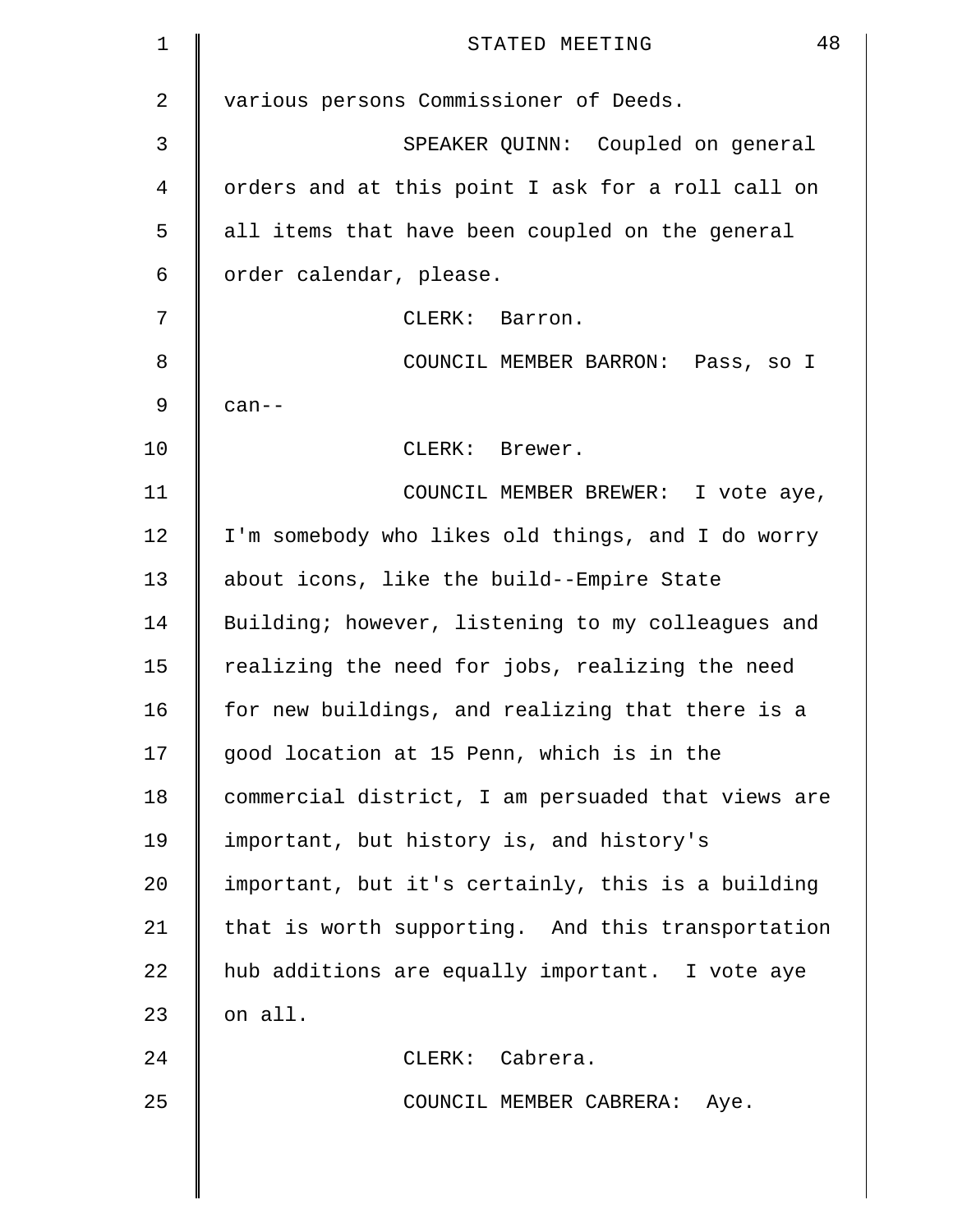various persons Commissioner of Deeds.

SPEAKER QUINN: Coupled on general orders and at this point I ask for a roll call on all items that have been coupled on the general order calendar, please.

CLERK: Barron.

COUNCIL MEMBER BARRON: Pass, so I can--

CLERK: Brewer.

COUNCIL MEMBER BREWER: I vote aye, I'm somebody who likes old things, and I do worry about icons, like the build--Empire State Building; however, listening to my colleagues and realizing the need for jobs, realizing the need for new buildings, and realizing that there is a good location at 15 Penn, which is in the commercial district, I am persuaded that views are important, but history is, and history's important, but it's certainly, this is a building that is worth supporting. And this transportation hub additions are equally important. I vote aye on all.

CLERK: Cabrera.

COUNCIL MEMBER CABRERA: Aye.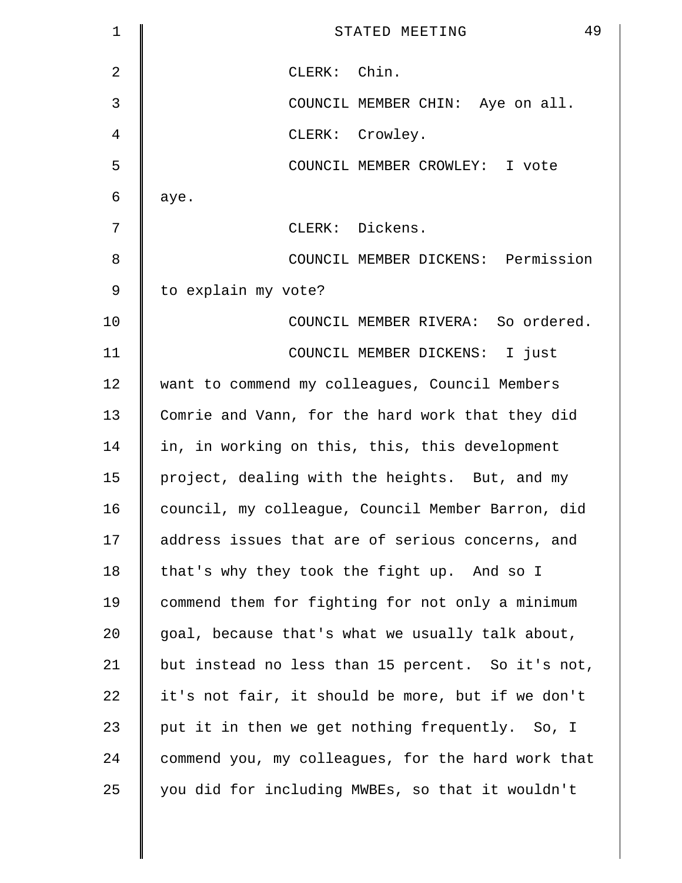CLERK: Chin.

COUNCIL MEMBER CHIN: Aye on all.

CLERK: Crowley.

COUNCIL MEMBER CROWLEY: I vote aye.

CLERK: Dickens.

COUNCIL MEMBER DICKENS: Permission to explain my vote?

COUNCIL MEMBER RIVERA: So ordered.

COUNCIL MEMBER DICKENS: I just want to commend my colleagues, Council Members Comrie and Vann, for the hard work that they did in, in working on this, this, this development project, dealing with the heights. But, and my council, my colleague, Council Member Barron, did address issues that are of serious concerns, and that's why they took the fight up. And so I commend them for fighting for not only a minimum goal, because that's what we usually talk about, but instead no less than 15 percent. So it's not, it's not fair, it should be more, but if we don't put it in then we get nothing frequently. So, I commend you, my colleagues, for the hard work that you did for including MWBEs, so that it wouldn't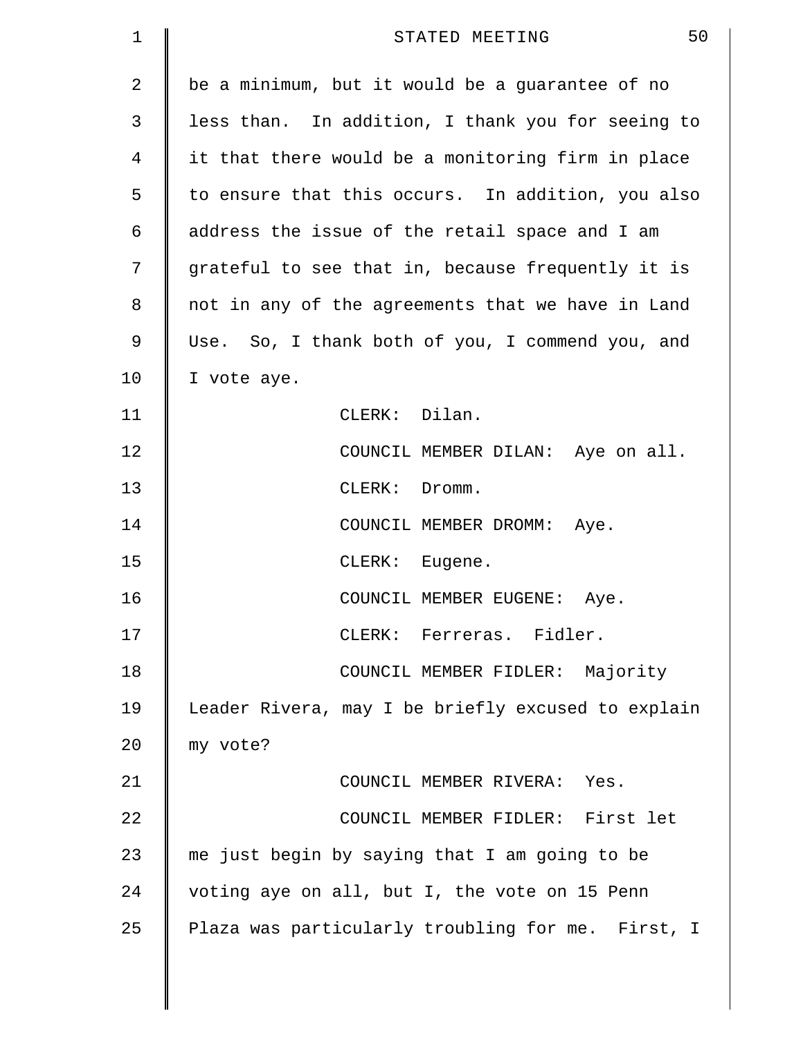be a minimum, but it would be a guarantee of no less than. In addition, I thank you for seeing to it that there would be a monitoring firm in place to ensure that this occurs. In addition, you also address the issue of the retail space and I am grateful to see that in, because frequently it is not in any of the agreements that we have in Land Use. So, I thank both of you, I commend you, and I vote aye.

CLERK: Dilan.

COUNCIL MEMBER DILAN: Aye on all.

CLERK: Dromm.

COUNCIL MEMBER DROMM: Aye.

CLERK: Eugene.

COUNCIL MEMBER EUGENE: Aye.

CLERK: Ferreras. Fidler.

COUNCIL MEMBER FIDLER: Majority Leader Rivera, may I be briefly excused to explain my vote?

COUNCIL MEMBER RIVERA: Yes.

COUNCIL MEMBER FIDLER: First let me just begin by saying that I am going to be voting aye on all, but I, the vote on 15 Penn Plaza was particularly troubling for me. First, I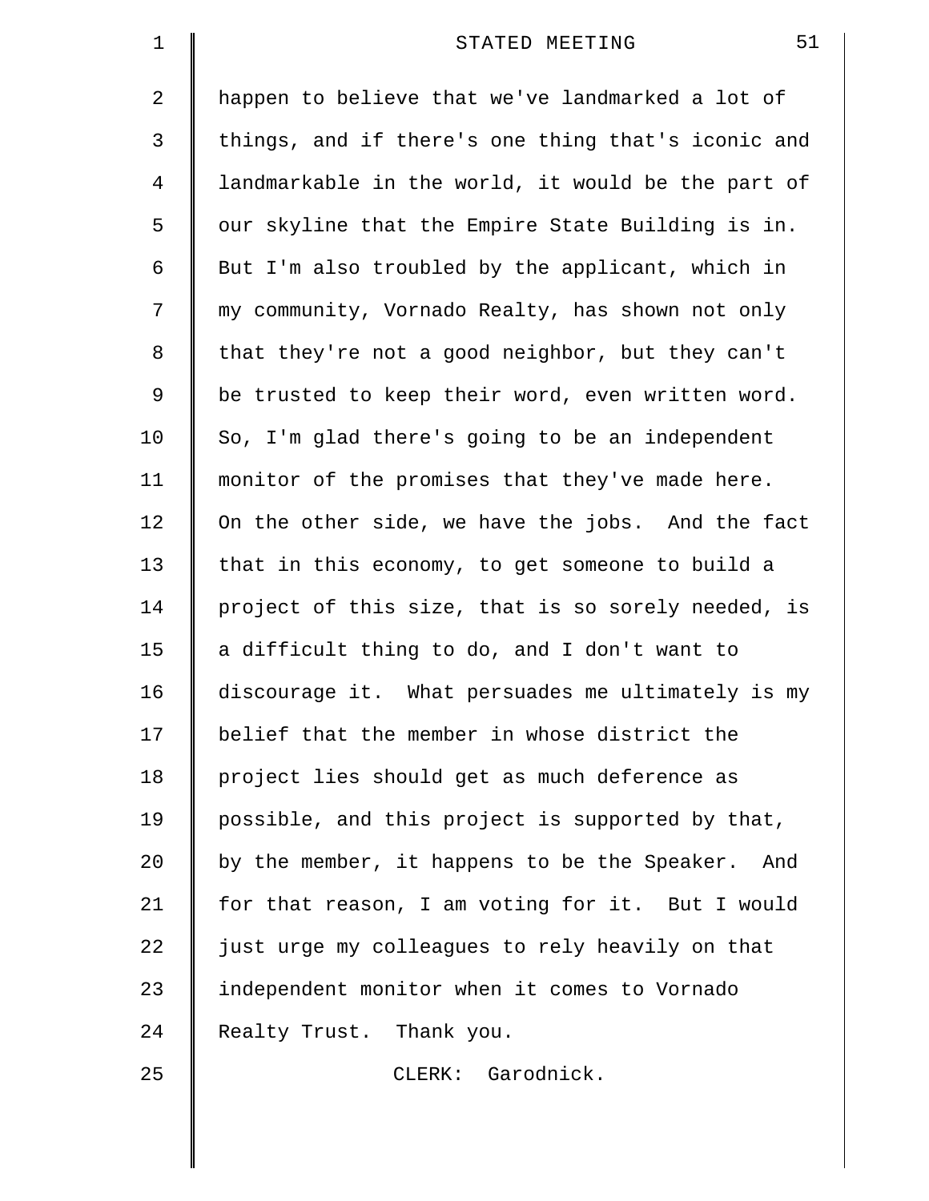happen to believe that we've landmarked a lot of things, and if there's one thing that's iconic and landmarkable in the world, it would be the part of our skyline that the Empire State Building is in. But I'm also troubled by the applicant, which in my community, Vornado Realty, has shown not only that they're not a good neighbor, but they can't be trusted to keep their word, even written word. So, I'm glad there's going to be an independent monitor of the promises that they've made here. On the other side, we have the jobs. And the fact that in this economy, to get someone to build a project of this size, that is so sorely needed, is a difficult thing to do, and I don't want to discourage it. What persuades me ultimately is my belief that the member in whose district the project lies should get as much deference as possible, and this project is supported by that, by the member, it happens to be the Speaker. And for that reason, I am voting for it. But I would just urge my colleagues to rely heavily on that independent monitor when it comes to Vornado Realty Trust. Thank you.

CLERK: Garodnick.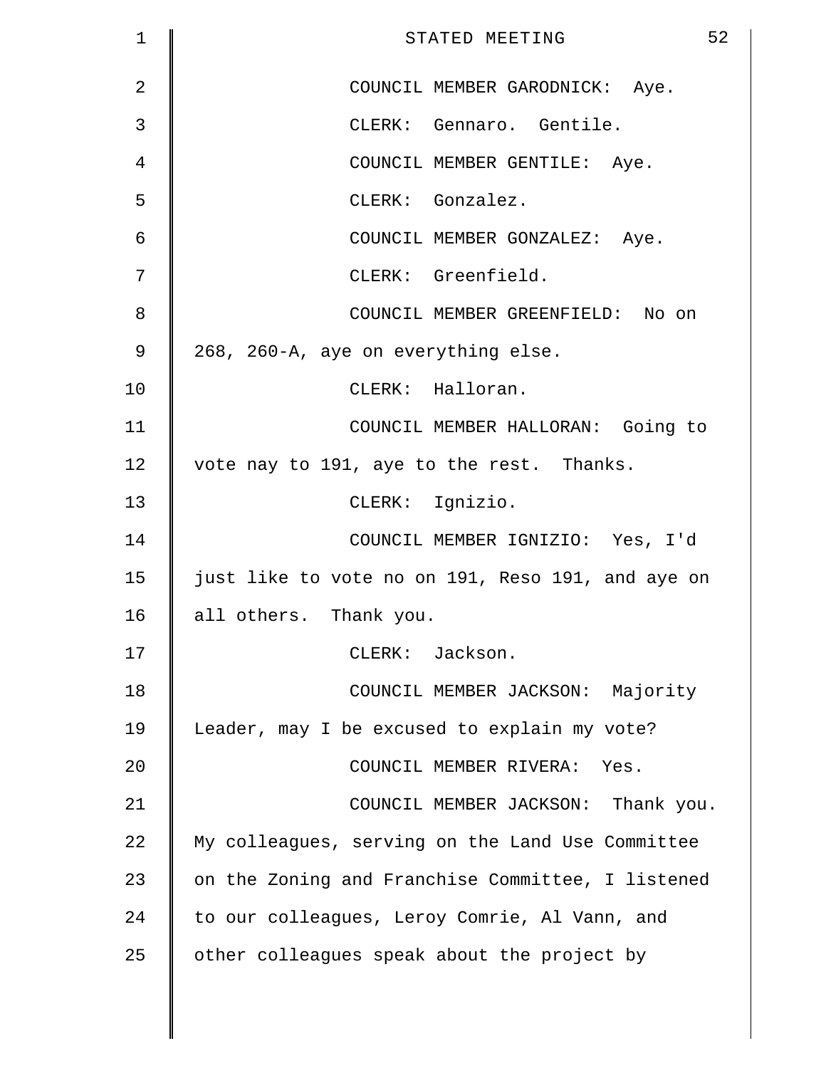COUNCIL MEMBER GARODNICK: Aye.

CLERK: Gennaro. Gentile.

COUNCIL MEMBER GENTILE: Aye.

CLERK: Gonzalez.

COUNCIL MEMBER GONZALEZ: Aye.

CLERK: Greenfield.

COUNCIL MEMBER GREENFIELD: No on 268, 260-A, aye on everything else.

CLERK: Halloran.

COUNCIL MEMBER HALLORAN: Going to vote nay to 191, aye to the rest. Thanks.

CLERK: Ignizio.

COUNCIL MEMBER IGNIZIO: Yes, I'd just like to vote no on 191, Reso 191, and aye on all others. Thank you.

CLERK: Jackson.

COUNCIL MEMBER JACKSON: Majority Leader, may I be excused to explain my vote?

COUNCIL MEMBER RIVERA: Yes.

COUNCIL MEMBER JACKSON: Thank you. My colleagues, serving on the Land Use Committee on the Zoning and Franchise Committee, I listened to our colleagues, Leroy Comrie, Al Vann, and other colleagues speak about the project by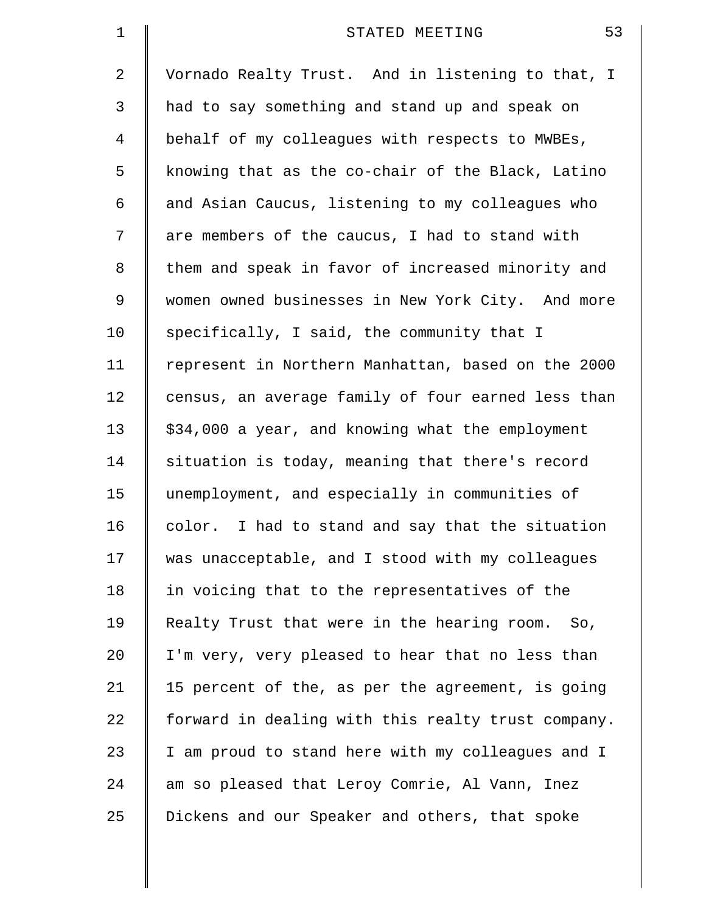Vornado Realty Trust. And in listening to that, I had to say something and stand up and speak on behalf of my colleagues with respects to MWBEs, knowing that as the co-chair of the Black, Latino and Asian Caucus, listening to my colleagues who are members of the caucus, I had to stand with them and speak in favor of increased minority and women owned businesses in New York City. And more specifically, I said, the community that I represent in Northern Manhattan, based on the 2000 census, an average family of four earned less than $34,000 a year, and knowing what the employment situation is today, meaning that there's record unemployment, and especially in communities of color. I had to stand and say that the situation was unacceptable, and I stood with my colleagues in voicing that to the representatives of the Realty Trust that were in the hearing room. So, I'm very, very pleased to hear that no less than 15 percent of the, as per the agreement, is going forward in dealing with this realty trust company. I am proud to stand here with my colleagues and I am so pleased that Leroy Comrie, Al Vann, Inez Dickens and our Speaker and others, that spoke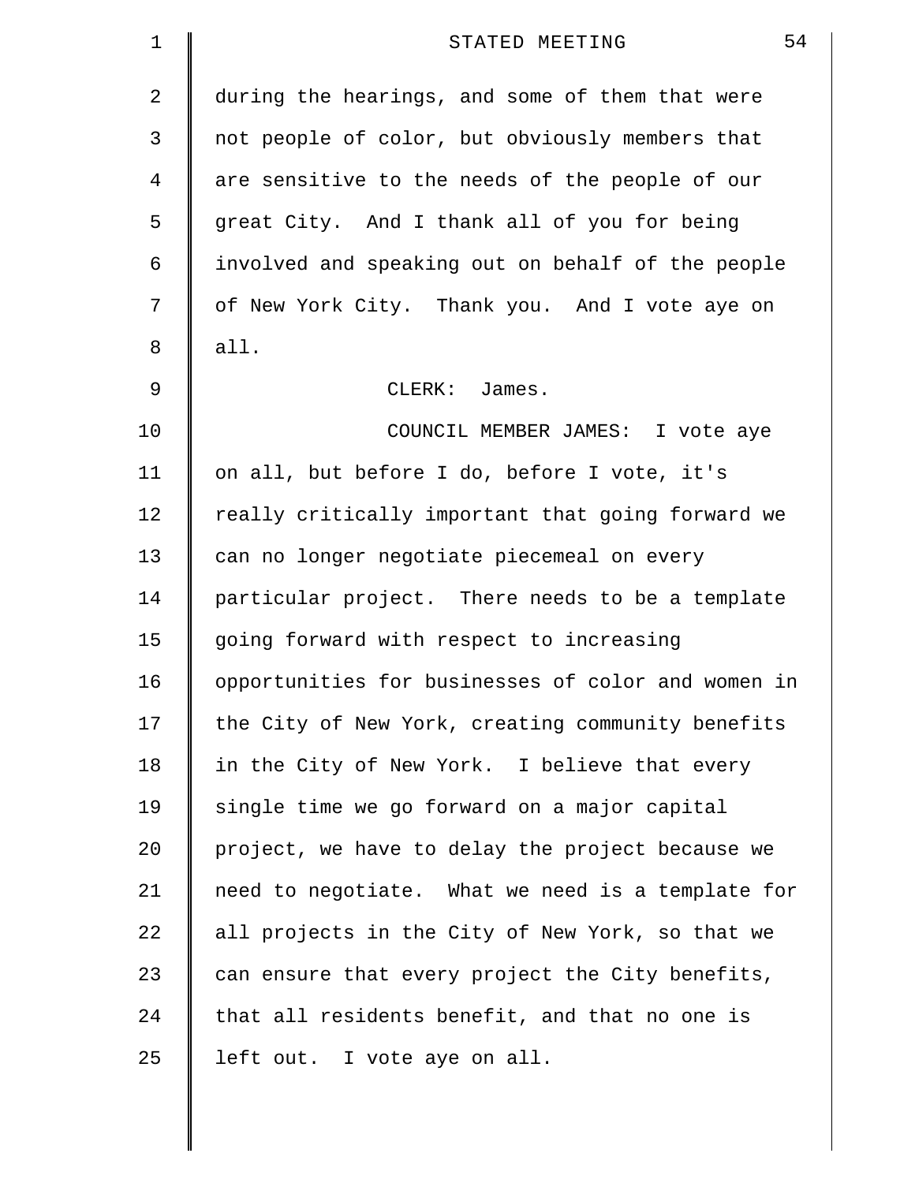during the hearings, and some of them that were not people of color, but obviously members that are sensitive to the needs of the people of our great City. And I thank all of you for being involved and speaking out on behalf of the people of New York City. Thank you. And I vote aye on all.

CLERK: James.

COUNCIL MEMBER JAMES: I vote aye on all, but before I do, before I vote, it's really critically important that going forward we can no longer negotiate piecemeal on every particular project. There needs to be a template going forward with respect to increasing opportunities for businesses of color and women in the City of New York, creating community benefits in the City of New York. I believe that every single time we go forward on a major capital project, we have to delay the project because we need to negotiate. What we need is a template for all projects in the City of New York, so that we can ensure that every project the City benefits, that all residents benefit, and that no one is left out. I vote aye on all.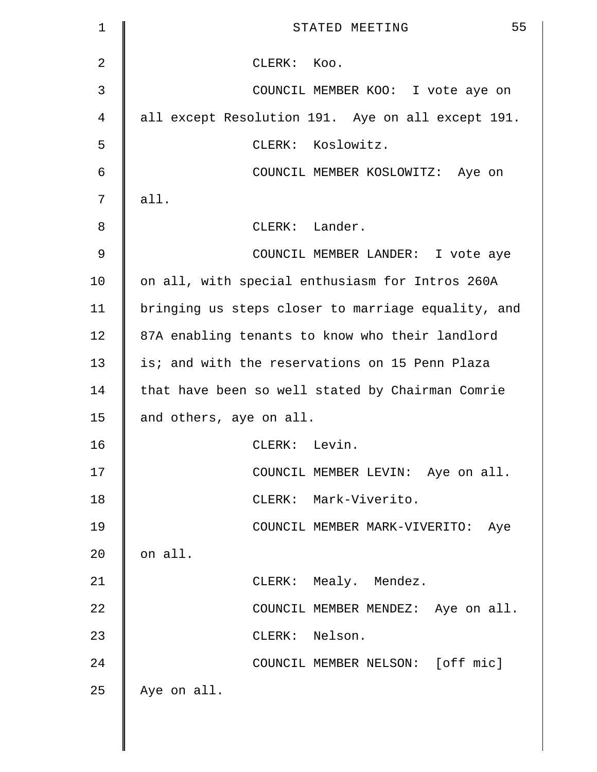CLERK: Koo.

COUNCIL MEMBER KOO: I vote aye on all except Resolution 191. Aye on all except 191.

CLERK: Koslowitz.

COUNCIL MEMBER KOSLOWITZ: Aye on all.

CLERK: Lander.

COUNCIL MEMBER LANDER: I vote aye on all, with special enthusiasm for Intros 260A bringing us steps closer to marriage equality, and 87A enabling tenants to know who their landlord is; and with the reservations on 15 Penn Plaza that have been so well stated by Chairman Comrie and others, aye on all.

CLERK: Levin.

COUNCIL MEMBER LEVIN: Aye on all.

CLERK: Mark-Viverito.

COUNCIL MEMBER MARK-VIVERITO: Aye on all.

CLERK: Mealy. Mendez.

COUNCIL MEMBER MENDEZ: Aye on all.

CLERK: Nelson.

COUNCIL MEMBER NELSON: [off mic] Aye on all.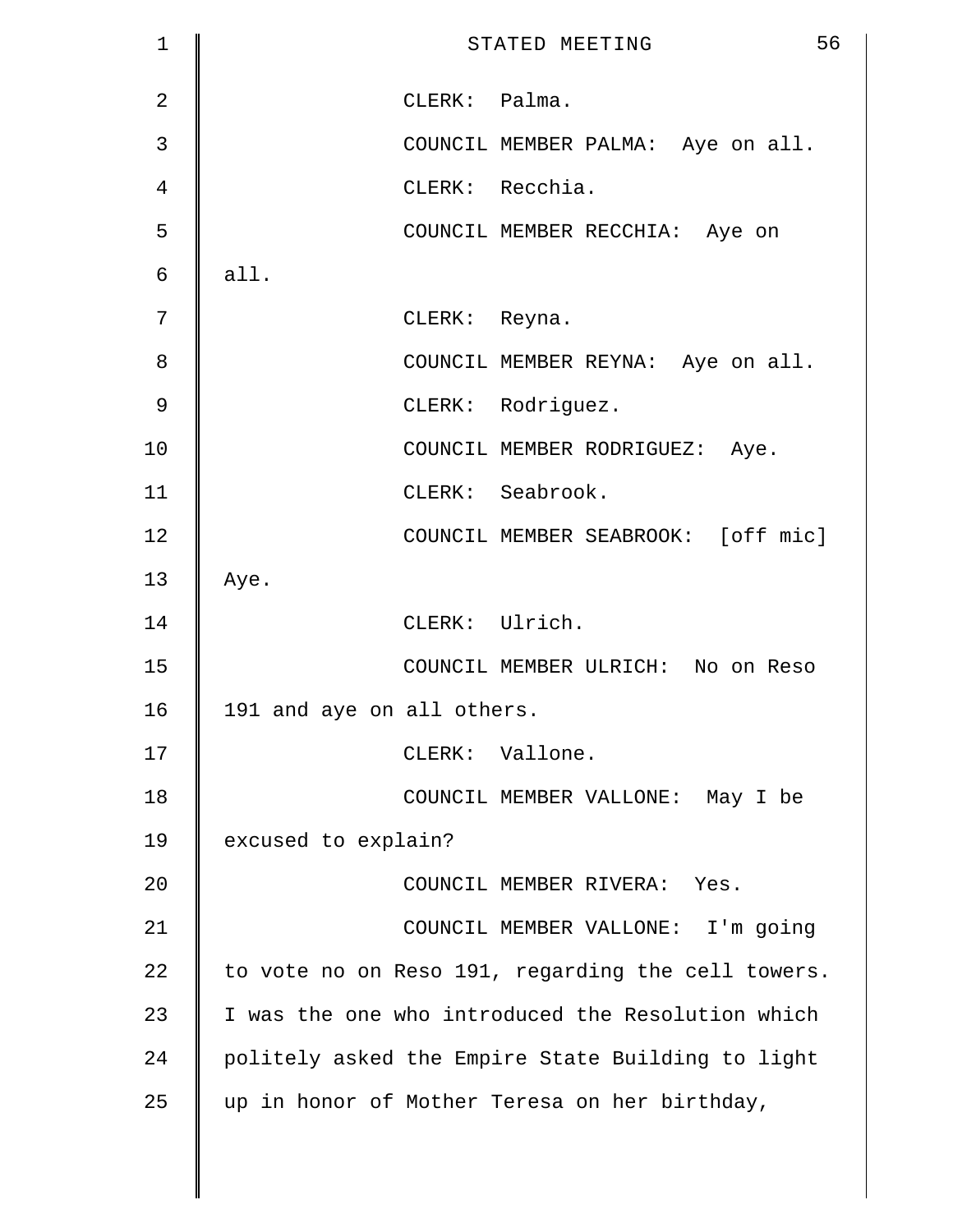CLERK: Palma.

COUNCIL MEMBER PALMA: Aye on all.

CLERK: Recchia.

COUNCIL MEMBER RECCHIA: Aye on all.

CLERK: Reyna.

COUNCIL MEMBER REYNA: Aye on all.

CLERK: Rodriguez.

COUNCIL MEMBER RODRIGUEZ: Aye.

CLERK: Seabrook.

COUNCIL MEMBER SEABROOK: [off mic] Aye.

CLERK: Ulrich.

COUNCIL MEMBER ULRICH: No on Reso 191 and aye on all others.

CLERK: Vallone.

COUNCIL MEMBER VALLONE: May I be excused to explain?

COUNCIL MEMBER RIVERA: Yes.

COUNCIL MEMBER VALLONE: I'm going to vote no on Reso 191, regarding the cell towers. I was the one who introduced the Resolution which politely asked the Empire State Building to light up in honor of Mother Teresa on her birthday,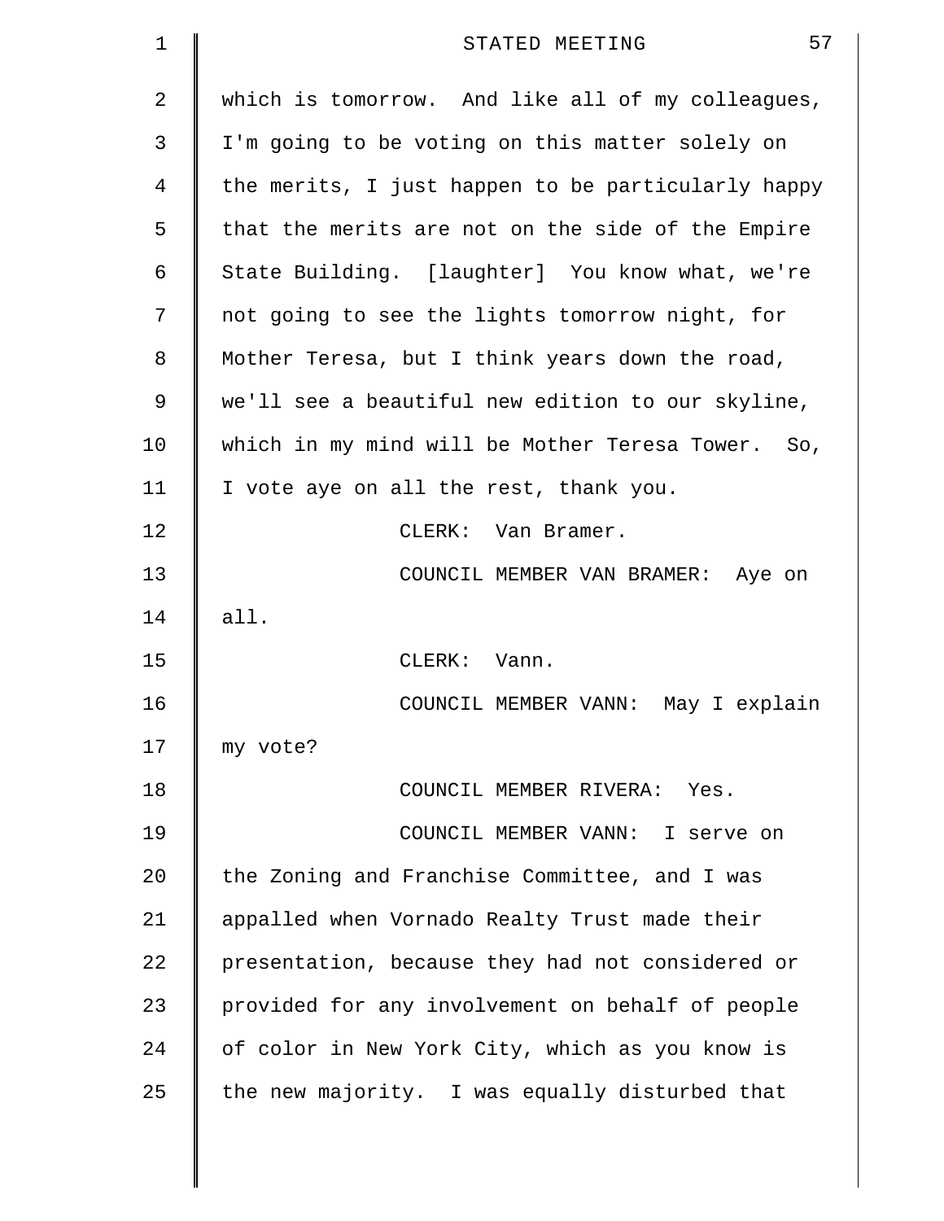which is tomorrow. And like all of my colleagues, I'm going to be voting on this matter solely on the merits, I just happen to be particularly happy that the merits are not on the side of the Empire State Building. [laughter] You know what, we're not going to see the lights tomorrow night, for Mother Teresa, but I think years down the road, we'll see a beautiful new edition to our skyline, which in my mind will be Mother Teresa Tower. So, I vote aye on all the rest, thank you.

CLERK: Van Bramer.

COUNCIL MEMBER VAN BRAMER: Aye on all.

CLERK: Vann.

COUNCIL MEMBER VANN: May I explain my vote?

COUNCIL MEMBER RIVERA: Yes.

COUNCIL MEMBER VANN: I serve on the Zoning and Franchise Committee, and I was appalled when Vornado Realty Trust made their presentation, because they had not considered or provided for any involvement on behalf of people of color in New York City, which as you know is the new majority. I was equally disturbed that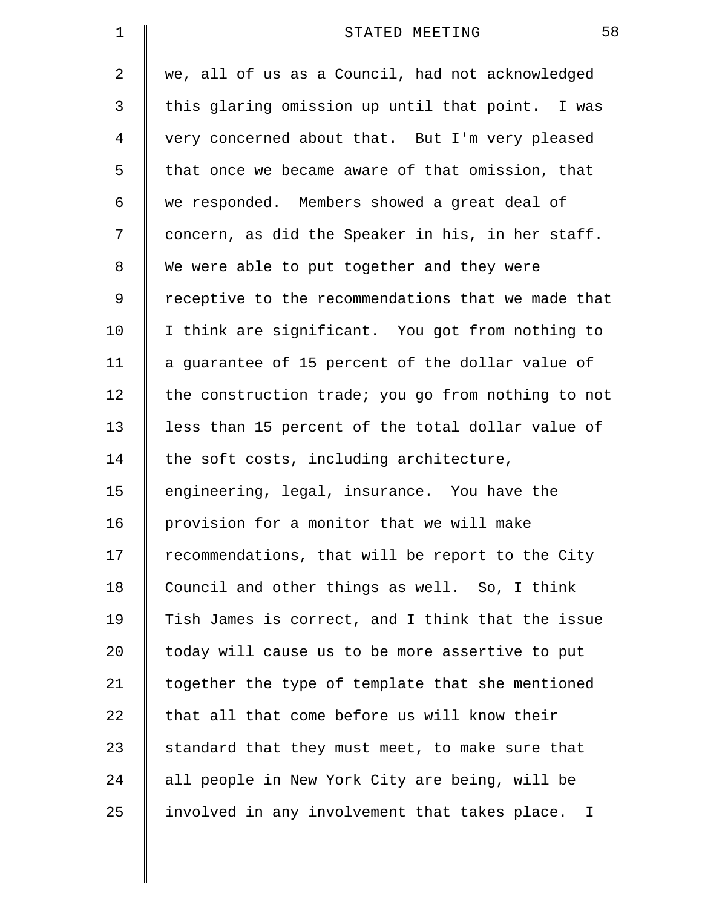we, all of us as a Council, had not acknowledged this glaring omission up until that point. I was very concerned about that. But I'm very pleased that once we became aware of that omission, that we responded. Members showed a great deal of concern, as did the Speaker in his, in her staff. We were able to put together and they were receptive to the recommendations that we made that I think are significant. You got from nothing to a guarantee of 15 percent of the dollar value of the construction trade; you go from nothing to not less than 15 percent of the total dollar value of the soft costs, including architecture, engineering, legal, insurance. You have the provision for a monitor that we will make recommendations, that will be report to the City Council and other things as well. So, I think Tish James is correct, and I think that the issue today will cause us to be more assertive to put together the type of template that she mentioned that all that come before us will know their standard that they must meet, to make sure that all people in New York City are being, will be involved in any involvement that takes place. I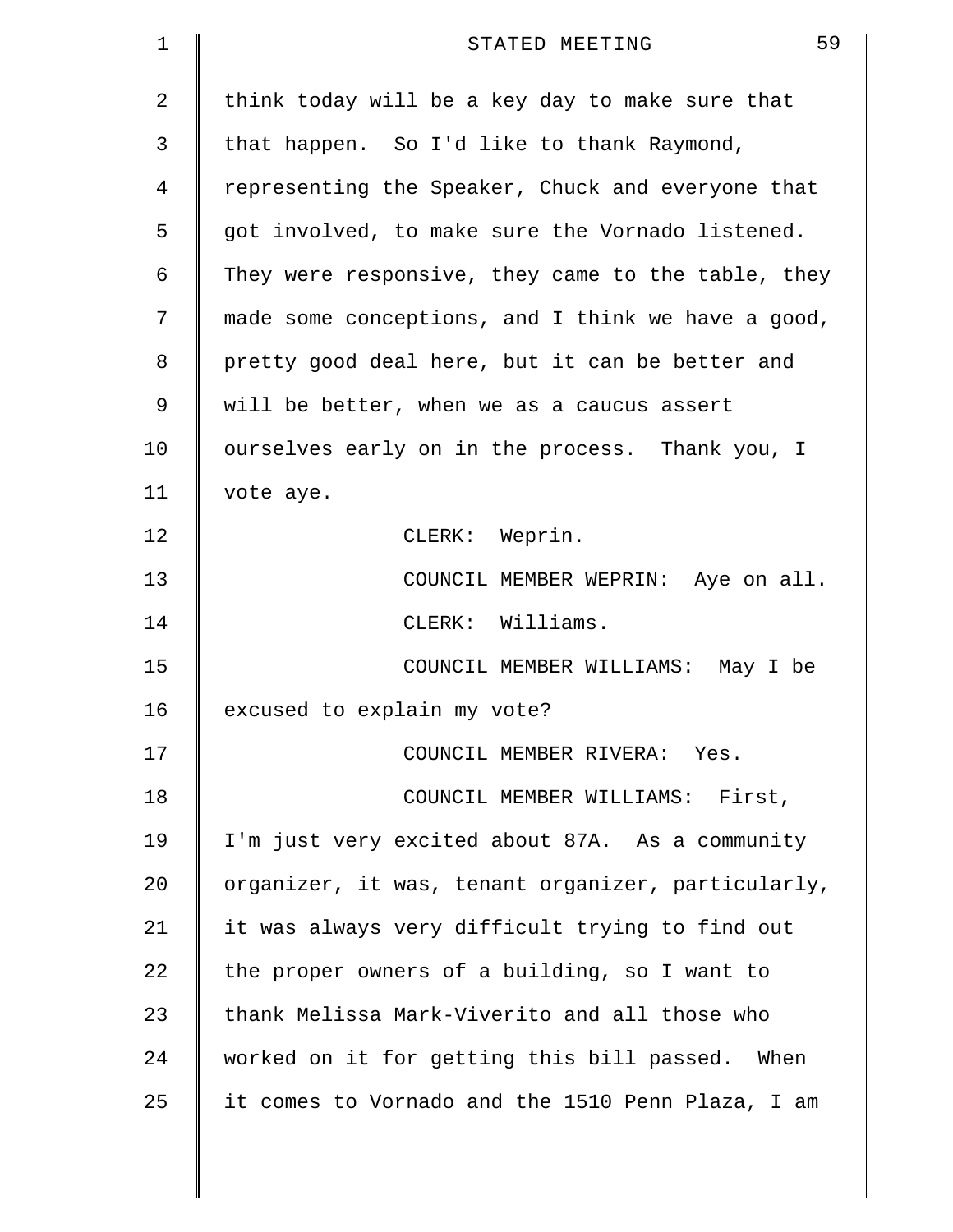think today will be a key day to make sure that that happen. So I'd like to thank Raymond, representing the Speaker, Chuck and everyone that got involved, to make sure the Vornado listened. They were responsive, they came to the table, they made some conceptions, and I think we have a good, pretty good deal here, but it can be better and will be better, when we as a caucus assert ourselves early on in the process. Thank you, I vote aye.

CLERK: Weprin.

COUNCIL MEMBER WEPRIN: Aye on all.

CLERK: Williams.

COUNCIL MEMBER WILLIAMS: May I be excused to explain my vote?

COUNCIL MEMBER RIVERA: Yes.

COUNCIL MEMBER WILLIAMS: First, I'm just very excited about 87A. As a community organizer, it was, tenant organizer, particularly, it was always very difficult trying to find out the proper owners of a building, so I want to thank Melissa Mark-Viverito and all those who worked on it for getting this bill passed. When it comes to Vornado and the 1510 Penn Plaza, I am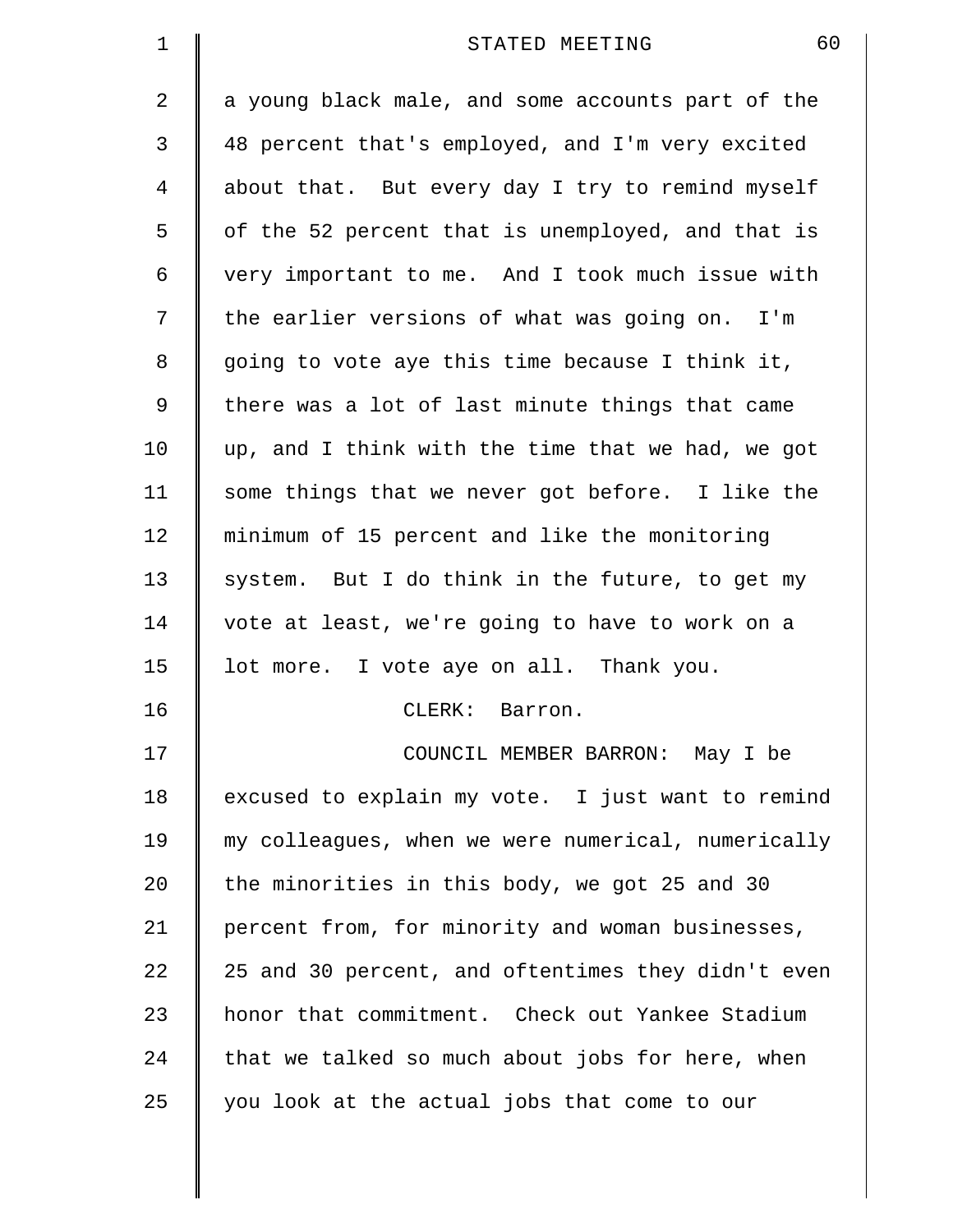a young black male, and some accounts part of the 48 percent that's employed, and I'm very excited about that. But every day I try to remind myself of the 52 percent that is unemployed, and that is very important to me. And I took much issue with the earlier versions of what was going on. I'm going to vote aye this time because I think it, there was a lot of last minute things that came up, and I think with the time that we had, we got some things that we never got before. I like the minimum of 15 percent and like the monitoring system. But I do think in the future, to get my vote at least, we're going to have to work on a lot more. I vote aye on all. Thank you.

CLERK: Barron.

COUNCIL MEMBER BARRON: May I be excused to explain my vote. I just want to remind my colleagues, when we were numerical, numerically the minorities in this body, we got 25 and 30 percent from, for minority and woman businesses, 25 and 30 percent, and oftentimes they didn't even honor that commitment. Check out Yankee Stadium that we talked so much about jobs for here, when you look at the actual jobs that come to our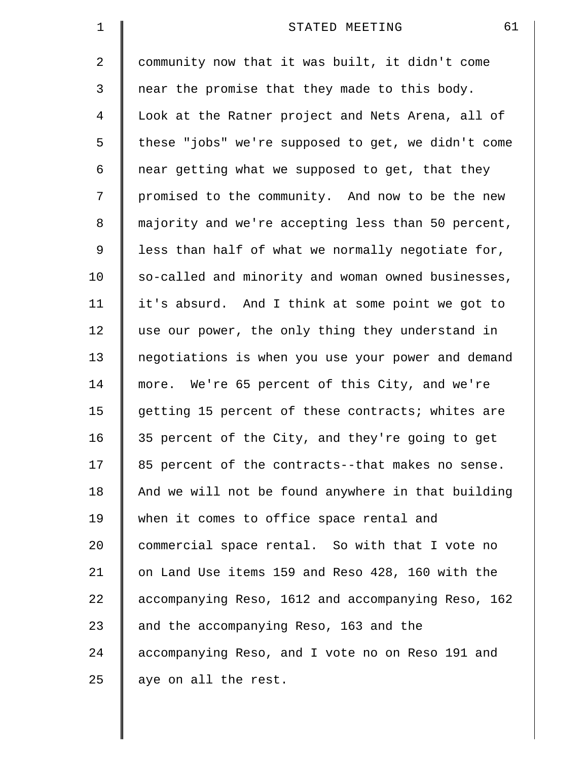community now that it was built, it didn't come near the promise that they made to this body. Look at the Ratner project and Nets Arena, all of these "jobs" we're supposed to get, we didn't come near getting what we supposed to get, that they promised to the community. And now to be the new majority and we're accepting less than 50 percent, less than half of what we normally negotiate for, so-called and minority and woman owned businesses, it's absurd. And I think at some point we got to use our power, the only thing they understand in negotiations is when you use your power and demand more. We're 65 percent of this City, and we're getting 15 percent of these contracts; whites are 35 percent of the City, and they're going to get 85 percent of the contracts--that makes no sense. And we will not be found anywhere in that building when it comes to office space rental and commercial space rental. So with that I vote no on Land Use items 159 and Reso 428, 160 with the accompanying Reso, 1612 and accompanying Reso, 162 and the accompanying Reso, 163 and the accompanying Reso, and I vote no on Reso 191 and aye on all the rest.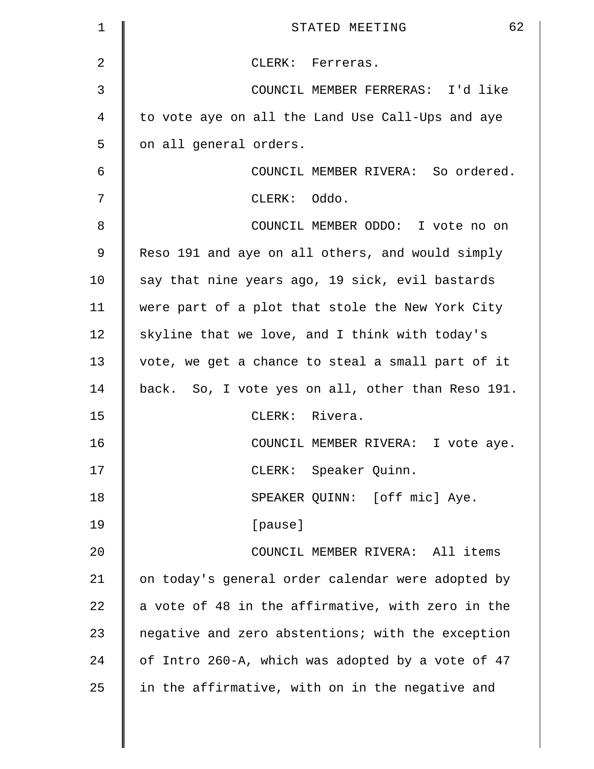CLERK: Ferreras.

COUNCIL MEMBER FERRERAS: I'd like to vote aye on all the Land Use Call-Ups and aye on all general orders.

COUNCIL MEMBER RIVERA: So ordered.

CLERK: Oddo.

COUNCIL MEMBER ODDO: I vote no on Reso 191 and aye on all others, and would simply say that nine years ago, 19 sick, evil bastards were part of a plot that stole the New York City skyline that we love, and I think with today's vote, we get a chance to steal a small part of it back. So, I vote yes on all, other than Reso 191.

CLERK: Rivera.

COUNCIL MEMBER RIVERA: I vote aye.

CLERK: Speaker Quinn.

SPEAKER QUINN: [off mic] Aye.

[pause]

COUNCIL MEMBER RIVERA: All items on today's general order calendar were adopted by a vote of 48 in the affirmative, with zero in the negative and zero abstentions; with the exception of Intro 260-A, which was adopted by a vote of 47 in the affirmative, with on in the negative and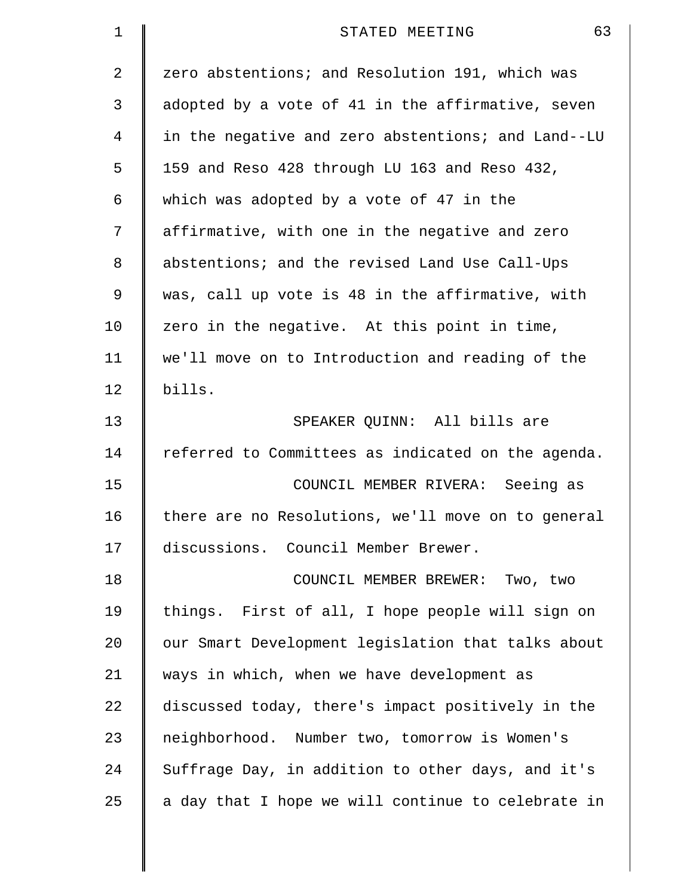zero abstentions; and Resolution 191, which was adopted by a vote of 41 in the affirmative, seven in the negative and zero abstentions; and Land--LU 159 and Reso 428 through LU 163 and Reso 432, which was adopted by a vote of 47 in the affirmative, with one in the negative and zero abstentions; and the revised Land Use Call-Ups was, call up vote is 48 in the affirmative, with zero in the negative. At this point in time, we'll move on to Introduction and reading of the bills.

SPEAKER QUINN: All bills are referred to Committees as indicated on the agenda.

COUNCIL MEMBER RIVERA: Seeing as there are no Resolutions, we'll move on to general discussions. Council Member Brewer.

COUNCIL MEMBER BREWER: Two, two things. First of all, I hope people will sign on our Smart Development legislation that talks about ways in which, when we have development as discussed today, there's impact positively in the neighborhood. Number two, tomorrow is Women's Suffrage Day, in addition to other days, and it's a day that I hope we will continue to celebrate in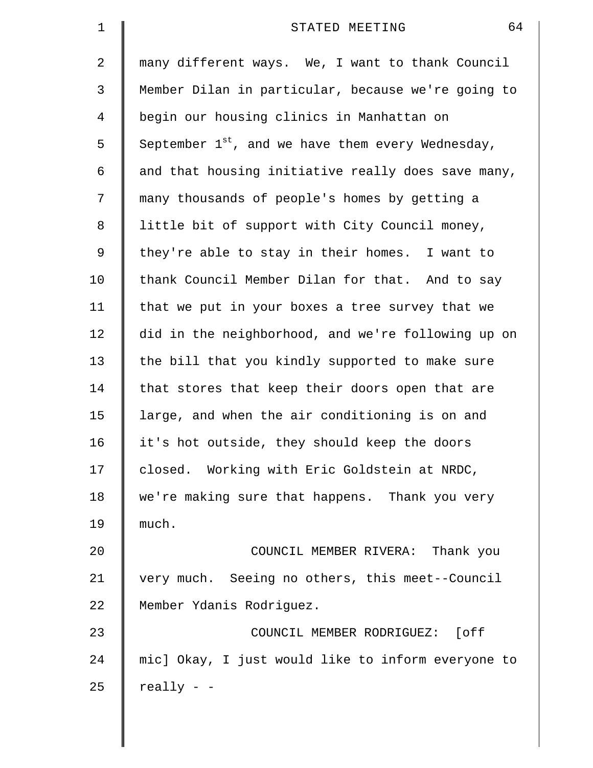many different ways. We, I want to thank Council Member Dilan in particular, because we're going to begin our housing clinics in Manhattan on September 1st, and we have them every Wednesday, and that housing initiative really does save many, many thousands of people's homes by getting a little bit of support with City Council money, they're able to stay in their homes. I want to thank Council Member Dilan for that. And to say that we put in your boxes a tree survey that we did in the neighborhood, and we're following up on the bill that you kindly supported to make sure that stores that keep their doors open that are large, and when the air conditioning is on and it's hot outside, they should keep the doors closed. Working with Eric Goldstein at NRDC, we're making sure that happens. Thank you very much.

COUNCIL MEMBER RIVERA: Thank you very much. Seeing no others, this meet--Council Member Ydanis Rodriguez.

COUNCIL MEMBER RODRIGUEZ: [off mic] Okay, I just would like to inform everyone to really - -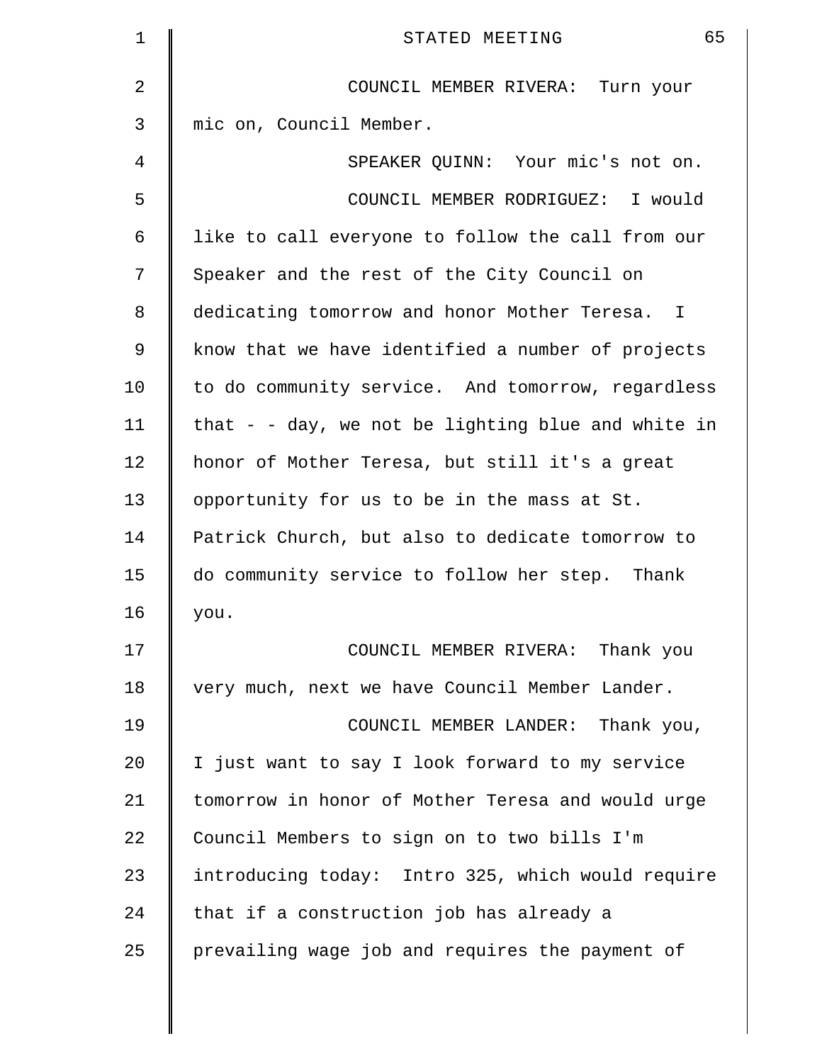COUNCIL MEMBER RIVERA: Turn your mic on, Council Member.

SPEAKER QUINN: Your mic's not on.

COUNCIL MEMBER RODRIGUEZ: I would like to call everyone to follow the call from our Speaker and the rest of the City Council on dedicating tomorrow and honor Mother Teresa. I know that we have identified a number of projects to do community service. And tomorrow, regardless that - - day, we not be lighting blue and white in honor of Mother Teresa, but still it's a great opportunity for us to be in the mass at St. Patrick Church, but also to dedicate tomorrow to do community service to follow her step. Thank you.

COUNCIL MEMBER RIVERA: Thank you very much, next we have Council Member Lander.

COUNCIL MEMBER LANDER: Thank you, I just want to say I look forward to my service tomorrow in honor of Mother Teresa and would urge Council Members to sign on to two bills I'm introducing today: Intro 325, which would require that if a construction job has already a prevailing wage job and requires the payment of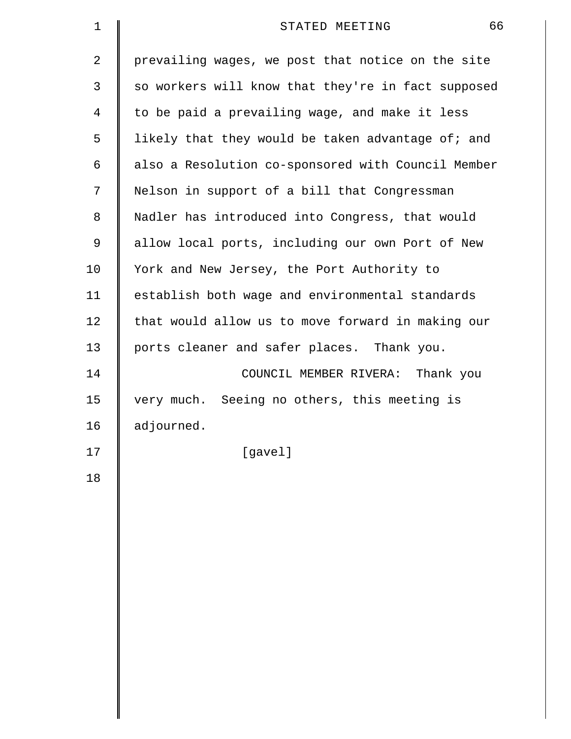prevailing wages, we post that notice on the site so workers will know that they're in fact supposed to be paid a prevailing wage, and make it less likely that they would be taken advantage of; and also a Resolution co-sponsored with Council Member Nelson in support of a bill that Congressman Nadler has introduced into Congress, that would allow local ports, including our own Port of New York and New Jersey, the Port Authority to establish both wage and environmental standards that would allow us to move forward in making our ports cleaner and safer places. Thank you.

COUNCIL MEMBER RIVERA: Thank you very much. Seeing no others, this meeting is adjourned.

[gavel]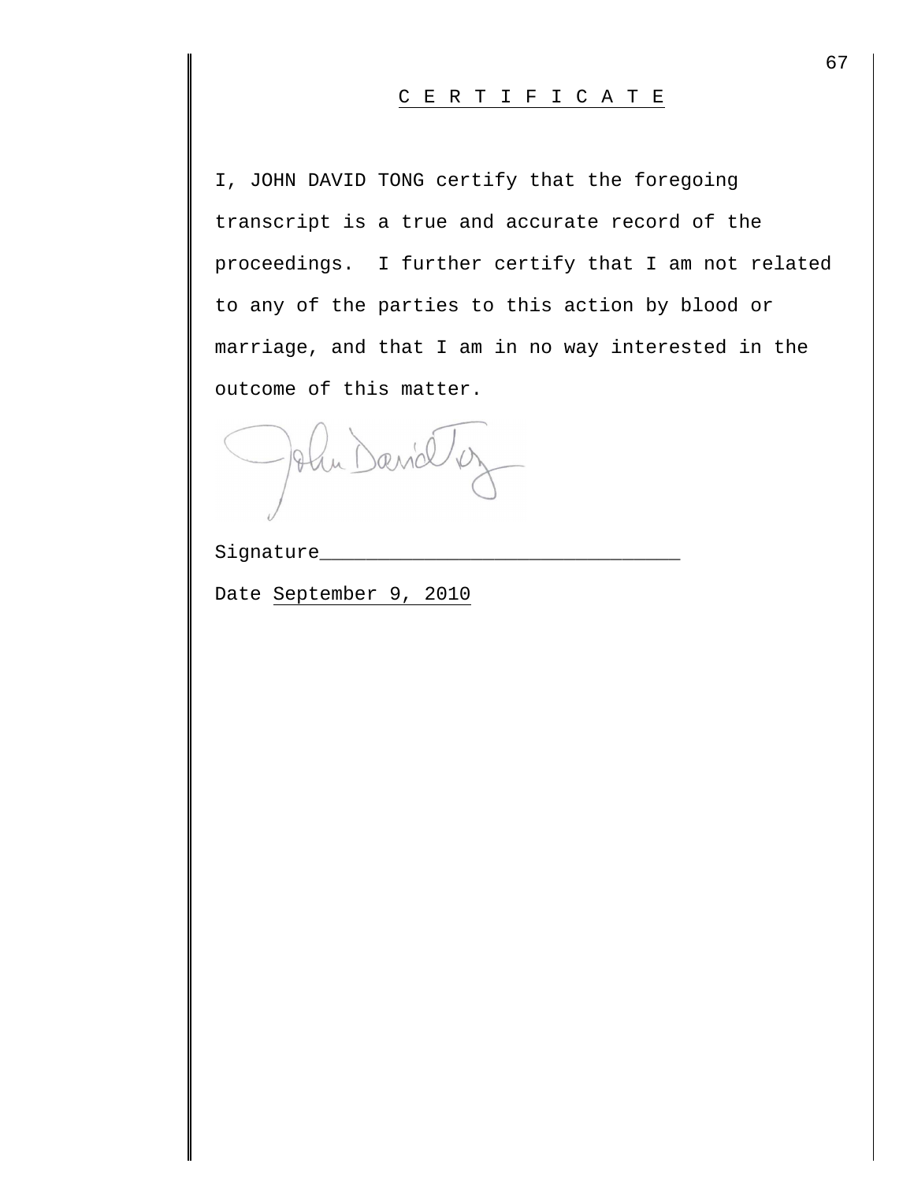# C E R T I F I C A T E

I, JOHN DAVID TONG certify that the foregoing transcript is a true and accurate record of the proceedings. I further certify that I am not related to any of the parties to this action by blood or marriage, and that I am in no way interested in the outcome of this matter.

Signature_______________________________

Date September 9, 2010